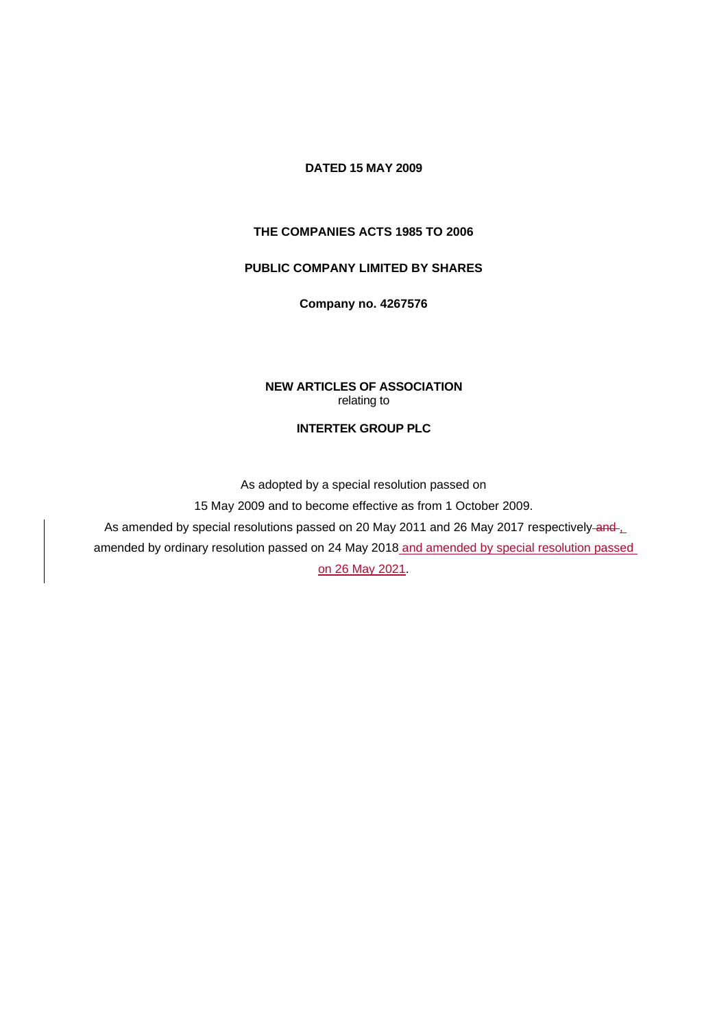**DATED 15 MAY 2009**

**THE COMPANIES ACTS 1985 TO 2006**

**PUBLIC COMPANY LIMITED BY SHARES**

**Company no. 4267576**

**NEW ARTICLES OF ASSOCIATION**
relating to

**INTERTEK GROUP PLC**

As adopted by a special resolution passed on
15 May 2009 and to become effective as from 1 October 2009.
As amended by special resolutions passed on 20 May 2011 and 26 May 2017 respectively ~~and~~ , amended by ordinary resolution passed on 24 May 2018 and amended by special resolution passed on 26 May 2021.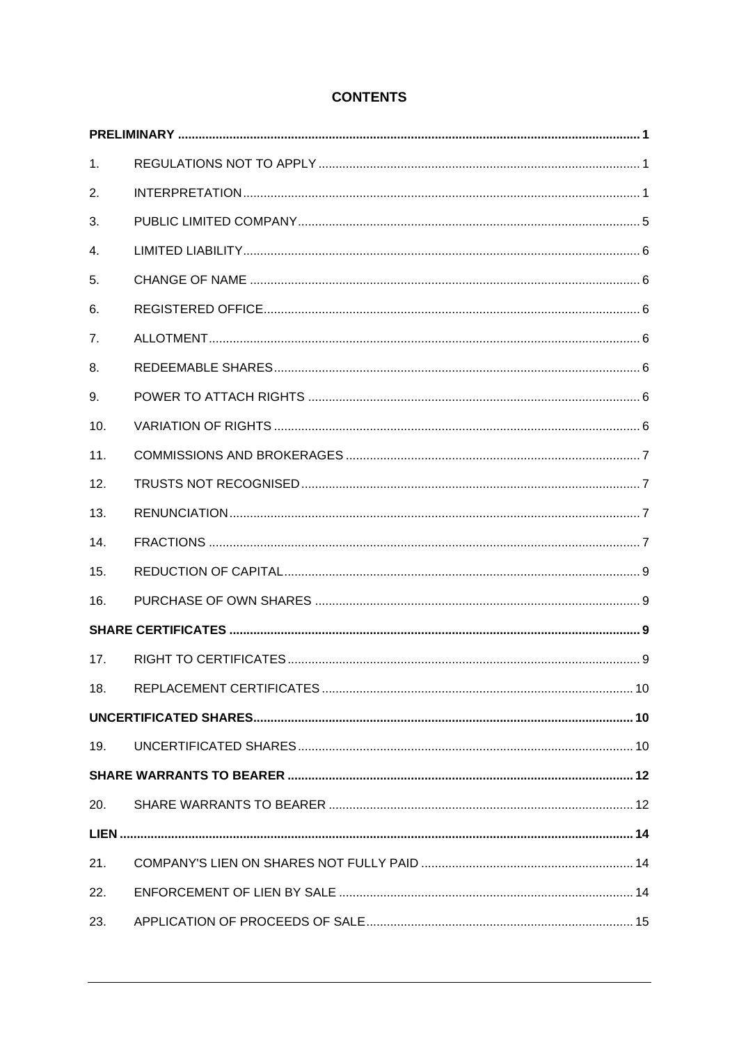# CONTENTS

| | | |
|---|---|---|
| **PRELIMINARY** | | **1** |
| 1. | REGULATIONS NOT TO APPLY | 1 |
| 2. | INTERPRETATION | 1 |
| 3. | PUBLIC LIMITED COMPANY | 5 |
| 4. | LIMITED LIABILITY | 6 |
| 5. | CHANGE OF NAME | 6 |
| 6. | REGISTERED OFFICE | 6 |
| 7. | ALLOTMENT | 6 |
| 8. | REDEEMABLE SHARES | 6 |
| 9. | POWER TO ATTACH RIGHTS | 6 |
| 10. | VARIATION OF RIGHTS | 6 |
| 11. | COMMISSIONS AND BROKERAGES | 7 |
| 12. | TRUSTS NOT RECOGNISED | 7 |
| 13. | RENUNCIATION | 7 |
| 14. | FRACTIONS | 7 |
| 15. | REDUCTION OF CAPITAL | 9 |
| 16. | PURCHASE OF OWN SHARES | 9 |
| **SHARE CERTIFICATES** | | **9** |
| 17. | RIGHT TO CERTIFICATES | 9 |
| 18. | REPLACEMENT CERTIFICATES | 10 |
| **UNCERTIFICATED SHARES** | | **10** |
| 19. | UNCERTIFICATED SHARES | 10 |
| **SHARE WARRANTS TO BEARER** | | **12** |
| 20. | SHARE WARRANTS TO BEARER | 12 |
| **LIEN** | | **14** |
| 21. | COMPANY'S LIEN ON SHARES NOT FULLY PAID | 14 |
| 22. | ENFORCEMENT OF LIEN BY SALE | 14 |
| 23. | APPLICATION OF PROCEEDS OF SALE | 15 |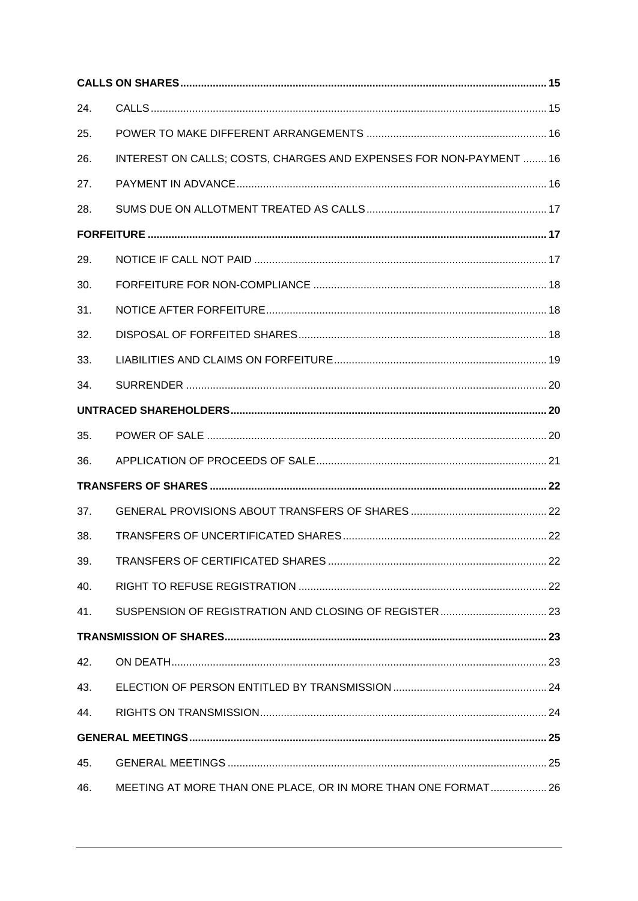| | | |
|---|---|---|
| **CALLS ON SHARES** | | **15** |
| 24. | CALLS | 15 |
| 25. | POWER TO MAKE DIFFERENT ARRANGEMENTS | 16 |
| 26. | INTEREST ON CALLS; COSTS, CHARGES AND EXPENSES FOR NON-PAYMENT | 16 |
| 27. | PAYMENT IN ADVANCE | 16 |
| 28. | SUMS DUE ON ALLOTMENT TREATED AS CALLS | 17 |
| **FORFEITURE** | | **17** |
| 29. | NOTICE IF CALL NOT PAID | 17 |
| 30. | FORFEITURE FOR NON-COMPLIANCE | 18 |
| 31. | NOTICE AFTER FORFEITURE | 18 |
| 32. | DISPOSAL OF FORFEITED SHARES | 18 |
| 33. | LIABILITIES AND CLAIMS ON FORFEITURE | 19 |
| 34. | SURRENDER | 20 |
| **UNTRACED SHAREHOLDERS** | | **20** |
| 35. | POWER OF SALE | 20 |
| 36. | APPLICATION OF PROCEEDS OF SALE | 21 |
| **TRANSFERS OF SHARES** | | **22** |
| 37. | GENERAL PROVISIONS ABOUT TRANSFERS OF SHARES | 22 |
| 38. | TRANSFERS OF UNCERTIFICATED SHARES | 22 |
| 39. | TRANSFERS OF CERTIFICATED SHARES | 22 |
| 40. | RIGHT TO REFUSE REGISTRATION | 22 |
| 41. | SUSPENSION OF REGISTRATION AND CLOSING OF REGISTER | 23 |
| **TRANSMISSION OF SHARES** | | **23** |
| 42. | ON DEATH | 23 |
| 43. | ELECTION OF PERSON ENTITLED BY TRANSMISSION | 24 |
| 44. | RIGHTS ON TRANSMISSION | 24 |
| **GENERAL MEETINGS** | | **25** |
| 45. | GENERAL MEETINGS | 25 |
| 46. | MEETING AT MORE THAN ONE PLACE, OR IN MORE THAN ONE FORMAT | 26 |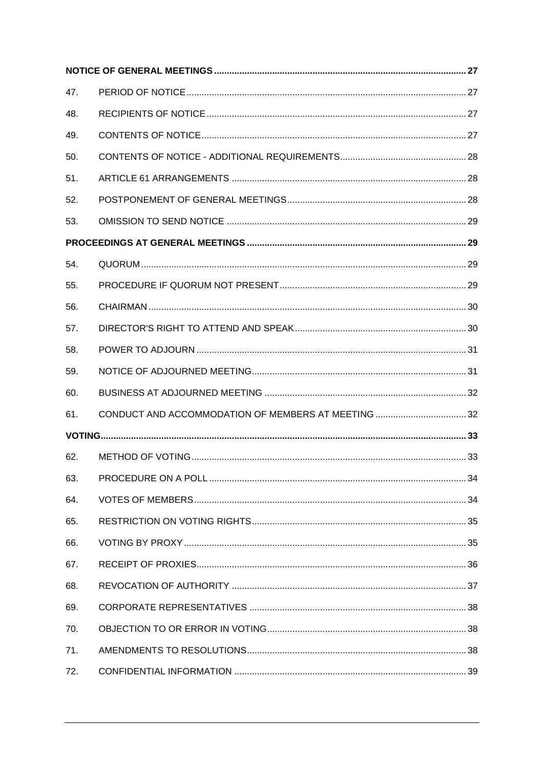| | | |
|---|---|---|
| **NOTICE OF GENERAL MEETINGS** | | **27** |
| 47. | PERIOD OF NOTICE | 27 |
| 48. | RECIPIENTS OF NOTICE | 27 |
| 49. | CONTENTS OF NOTICE | 27 |
| 50. | CONTENTS OF NOTICE - ADDITIONAL REQUIREMENTS | 28 |
| 51. | ARTICLE 61 ARRANGEMENTS | 28 |
| 52. | POSTPONEMENT OF GENERAL MEETINGS | 28 |
| 53. | OMISSION TO SEND NOTICE | 29 |
| **PROCEEDINGS AT GENERAL MEETINGS** | | **29** |
| 54. | QUORUM | 29 |
| 55. | PROCEDURE IF QUORUM NOT PRESENT | 29 |
| 56. | CHAIRMAN | 30 |
| 57. | DIRECTOR'S RIGHT TO ATTEND AND SPEAK | 30 |
| 58. | POWER TO ADJOURN | 31 |
| 59. | NOTICE OF ADJOURNED MEETING | 31 |
| 60. | BUSINESS AT ADJOURNED MEETING | 32 |
| 61. | CONDUCT AND ACCOMMODATION OF MEMBERS AT MEETING | 32 |
| **VOTING** | | **33** |
| 62. | METHOD OF VOTING | 33 |
| 63. | PROCEDURE ON A POLL | 34 |
| 64. | VOTES OF MEMBERS | 34 |
| 65. | RESTRICTION ON VOTING RIGHTS | 35 |
| 66. | VOTING BY PROXY | 35 |
| 67. | RECEIPT OF PROXIES | 36 |
| 68. | REVOCATION OF AUTHORITY | 37 |
| 69. | CORPORATE REPRESENTATIVES | 38 |
| 70. | OBJECTION TO OR ERROR IN VOTING | 38 |
| 71. | AMENDMENTS TO RESOLUTIONS | 38 |
| 72. | CONFIDENTIAL INFORMATION | 39 |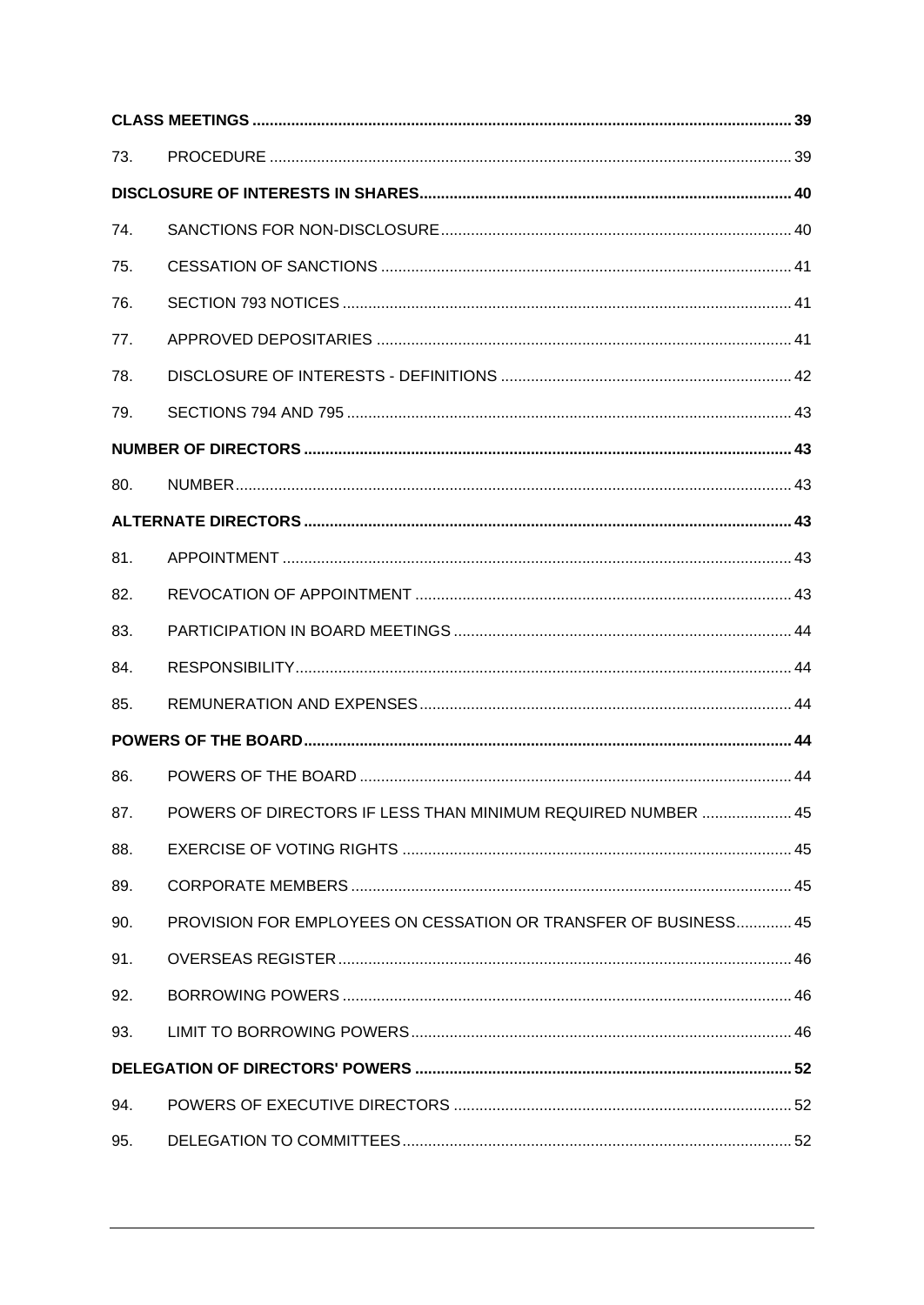| | | |
|---|---|---|
| **CLASS MEETINGS** | | **39** |
| 73. | PROCEDURE | 39 |
| **DISCLOSURE OF INTERESTS IN SHARES** | | **40** |
| 74. | SANCTIONS FOR NON-DISCLOSURE | 40 |
| 75. | CESSATION OF SANCTIONS | 41 |
| 76. | SECTION 793 NOTICES | 41 |
| 77. | APPROVED DEPOSITARIES | 41 |
| 78. | DISCLOSURE OF INTERESTS - DEFINITIONS | 42 |
| 79. | SECTIONS 794 AND 795 | 43 |
| **NUMBER OF DIRECTORS** | | **43** |
| 80. | NUMBER | 43 |
| **ALTERNATE DIRECTORS** | | **43** |
| 81. | APPOINTMENT | 43 |
| 82. | REVOCATION OF APPOINTMENT | 43 |
| 83. | PARTICIPATION IN BOARD MEETINGS | 44 |
| 84. | RESPONSIBILITY | 44 |
| 85. | REMUNERATION AND EXPENSES | 44 |
| **POWERS OF THE BOARD** | | **44** |
| 86. | POWERS OF THE BOARD | 44 |
| 87. | POWERS OF DIRECTORS IF LESS THAN MINIMUM REQUIRED NUMBER | 45 |
| 88. | EXERCISE OF VOTING RIGHTS | 45 |
| 89. | CORPORATE MEMBERS | 45 |
| 90. | PROVISION FOR EMPLOYEES ON CESSATION OR TRANSFER OF BUSINESS | 45 |
| 91. | OVERSEAS REGISTER | 46 |
| 92. | BORROWING POWERS | 46 |
| 93. | LIMIT TO BORROWING POWERS | 46 |
| **DELEGATION OF DIRECTORS' POWERS** | | **52** |
| 94. | POWERS OF EXECUTIVE DIRECTORS | 52 |
| 95. | DELEGATION TO COMMITTEES | 52 |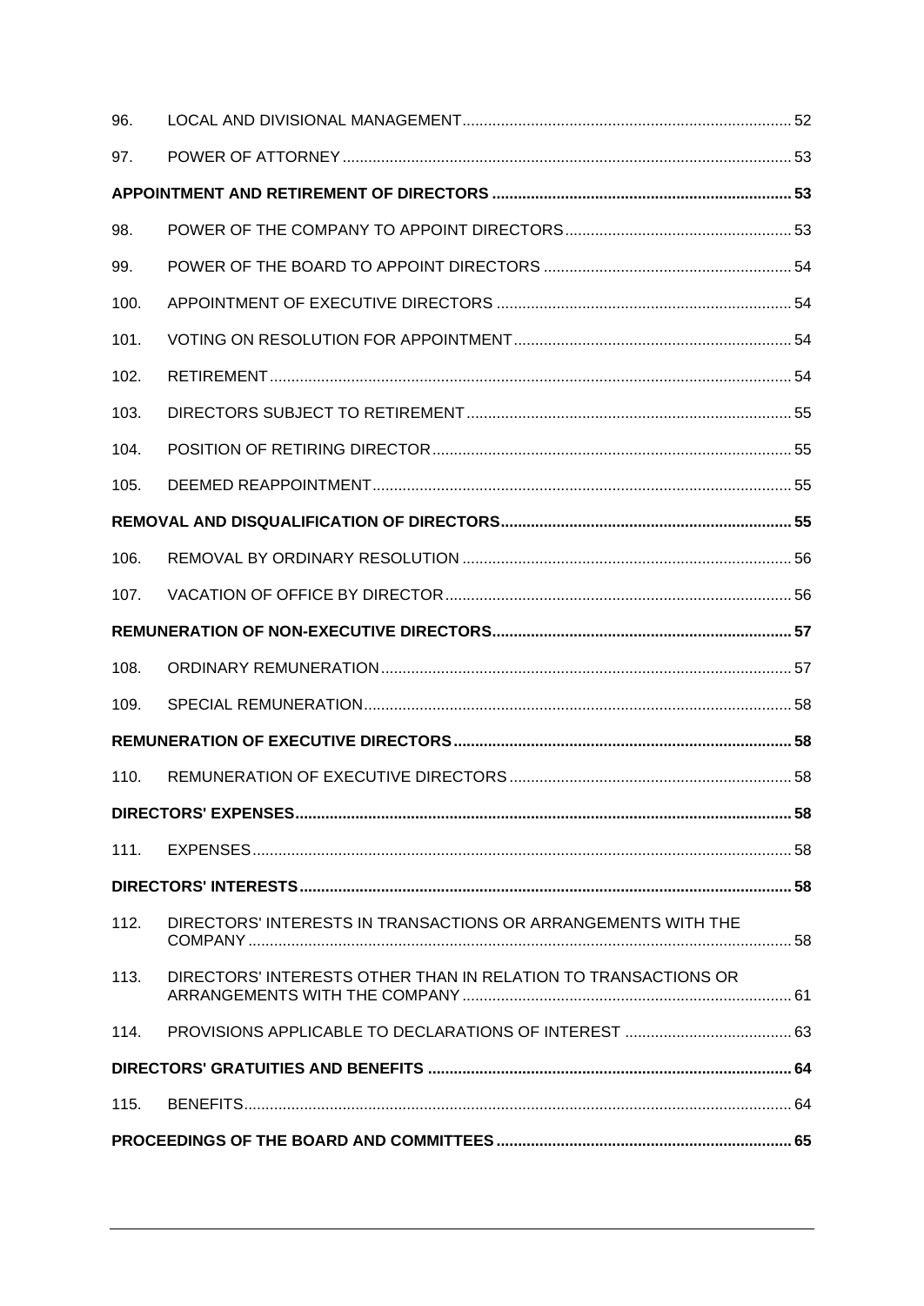| | | |
|---|---|---|
| 96. | LOCAL AND DIVISIONAL MANAGEMENT | 52 |
| 97. | POWER OF ATTORNEY | 53 |
| **APPOINTMENT AND RETIREMENT OF DIRECTORS** | | **53** |
| 98. | POWER OF THE COMPANY TO APPOINT DIRECTORS | 53 |
| 99. | POWER OF THE BOARD TO APPOINT DIRECTORS | 54 |
| 100. | APPOINTMENT OF EXECUTIVE DIRECTORS | 54 |
| 101. | VOTING ON RESOLUTION FOR APPOINTMENT | 54 |
| 102. | RETIREMENT | 54 |
| 103. | DIRECTORS SUBJECT TO RETIREMENT | 55 |
| 104. | POSITION OF RETIRING DIRECTOR | 55 |
| 105. | DEEMED REAPPOINTMENT | 55 |
| **REMOVAL AND DISQUALIFICATION OF DIRECTORS** | | **55** |
| 106. | REMOVAL BY ORDINARY RESOLUTION | 56 |
| 107. | VACATION OF OFFICE BY DIRECTOR | 56 |
| **REMUNERATION OF NON-EXECUTIVE DIRECTORS** | | **57** |
| 108. | ORDINARY REMUNERATION | 57 |
| 109. | SPECIAL REMUNERATION | 58 |
| **REMUNERATION OF EXECUTIVE DIRECTORS** | | **58** |
| 110. | REMUNERATION OF EXECUTIVE DIRECTORS | 58 |
| **DIRECTORS' EXPENSES** | | **58** |
| 111. | EXPENSES | 58 |
| **DIRECTORS' INTERESTS** | | **58** |
| 112. | DIRECTORS' INTERESTS IN TRANSACTIONS OR ARRANGEMENTS WITH THE COMPANY | 58 |
| 113. | DIRECTORS' INTERESTS OTHER THAN IN RELATION TO TRANSACTIONS OR ARRANGEMENTS WITH THE COMPANY | 61 |
| 114. | PROVISIONS APPLICABLE TO DECLARATIONS OF INTEREST | 63 |
| **DIRECTORS' GRATUITIES AND BENEFITS** | | **64** |
| 115. | BENEFITS | 64 |
| **PROCEEDINGS OF THE BOARD AND COMMITTEES** | | **65** |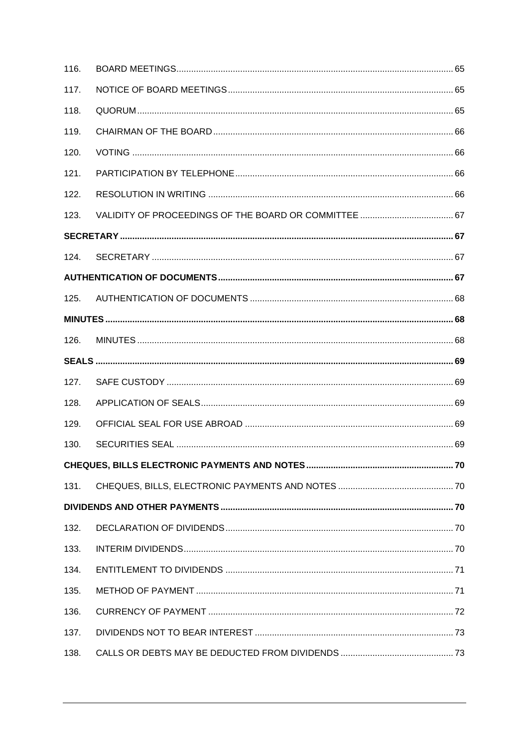| | | |
|---|---|---|
| 116. | BOARD MEETINGS | 65 |
| 117. | NOTICE OF BOARD MEETINGS | 65 |
| 118. | QUORUM | 65 |
| 119. | CHAIRMAN OF THE BOARD | 66 |
| 120. | VOTING | 66 |
| 121. | PARTICIPATION BY TELEPHONE | 66 |
| 122. | RESOLUTION IN WRITING | 66 |
| 123. | VALIDITY OF PROCEEDINGS OF THE BOARD OR COMMITTEE | 67 |
| **SECRETARY** | | **67** |
| 124. | SECRETARY | 67 |
| **AUTHENTICATION OF DOCUMENTS** | | **67** |
| 125. | AUTHENTICATION OF DOCUMENTS | 68 |
| **MINUTES** | | **68** |
| 126. | MINUTES | 68 |
| **SEALS** | | **69** |
| 127. | SAFE CUSTODY | 69 |
| 128. | APPLICATION OF SEALS | 69 |
| 129. | OFFICIAL SEAL FOR USE ABROAD | 69 |
| 130. | SECURITIES SEAL | 69 |
| **CHEQUES, BILLS ELECTRONIC PAYMENTS AND NOTES** | | **70** |
| 131. | CHEQUES, BILLS, ELECTRONIC PAYMENTS AND NOTES | 70 |
| **DIVIDENDS AND OTHER PAYMENTS** | | **70** |
| 132. | DECLARATION OF DIVIDENDS | 70 |
| 133. | INTERIM DIVIDENDS | 70 |
| 134. | ENTITLEMENT TO DIVIDENDS | 71 |
| 135. | METHOD OF PAYMENT | 71 |
| 136. | CURRENCY OF PAYMENT | 72 |
| 137. | DIVIDENDS NOT TO BEAR INTEREST | 73 |
| 138. | CALLS OR DEBTS MAY BE DEDUCTED FROM DIVIDENDS | 73 |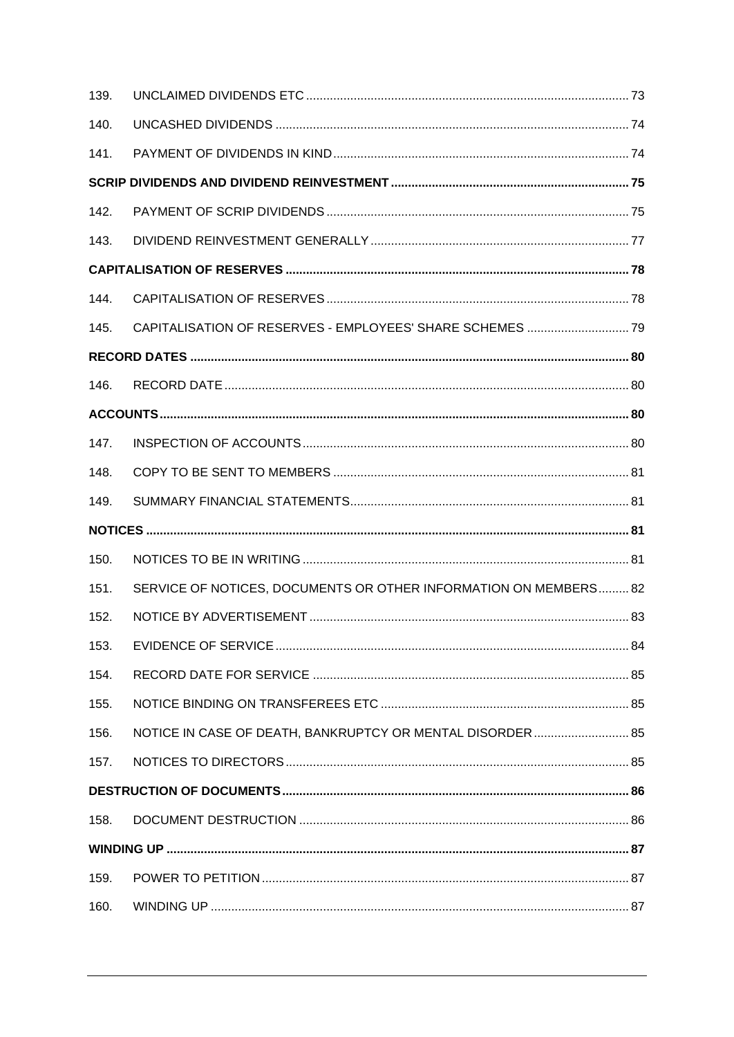| | | |
|---|---|---|
| 139. | UNCLAIMED DIVIDENDS ETC | 73 |
| 140. | UNCASHED DIVIDENDS | 74 |
| 141. | PAYMENT OF DIVIDENDS IN KIND | 74 |
| **SCRIP DIVIDENDS AND DIVIDEND REINVESTMENT** | | **75** |
| 142. | PAYMENT OF SCRIP DIVIDENDS | 75 |
| 143. | DIVIDEND REINVESTMENT GENERALLY | 77 |
| **CAPITALISATION OF RESERVES** | | **78** |
| 144. | CAPITALISATION OF RESERVES | 78 |
| 145. | CAPITALISATION OF RESERVES - EMPLOYEES' SHARE SCHEMES | 79 |
| **RECORD DATES** | | **80** |
| 146. | RECORD DATE | 80 |
| **ACCOUNTS** | | **80** |
| 147. | INSPECTION OF ACCOUNTS | 80 |
| 148. | COPY TO BE SENT TO MEMBERS | 81 |
| 149. | SUMMARY FINANCIAL STATEMENTS | 81 |
| **NOTICES** | | **81** |
| 150. | NOTICES TO BE IN WRITING | 81 |
| 151. | SERVICE OF NOTICES, DOCUMENTS OR OTHER INFORMATION ON MEMBERS | 82 |
| 152. | NOTICE BY ADVERTISEMENT | 83 |
| 153. | EVIDENCE OF SERVICE | 84 |
| 154. | RECORD DATE FOR SERVICE | 85 |
| 155. | NOTICE BINDING ON TRANSFEREES ETC | 85 |
| 156. | NOTICE IN CASE OF DEATH, BANKRUPTCY OR MENTAL DISORDER | 85 |
| 157. | NOTICES TO DIRECTORS | 85 |
| **DESTRUCTION OF DOCUMENTS** | | **86** |
| 158. | DOCUMENT DESTRUCTION | 86 |
| **WINDING UP** | | **87** |
| 159. | POWER TO PETITION | 87 |
| 160. | WINDING UP | 87 |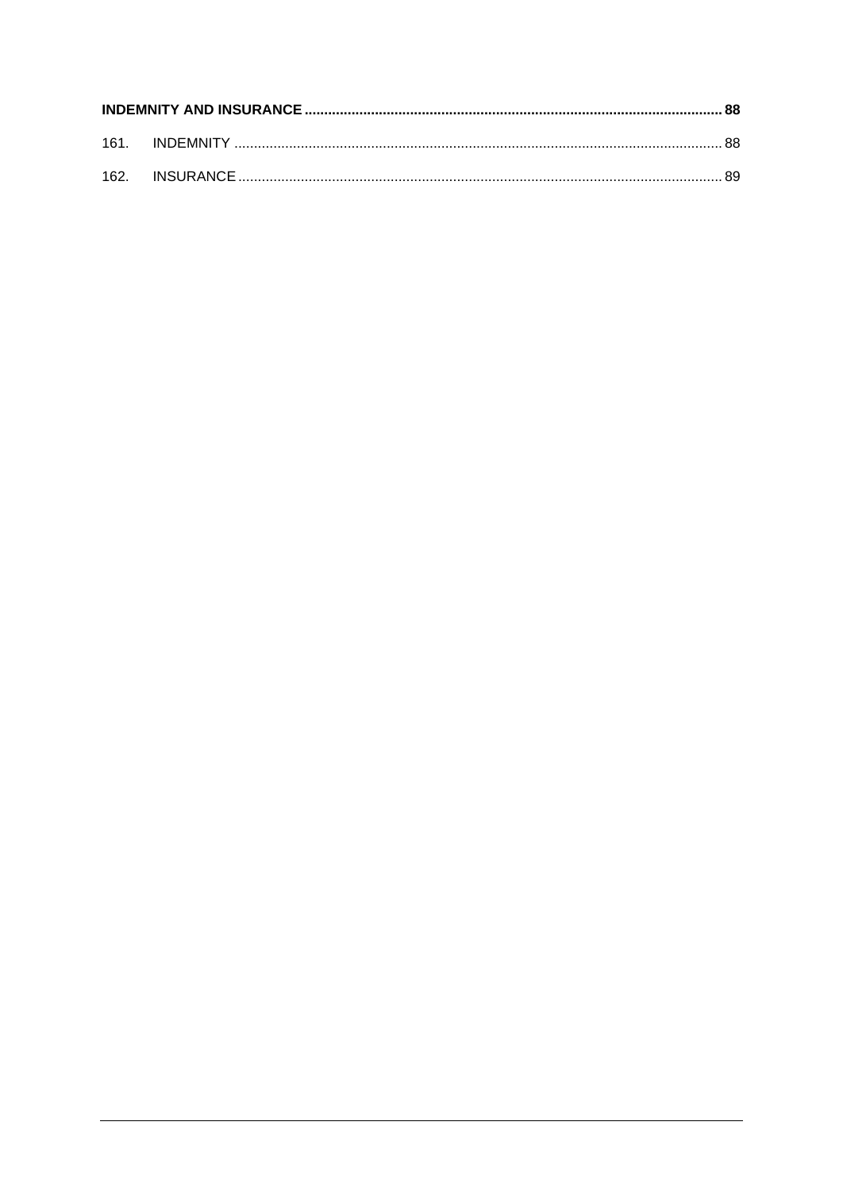**INDEMNITY AND INSURANCE ........................................................................................................ 88**

161. INDEMNITY ........................................................................................................................ 88

162. INSURANCE ........................................................................................................................ 89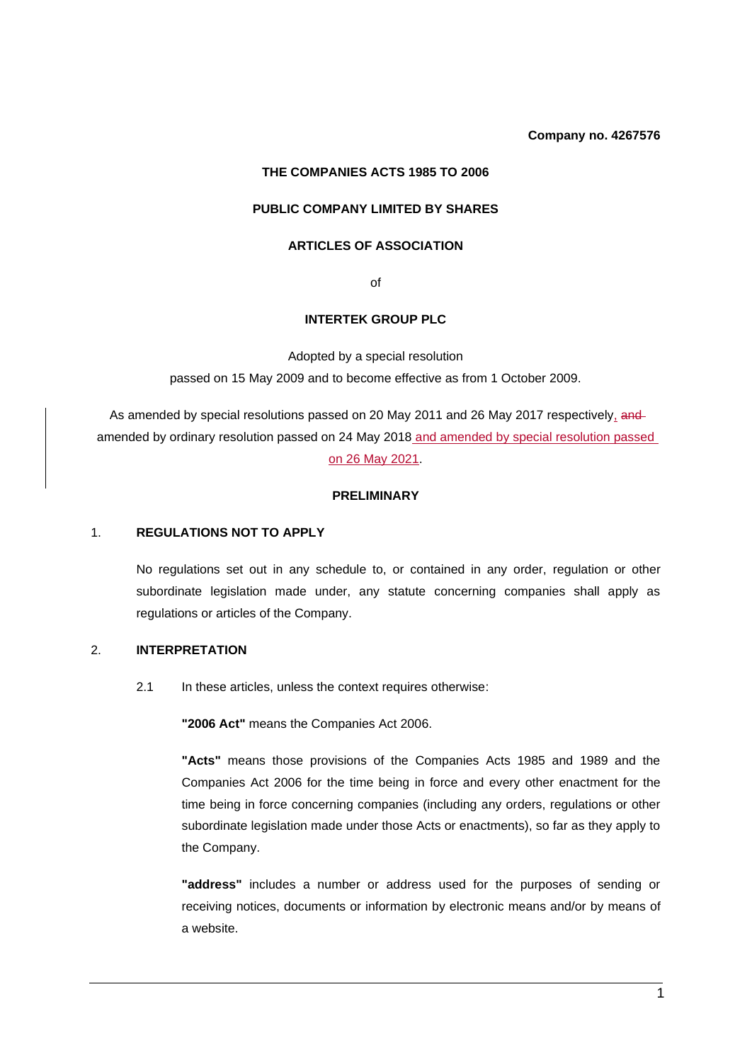**Company no. 4267576**

**THE COMPANIES ACTS 1985 TO 2006**

**PUBLIC COMPANY LIMITED BY SHARES**

**ARTICLES OF ASSOCIATION**

of

**INTERTEK GROUP PLC**

Adopted by a special resolution passed on 15 May 2009 and to become effective as from 1 October 2009.

As amended by special resolutions passed on 20 May 2011 and 26 May 2017 respectively, ~~and~~ amended by ordinary resolution passed on 24 May 2018 and amended by special resolution passed on 26 May 2021.

## PRELIMINARY

### 1. REGULATIONS NOT TO APPLY

No regulations set out in any schedule to, or contained in any order, regulation or other subordinate legislation made under, any statute concerning companies shall apply as regulations or articles of the Company.

### 2. INTERPRETATION

2.1 In these articles, unless the context requires otherwise:

**"2006 Act"** means the Companies Act 2006.

**"Acts"** means those provisions of the Companies Acts 1985 and 1989 and the Companies Act 2006 for the time being in force and every other enactment for the time being in force concerning companies (including any orders, regulations or other subordinate legislation made under those Acts or enactments), so far as they apply to the Company.

**"address"** includes a number or address used for the purposes of sending or receiving notices, documents or information by electronic means and/or by means of a website.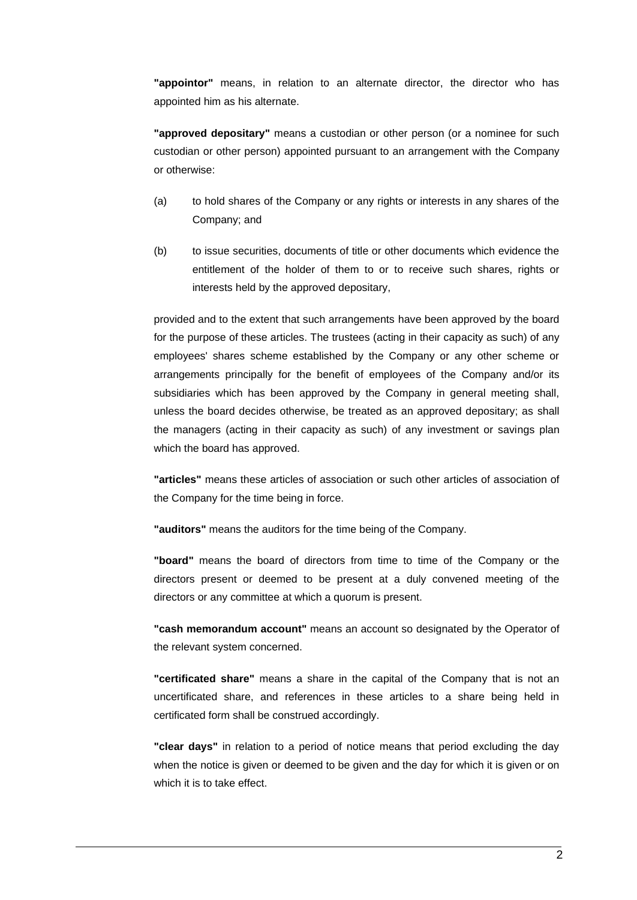**"appointor"** means, in relation to an alternate director, the director who has appointed him as his alternate.

**"approved depositary"** means a custodian or other person (or a nominee for such custodian or other person) appointed pursuant to an arrangement with the Company or otherwise:

(a) to hold shares of the Company or any rights or interests in any shares of the Company; and

(b) to issue securities, documents of title or other documents which evidence the entitlement of the holder of them to or to receive such shares, rights or interests held by the approved depositary,

provided and to the extent that such arrangements have been approved by the board for the purpose of these articles. The trustees (acting in their capacity as such) of any employees' shares scheme established by the Company or any other scheme or arrangements principally for the benefit of employees of the Company and/or its subsidiaries which has been approved by the Company in general meeting shall, unless the board decides otherwise, be treated as an approved depositary; as shall the managers (acting in their capacity as such) of any investment or savings plan which the board has approved.

**"articles"** means these articles of association or such other articles of association of the Company for the time being in force.

**"auditors"** means the auditors for the time being of the Company.

**"board"** means the board of directors from time to time of the Company or the directors present or deemed to be present at a duly convened meeting of the directors or any committee at which a quorum is present.

**"cash memorandum account"** means an account so designated by the Operator of the relevant system concerned.

**"certificated share"** means a share in the capital of the Company that is not an uncertificated share, and references in these articles to a share being held in certificated form shall be construed accordingly.

**"clear days"** in relation to a period of notice means that period excluding the day when the notice is given or deemed to be given and the day for which it is given or on which it is to take effect.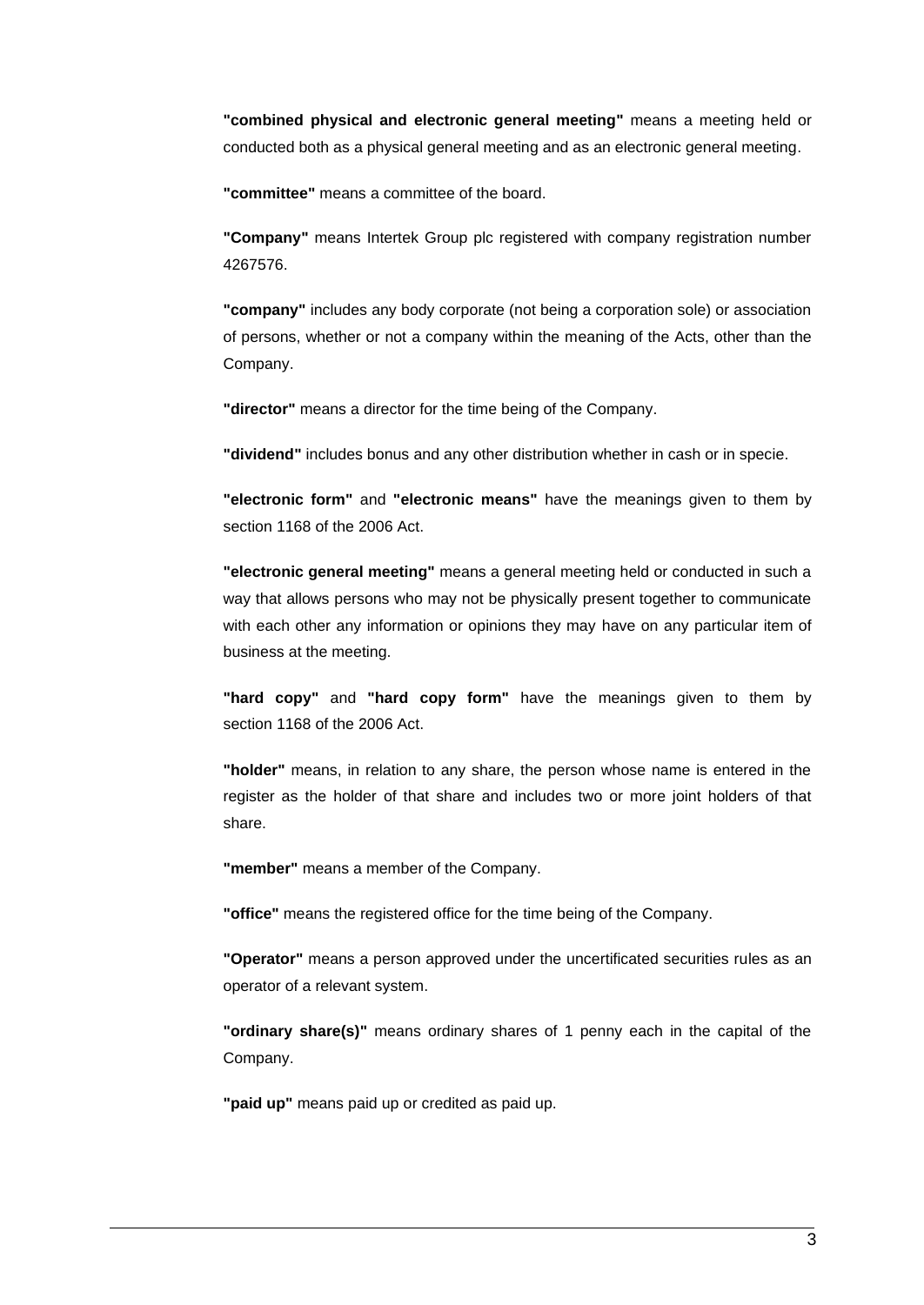**"combined physical and electronic general meeting"** means a meeting held or conducted both as a physical general meeting and as an electronic general meeting.

**"committee"** means a committee of the board.

**"Company"** means Intertek Group plc registered with company registration number 4267576.

**"company"** includes any body corporate (not being a corporation sole) or association of persons, whether or not a company within the meaning of the Acts, other than the Company.

**"director"** means a director for the time being of the Company.

**"dividend"** includes bonus and any other distribution whether in cash or in specie.

**"electronic form"** and **"electronic means"** have the meanings given to them by section 1168 of the 2006 Act.

**"electronic general meeting"** means a general meeting held or conducted in such a way that allows persons who may not be physically present together to communicate with each other any information or opinions they may have on any particular item of business at the meeting.

**"hard copy"** and **"hard copy form"** have the meanings given to them by section 1168 of the 2006 Act.

**"holder"** means, in relation to any share, the person whose name is entered in the register as the holder of that share and includes two or more joint holders of that share.

**"member"** means a member of the Company.

**"office"** means the registered office for the time being of the Company.

**"Operator"** means a person approved under the uncertificated securities rules as an operator of a relevant system.

**"ordinary share(s)"** means ordinary shares of 1 penny each in the capital of the Company.

**"paid up"** means paid up or credited as paid up.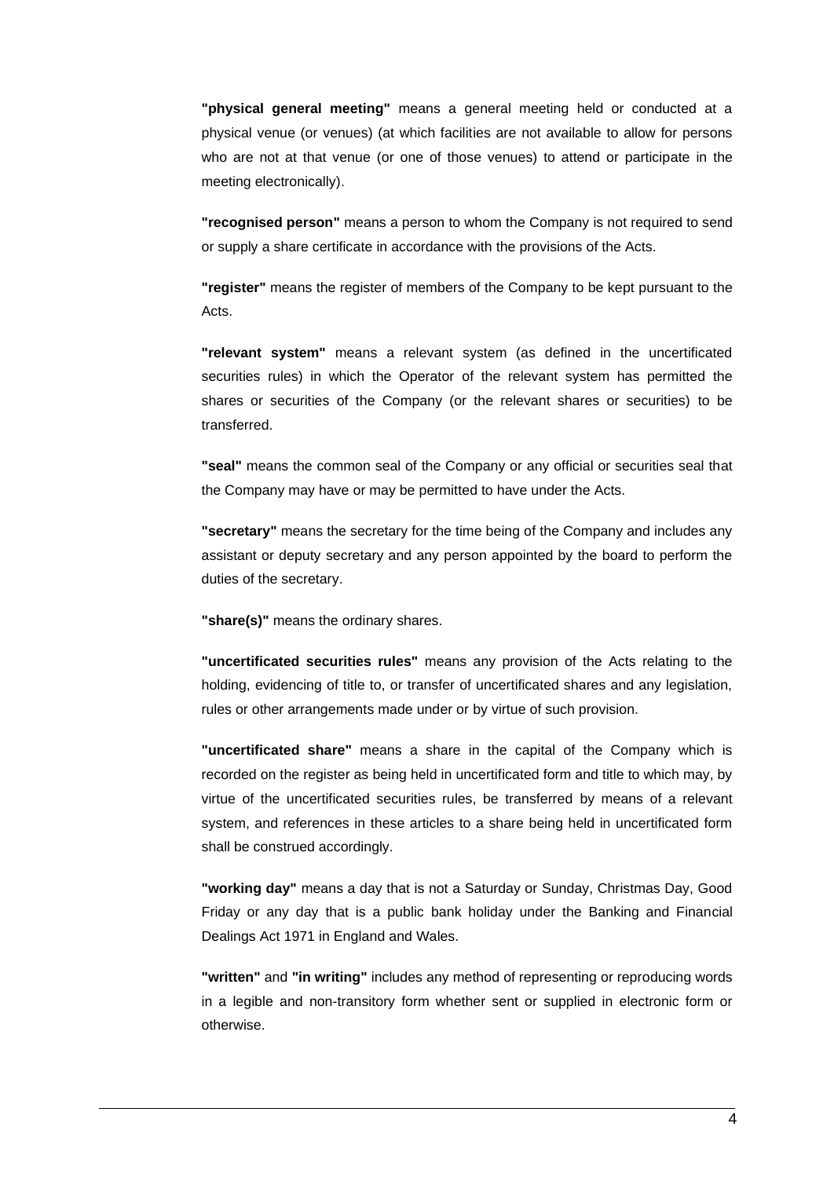**"physical general meeting"** means a general meeting held or conducted at a physical venue (or venues) (at which facilities are not available to allow for persons who are not at that venue (or one of those venues) to attend or participate in the meeting electronically).

**"recognised person"** means a person to whom the Company is not required to send or supply a share certificate in accordance with the provisions of the Acts.

**"register"** means the register of members of the Company to be kept pursuant to the Acts.

**"relevant system"** means a relevant system (as defined in the uncertificated securities rules) in which the Operator of the relevant system has permitted the shares or securities of the Company (or the relevant shares or securities) to be transferred.

**"seal"** means the common seal of the Company or any official or securities seal that the Company may have or may be permitted to have under the Acts.

**"secretary"** means the secretary for the time being of the Company and includes any assistant or deputy secretary and any person appointed by the board to perform the duties of the secretary.

**"share(s)"** means the ordinary shares.

**"uncertificated securities rules"** means any provision of the Acts relating to the holding, evidencing of title to, or transfer of uncertificated shares and any legislation, rules or other arrangements made under or by virtue of such provision.

**"uncertificated share"** means a share in the capital of the Company which is recorded on the register as being held in uncertificated form and title to which may, by virtue of the uncertificated securities rules, be transferred by means of a relevant system, and references in these articles to a share being held in uncertificated form shall be construed accordingly.

**"working day"** means a day that is not a Saturday or Sunday, Christmas Day, Good Friday or any day that is a public bank holiday under the Banking and Financial Dealings Act 1971 in England and Wales.

**"written"** and **"in writing"** includes any method of representing or reproducing words in a legible and non-transitory form whether sent or supplied in electronic form or otherwise.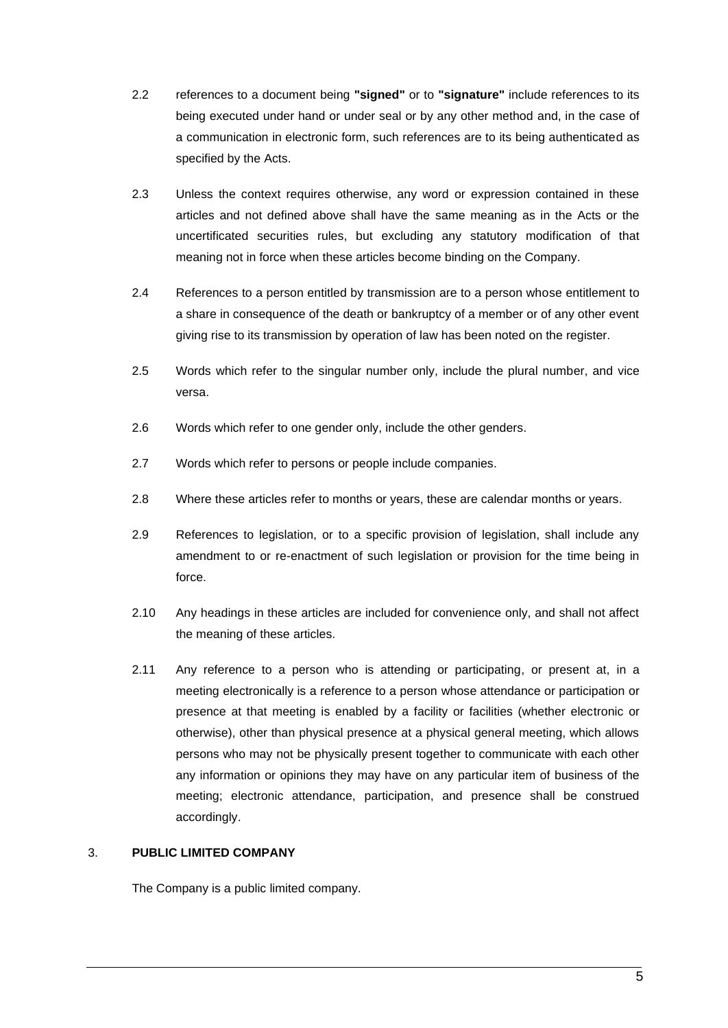2.2 references to a document being **"signed"** or to **"signature"** include references to its being executed under hand or under seal or by any other method and, in the case of a communication in electronic form, such references are to its being authenticated as specified by the Acts.

2.3 Unless the context requires otherwise, any word or expression contained in these articles and not defined above shall have the same meaning as in the Acts or the uncertificated securities rules, but excluding any statutory modification of that meaning not in force when these articles become binding on the Company.

2.4 References to a person entitled by transmission are to a person whose entitlement to a share in consequence of the death or bankruptcy of a member or of any other event giving rise to its transmission by operation of law has been noted on the register.

2.5 Words which refer to the singular number only, include the plural number, and vice versa.

2.6 Words which refer to one gender only, include the other genders.

2.7 Words which refer to persons or people include companies.

2.8 Where these articles refer to months or years, these are calendar months or years.

2.9 References to legislation, or to a specific provision of legislation, shall include any amendment to or re-enactment of such legislation or provision for the time being in force.

2.10 Any headings in these articles are included for convenience only, and shall not affect the meaning of these articles.

2.11 Any reference to a person who is attending or participating, or present at, in a meeting electronically is a reference to a person whose attendance or participation or presence at that meeting is enabled by a facility or facilities (whether electronic or otherwise), other than physical presence at a physical general meeting, which allows persons who may not be physically present together to communicate with each other any information or opinions they may have on any particular item of business of the meeting; electronic attendance, participation, and presence shall be construed accordingly.

## 3. PUBLIC LIMITED COMPANY

The Company is a public limited company.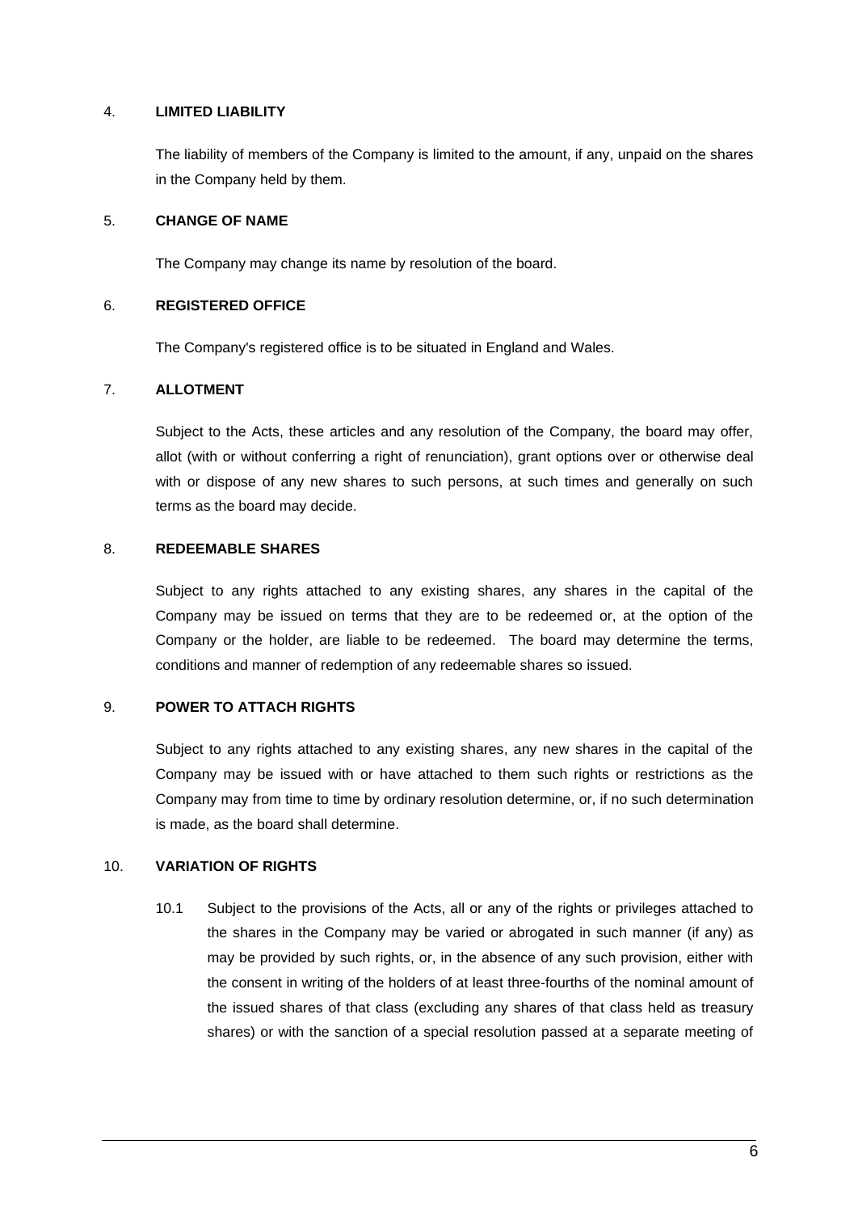## 4. LIMITED LIABILITY

The liability of members of the Company is limited to the amount, if any, unpaid on the shares in the Company held by them.

## 5. CHANGE OF NAME

The Company may change its name by resolution of the board.

## 6. REGISTERED OFFICE

The Company's registered office is to be situated in England and Wales.

## 7. ALLOTMENT

Subject to the Acts, these articles and any resolution of the Company, the board may offer, allot (with or without conferring a right of renunciation), grant options over or otherwise deal with or dispose of any new shares to such persons, at such times and generally on such terms as the board may decide.

## 8. REDEEMABLE SHARES

Subject to any rights attached to any existing shares, any shares in the capital of the Company may be issued on terms that they are to be redeemed or, at the option of the Company or the holder, are liable to be redeemed. The board may determine the terms, conditions and manner of redemption of any redeemable shares so issued.

## 9. POWER TO ATTACH RIGHTS

Subject to any rights attached to any existing shares, any new shares in the capital of the Company may be issued with or have attached to them such rights or restrictions as the Company may from time to time by ordinary resolution determine, or, if no such determination is made, as the board shall determine.

## 10. VARIATION OF RIGHTS

10.1 Subject to the provisions of the Acts, all or any of the rights or privileges attached to the shares in the Company may be varied or abrogated in such manner (if any) as may be provided by such rights, or, in the absence of any such provision, either with the consent in writing of the holders of at least three-fourths of the nominal amount of the issued shares of that class (excluding any shares of that class held as treasury shares) or with the sanction of a special resolution passed at a separate meeting of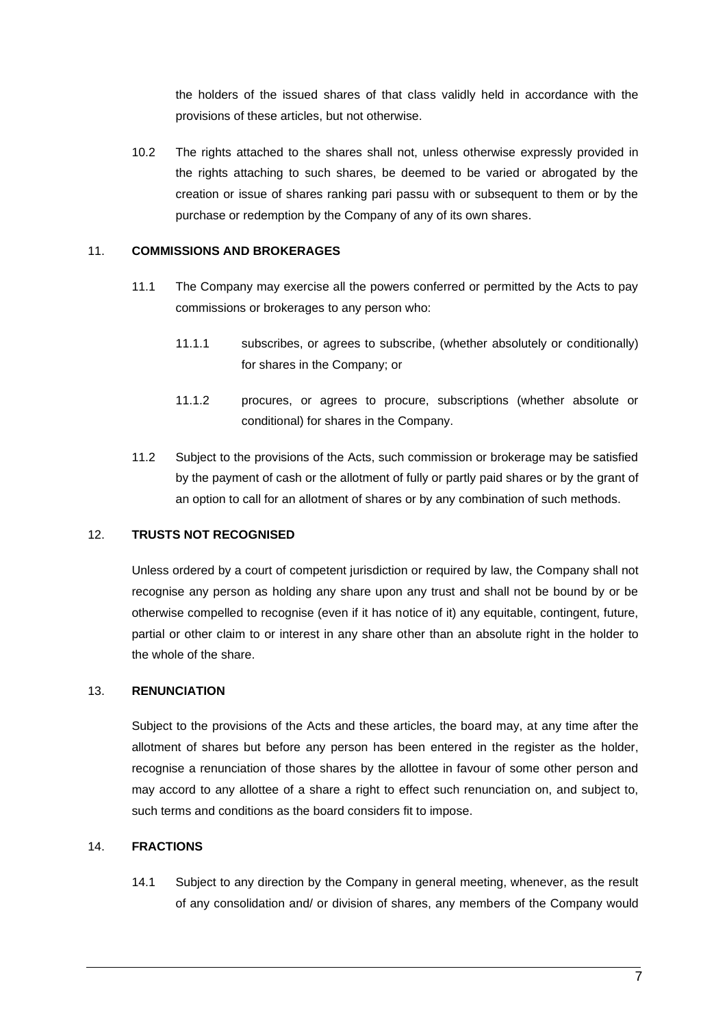the holders of the issued shares of that class validly held in accordance with the provisions of these articles, but not otherwise.

10.2 The rights attached to the shares shall not, unless otherwise expressly provided in the rights attaching to such shares, be deemed to be varied or abrogated by the creation or issue of shares ranking pari passu with or subsequent to them or by the purchase or redemption by the Company of any of its own shares.

## 11. COMMISSIONS AND BROKERAGES

11.1 The Company may exercise all the powers conferred or permitted by the Acts to pay commissions or brokerages to any person who:

11.1.1 subscribes, or agrees to subscribe, (whether absolutely or conditionally) for shares in the Company; or

11.1.2 procures, or agrees to procure, subscriptions (whether absolute or conditional) for shares in the Company.

11.2 Subject to the provisions of the Acts, such commission or brokerage may be satisfied by the payment of cash or the allotment of fully or partly paid shares or by the grant of an option to call for an allotment of shares or by any combination of such methods.

## 12. TRUSTS NOT RECOGNISED

Unless ordered by a court of competent jurisdiction or required by law, the Company shall not recognise any person as holding any share upon any trust and shall not be bound by or be otherwise compelled to recognise (even if it has notice of it) any equitable, contingent, future, partial or other claim to or interest in any share other than an absolute right in the holder to the whole of the share.

## 13. RENUNCIATION

Subject to the provisions of the Acts and these articles, the board may, at any time after the allotment of shares but before any person has been entered in the register as the holder, recognise a renunciation of those shares by the allottee in favour of some other person and may accord to any allottee of a share a right to effect such renunciation on, and subject to, such terms and conditions as the board considers fit to impose.

## 14. FRACTIONS

14.1 Subject to any direction by the Company in general meeting, whenever, as the result of any consolidation and/ or division of shares, any members of the Company would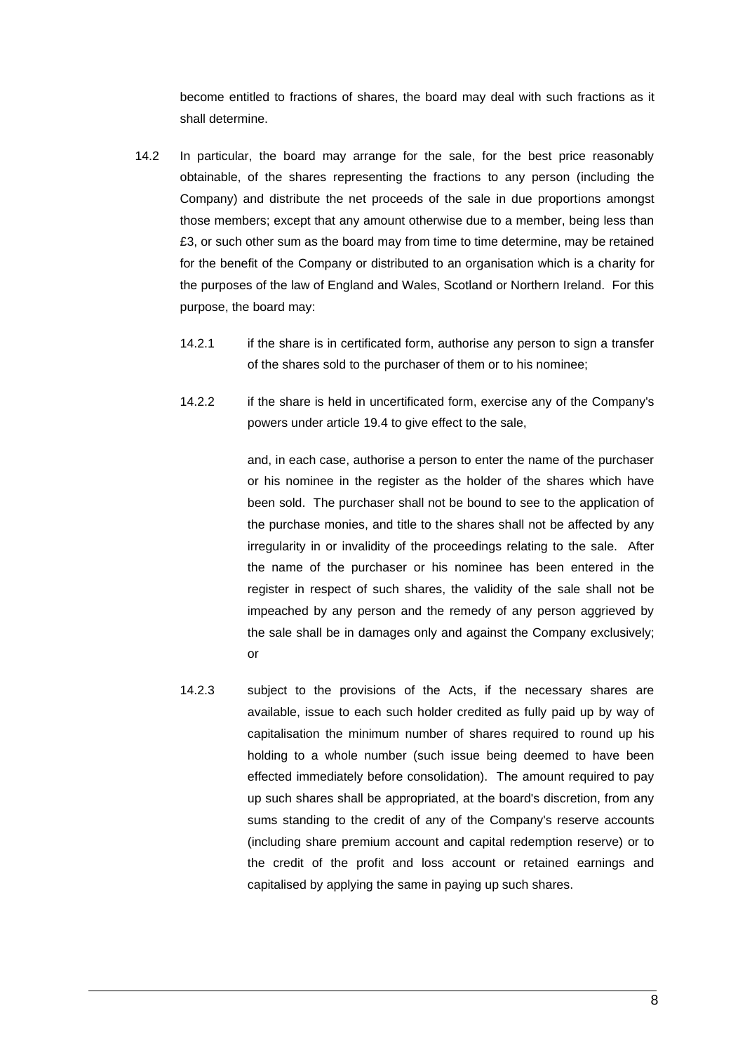become entitled to fractions of shares, the board may deal with such fractions as it shall determine.

14.2 In particular, the board may arrange for the sale, for the best price reasonably obtainable, of the shares representing the fractions to any person (including the Company) and distribute the net proceeds of the sale in due proportions amongst those members; except that any amount otherwise due to a member, being less than £3, or such other sum as the board may from time to time determine, may be retained for the benefit of the Company or distributed to an organisation which is a charity for the purposes of the law of England and Wales, Scotland or Northern Ireland. For this purpose, the board may:

14.2.1 if the share is in certificated form, authorise any person to sign a transfer of the shares sold to the purchaser of them or to his nominee;

14.2.2 if the share is held in uncertificated form, exercise any of the Company's powers under article 19.4 to give effect to the sale,

and, in each case, authorise a person to enter the name of the purchaser or his nominee in the register as the holder of the shares which have been sold. The purchaser shall not be bound to see to the application of the purchase monies, and title to the shares shall not be affected by any irregularity in or invalidity of the proceedings relating to the sale. After the name of the purchaser or his nominee has been entered in the register in respect of such shares, the validity of the sale shall not be impeached by any person and the remedy of any person aggrieved by the sale shall be in damages only and against the Company exclusively; or

14.2.3 subject to the provisions of the Acts, if the necessary shares are available, issue to each such holder credited as fully paid up by way of capitalisation the minimum number of shares required to round up his holding to a whole number (such issue being deemed to have been effected immediately before consolidation). The amount required to pay up such shares shall be appropriated, at the board's discretion, from any sums standing to the credit of any of the Company's reserve accounts (including share premium account and capital redemption reserve) or to the credit of the profit and loss account or retained earnings and capitalised by applying the same in paying up such shares.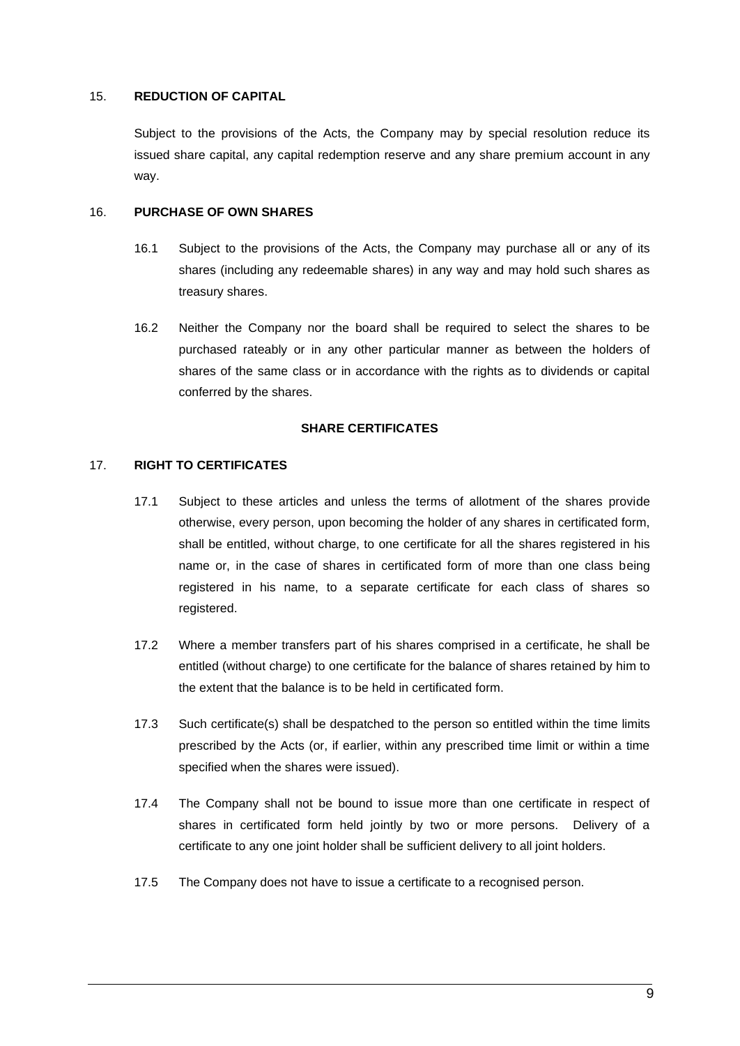## 15. REDUCTION OF CAPITAL

Subject to the provisions of the Acts, the Company may by special resolution reduce its issued share capital, any capital redemption reserve and any share premium account in any way.

## 16. PURCHASE OF OWN SHARES

16.1 Subject to the provisions of the Acts, the Company may purchase all or any of its shares (including any redeemable shares) in any way and may hold such shares as treasury shares.

16.2 Neither the Company nor the board shall be required to select the shares to be purchased rateably or in any other particular manner as between the holders of shares of the same class or in accordance with the rights as to dividends or capital conferred by the shares.

# SHARE CERTIFICATES

## 17. RIGHT TO CERTIFICATES

17.1 Subject to these articles and unless the terms of allotment of the shares provide otherwise, every person, upon becoming the holder of any shares in certificated form, shall be entitled, without charge, to one certificate for all the shares registered in his name or, in the case of shares in certificated form of more than one class being registered in his name, to a separate certificate for each class of shares so registered.

17.2 Where a member transfers part of his shares comprised in a certificate, he shall be entitled (without charge) to one certificate for the balance of shares retained by him to the extent that the balance is to be held in certificated form.

17.3 Such certificate(s) shall be despatched to the person so entitled within the time limits prescribed by the Acts (or, if earlier, within any prescribed time limit or within a time specified when the shares were issued).

17.4 The Company shall not be bound to issue more than one certificate in respect of shares in certificated form held jointly by two or more persons. Delivery of a certificate to any one joint holder shall be sufficient delivery to all joint holders.

17.5 The Company does not have to issue a certificate to a recognised person.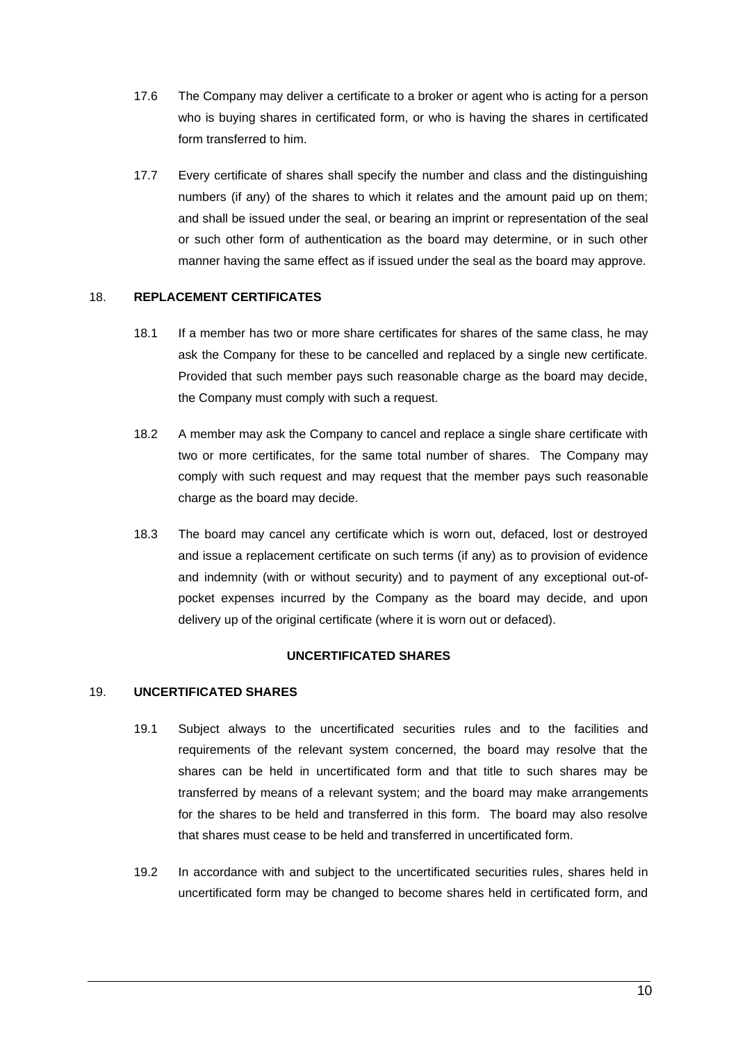17.6 The Company may deliver a certificate to a broker or agent who is acting for a person who is buying shares in certificated form, or who is having the shares in certificated form transferred to him.

17.7 Every certificate of shares shall specify the number and class and the distinguishing numbers (if any) of the shares to which it relates and the amount paid up on them; and shall be issued under the seal, or bearing an imprint or representation of the seal or such other form of authentication as the board may determine, or in such other manner having the same effect as if issued under the seal as the board may approve.

## 18. REPLACEMENT CERTIFICATES

18.1 If a member has two or more share certificates for shares of the same class, he may ask the Company for these to be cancelled and replaced by a single new certificate. Provided that such member pays such reasonable charge as the board may decide, the Company must comply with such a request.

18.2 A member may ask the Company to cancel and replace a single share certificate with two or more certificates, for the same total number of shares. The Company may comply with such request and may request that the member pays such reasonable charge as the board may decide.

18.3 The board may cancel any certificate which is worn out, defaced, lost or destroyed and issue a replacement certificate on such terms (if any) as to provision of evidence and indemnity (with or without security) and to payment of any exceptional out-of-pocket expenses incurred by the Company as the board may decide, and upon delivery up of the original certificate (where it is worn out or defaced).

# UNCERTIFICATED SHARES

## 19. UNCERTIFICATED SHARES

19.1 Subject always to the uncertificated securities rules and to the facilities and requirements of the relevant system concerned, the board may resolve that the shares can be held in uncertificated form and that title to such shares may be transferred by means of a relevant system; and the board may make arrangements for the shares to be held and transferred in this form. The board may also resolve that shares must cease to be held and transferred in uncertificated form.

19.2 In accordance with and subject to the uncertificated securities rules, shares held in uncertificated form may be changed to become shares held in certificated form, and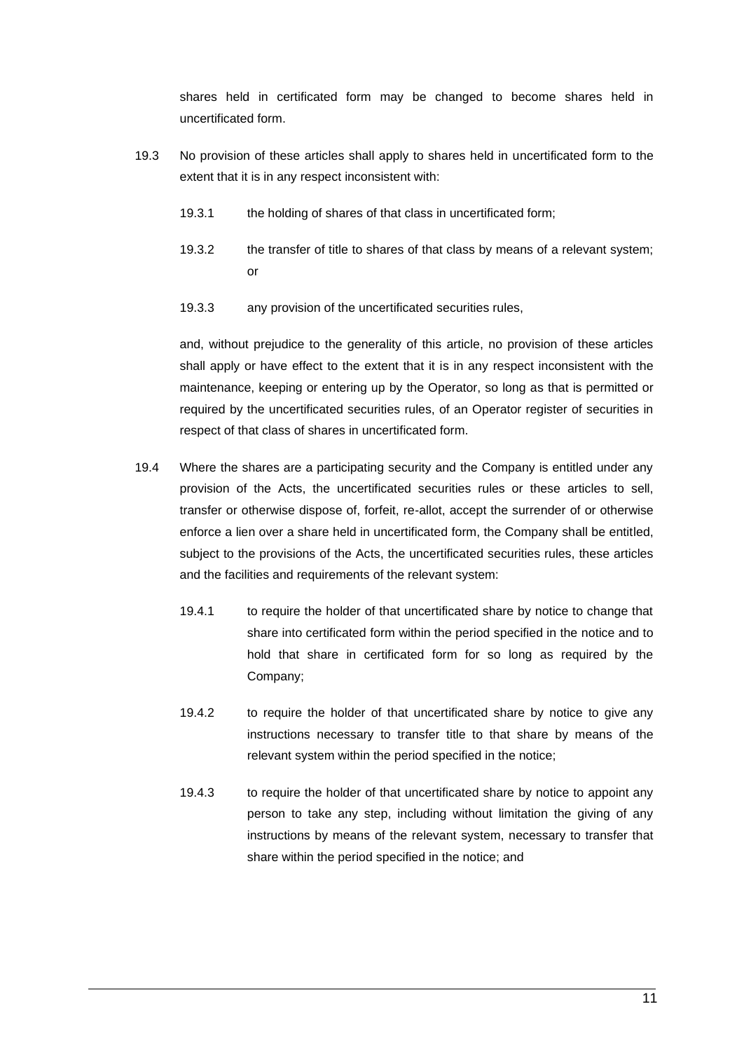shares held in certificated form may be changed to become shares held in uncertificated form.

19.3 No provision of these articles shall apply to shares held in uncertificated form to the extent that it is in any respect inconsistent with:

19.3.1 the holding of shares of that class in uncertificated form;

19.3.2 the transfer of title to shares of that class by means of a relevant system; or

19.3.3 any provision of the uncertificated securities rules,

and, without prejudice to the generality of this article, no provision of these articles shall apply or have effect to the extent that it is in any respect inconsistent with the maintenance, keeping or entering up by the Operator, so long as that is permitted or required by the uncertificated securities rules, of an Operator register of securities in respect of that class of shares in uncertificated form.

19.4 Where the shares are a participating security and the Company is entitled under any provision of the Acts, the uncertificated securities rules or these articles to sell, transfer or otherwise dispose of, forfeit, re-allot, accept the surrender of or otherwise enforce a lien over a share held in uncertificated form, the Company shall be entitled, subject to the provisions of the Acts, the uncertificated securities rules, these articles and the facilities and requirements of the relevant system:

19.4.1 to require the holder of that uncertificated share by notice to change that share into certificated form within the period specified in the notice and to hold that share in certificated form for so long as required by the Company;

19.4.2 to require the holder of that uncertificated share by notice to give any instructions necessary to transfer title to that share by means of the relevant system within the period specified in the notice;

19.4.3 to require the holder of that uncertificated share by notice to appoint any person to take any step, including without limitation the giving of any instructions by means of the relevant system, necessary to transfer that share within the period specified in the notice; and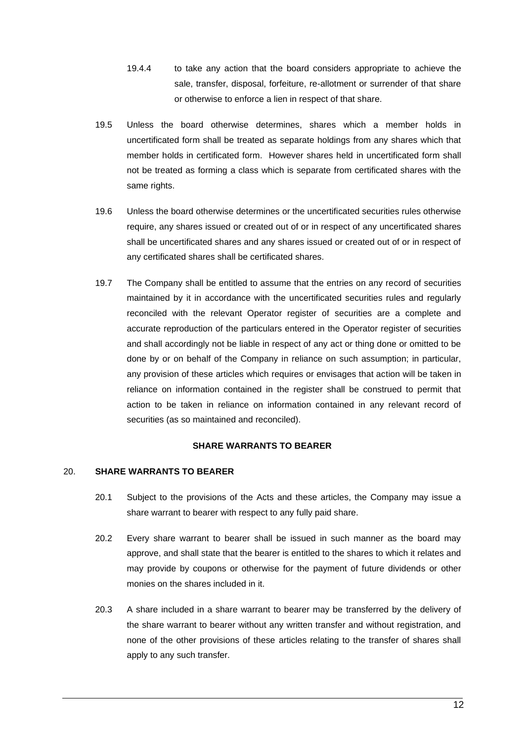19.4.4 to take any action that the board considers appropriate to achieve the sale, transfer, disposal, forfeiture, re-allotment or surrender of that share or otherwise to enforce a lien in respect of that share.

19.5 Unless the board otherwise determines, shares which a member holds in uncertificated form shall be treated as separate holdings from any shares which that member holds in certificated form. However shares held in uncertificated form shall not be treated as forming a class which is separate from certificated shares with the same rights.

19.6 Unless the board otherwise determines or the uncertificated securities rules otherwise require, any shares issued or created out of or in respect of any uncertificated shares shall be uncertificated shares and any shares issued or created out of or in respect of any certificated shares shall be certificated shares.

19.7 The Company shall be entitled to assume that the entries on any record of securities maintained by it in accordance with the uncertificated securities rules and regularly reconciled with the relevant Operator register of securities are a complete and accurate reproduction of the particulars entered in the Operator register of securities and shall accordingly not be liable in respect of any act or thing done or omitted to be done by or on behalf of the Company in reliance on such assumption; in particular, any provision of these articles which requires or envisages that action will be taken in reliance on information contained in the register shall be construed to permit that action to be taken in reliance on information contained in any relevant record of securities (as so maintained and reconciled).

## SHARE WARRANTS TO BEARER

### 20. SHARE WARRANTS TO BEARER

20.1 Subject to the provisions of the Acts and these articles, the Company may issue a share warrant to bearer with respect to any fully paid share.

20.2 Every share warrant to bearer shall be issued in such manner as the board may approve, and shall state that the bearer is entitled to the shares to which it relates and may provide by coupons or otherwise for the payment of future dividends or other monies on the shares included in it.

20.3 A share included in a share warrant to bearer may be transferred by the delivery of the share warrant to bearer without any written transfer and without registration, and none of the other provisions of these articles relating to the transfer of shares shall apply to any such transfer.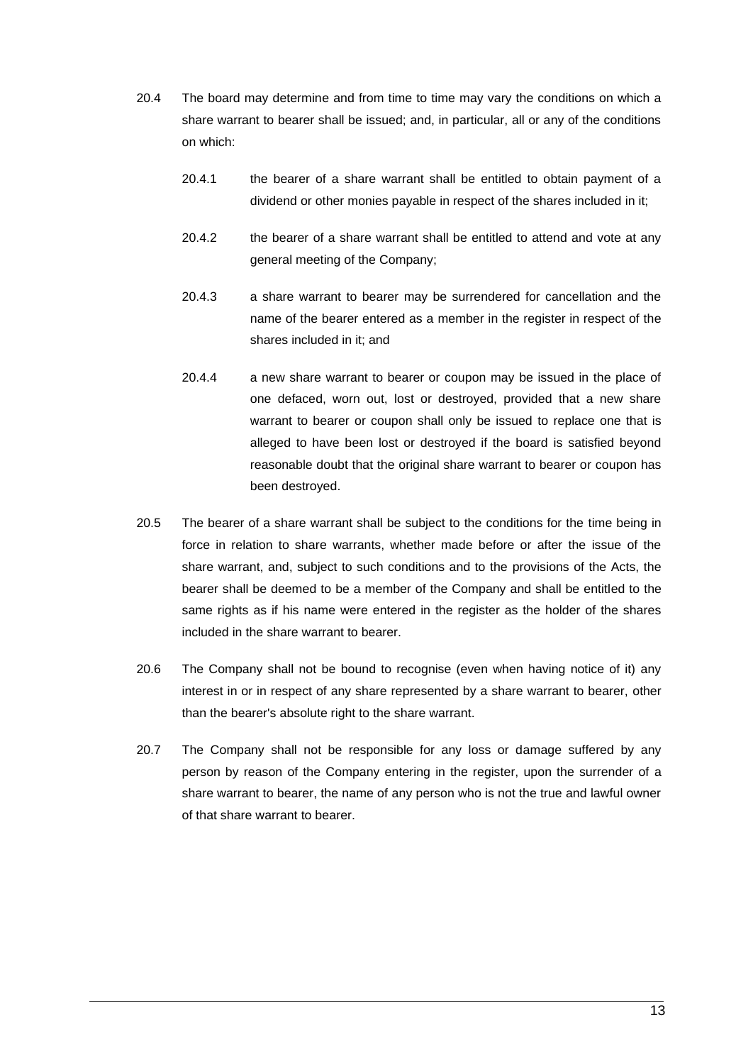20.4 The board may determine and from time to time may vary the conditions on which a share warrant to bearer shall be issued; and, in particular, all or any of the conditions on which:

   20.4.1 the bearer of a share warrant shall be entitled to obtain payment of a dividend or other monies payable in respect of the shares included in it;

   20.4.2 the bearer of a share warrant shall be entitled to attend and vote at any general meeting of the Company;

   20.4.3 a share warrant to bearer may be surrendered for cancellation and the name of the bearer entered as a member in the register in respect of the shares included in it; and

   20.4.4 a new share warrant to bearer or coupon may be issued in the place of one defaced, worn out, lost or destroyed, provided that a new share warrant to bearer or coupon shall only be issued to replace one that is alleged to have been lost or destroyed if the board is satisfied beyond reasonable doubt that the original share warrant to bearer or coupon has been destroyed.

20.5 The bearer of a share warrant shall be subject to the conditions for the time being in force in relation to share warrants, whether made before or after the issue of the share warrant, and, subject to such conditions and to the provisions of the Acts, the bearer shall be deemed to be a member of the Company and shall be entitled to the same rights as if his name were entered in the register as the holder of the shares included in the share warrant to bearer.

20.6 The Company shall not be bound to recognise (even when having notice of it) any interest in or in respect of any share represented by a share warrant to bearer, other than the bearer's absolute right to the share warrant.

20.7 The Company shall not be responsible for any loss or damage suffered by any person by reason of the Company entering in the register, upon the surrender of a share warrant to bearer, the name of any person who is not the true and lawful owner of that share warrant to bearer.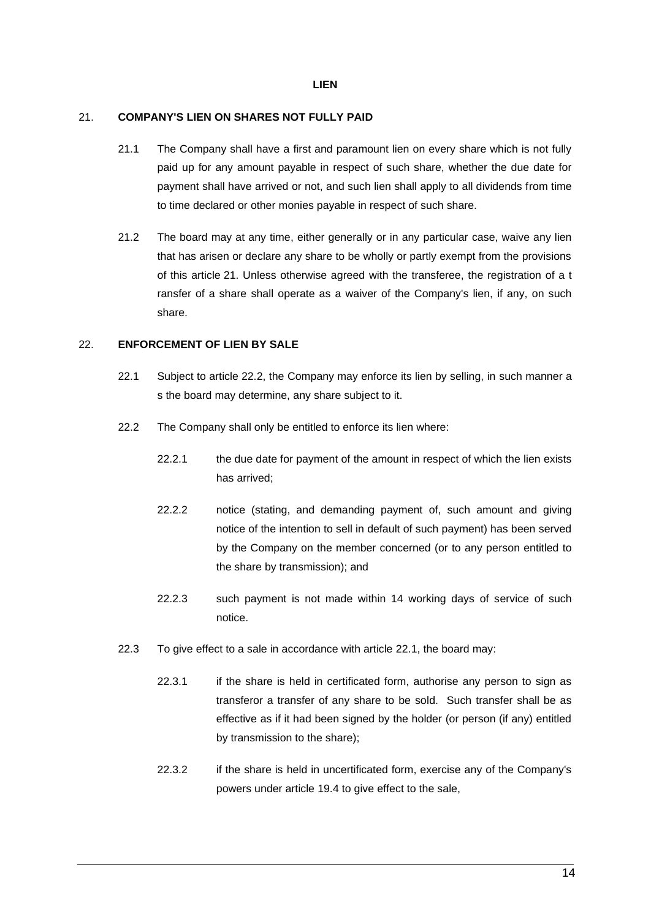# LIEN

## 21. COMPANY'S LIEN ON SHARES NOT FULLY PAID

21.1 The Company shall have a first and paramount lien on every share which is not fully paid up for any amount payable in respect of such share, whether the due date for payment shall have arrived or not, and such lien shall apply to all dividends from time to time declared or other monies payable in respect of such share.

21.2 The board may at any time, either generally or in any particular case, waive any lien that has arisen or declare any share to be wholly or partly exempt from the provisions of this article 21. Unless otherwise agreed with the transferee, the registration of a t ransfer of a share shall operate as a waiver of the Company's lien, if any, on such share.

## 22. ENFORCEMENT OF LIEN BY SALE

22.1 Subject to article 22.2, the Company may enforce its lien by selling, in such manner a s the board may determine, any share subject to it.

22.2 The Company shall only be entitled to enforce its lien where:

22.2.1 the due date for payment of the amount in respect of which the lien exists has arrived;

22.2.2 notice (stating, and demanding payment of, such amount and giving notice of the intention to sell in default of such payment) has been served by the Company on the member concerned (or to any person entitled to the share by transmission); and

22.2.3 such payment is not made within 14 working days of service of such notice.

22.3 To give effect to a sale in accordance with article 22.1, the board may:

22.3.1 if the share is held in certificated form, authorise any person to sign as transferor a transfer of any share to be sold. Such transfer shall be as effective as if it had been signed by the holder (or person (if any) entitled by transmission to the share);

22.3.2 if the share is held in uncertificated form, exercise any of the Company's powers under article 19.4 to give effect to the sale,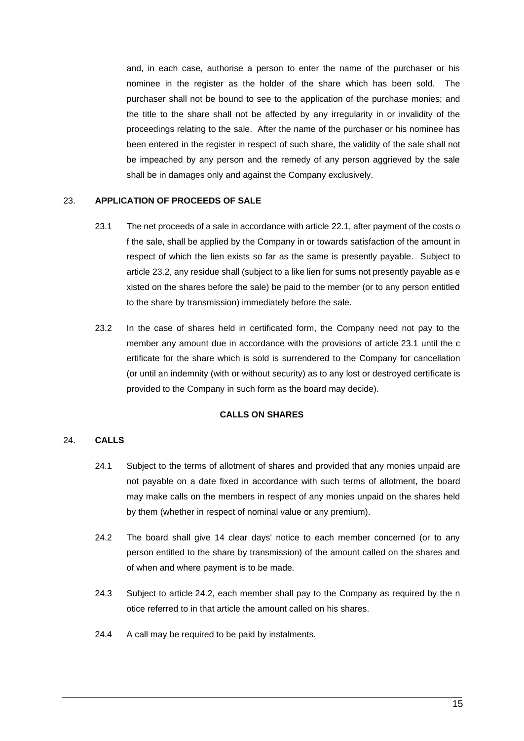and, in each case, authorise a person to enter the name of the purchaser or his nominee in the register as the holder of the share which has been sold. The purchaser shall not be bound to see to the application of the purchase monies; and the title to the share shall not be affected by any irregularity in or invalidity of the proceedings relating to the sale. After the name of the purchaser or his nominee has been entered in the register in respect of such share, the validity of the sale shall not be impeached by any person and the remedy of any person aggrieved by the sale shall be in damages only and against the Company exclusively.

## 23. APPLICATION OF PROCEEDS OF SALE

23.1 The net proceeds of a sale in accordance with article 22.1, after payment of the costs of the sale, shall be applied by the Company in or towards satisfaction of the amount in respect of which the lien exists so far as the same is presently payable. Subject to article 23.2, any residue shall (subject to a like lien for sums not presently payable as existed on the shares before the sale) be paid to the member (or to any person entitled to the share by transmission) immediately before the sale.

23.2 In the case of shares held in certificated form, the Company need not pay to the member any amount due in accordance with the provisions of article 23.1 until the certificate for the share which is sold is surrendered to the Company for cancellation (or until an indemnity (with or without security) as to any lost or destroyed certificate is provided to the Company in such form as the board may decide).

# CALLS ON SHARES

## 24. CALLS

24.1 Subject to the terms of allotment of shares and provided that any monies unpaid are not payable on a date fixed in accordance with such terms of allotment, the board may make calls on the members in respect of any monies unpaid on the shares held by them (whether in respect of nominal value or any premium).

24.2 The board shall give 14 clear days' notice to each member concerned (or to any person entitled to the share by transmission) of the amount called on the shares and of when and where payment is to be made.

24.3 Subject to article 24.2, each member shall pay to the Company as required by the notice referred to in that article the amount called on his shares.

24.4 A call may be required to be paid by instalments.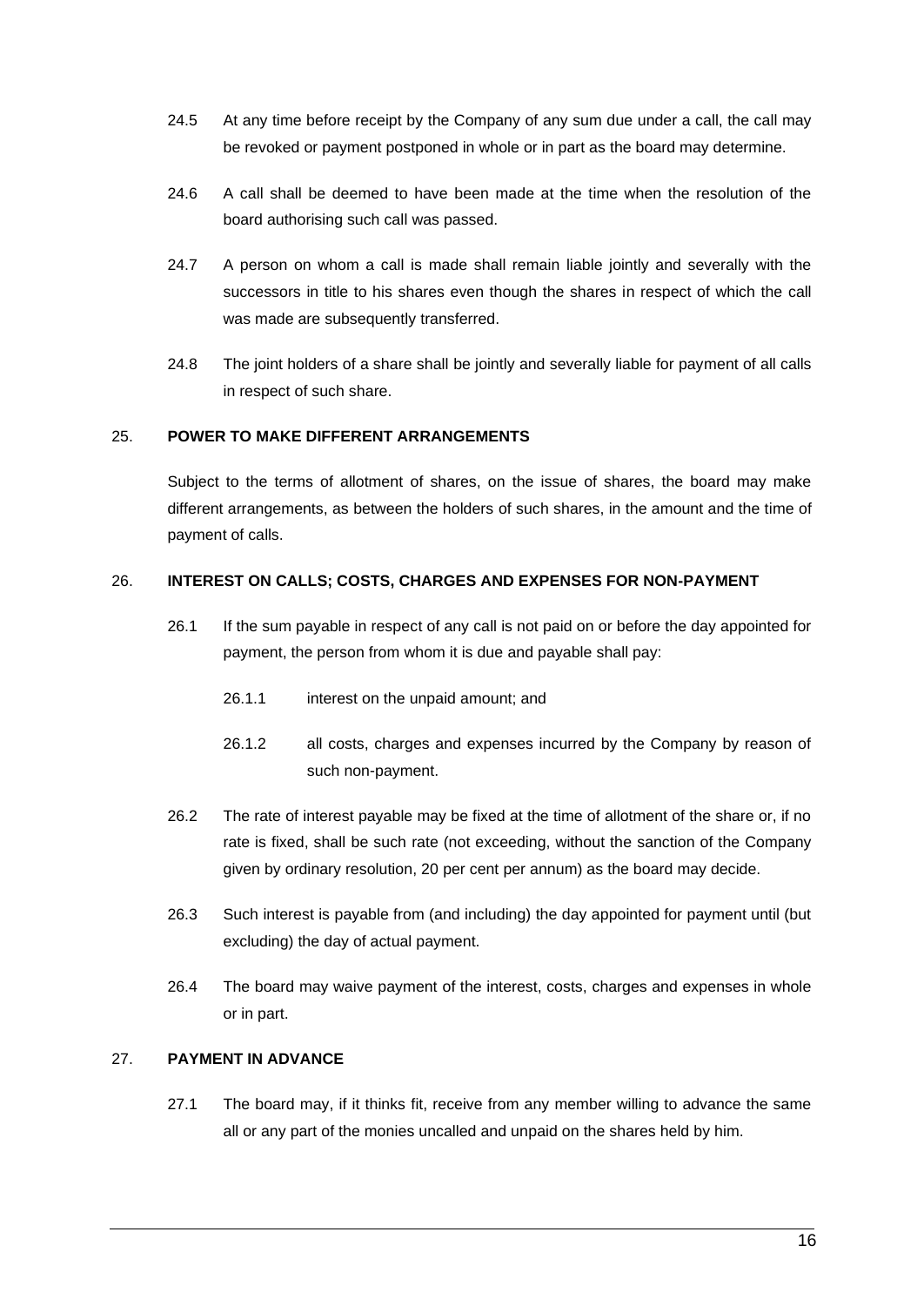24.5 At any time before receipt by the Company of any sum due under a call, the call may be revoked or payment postponed in whole or in part as the board may determine.

24.6 A call shall be deemed to have been made at the time when the resolution of the board authorising such call was passed.

24.7 A person on whom a call is made shall remain liable jointly and severally with the successors in title to his shares even though the shares in respect of which the call was made are subsequently transferred.

24.8 The joint holders of a share shall be jointly and severally liable for payment of all calls in respect of such share.

## 25. POWER TO MAKE DIFFERENT ARRANGEMENTS

Subject to the terms of allotment of shares, on the issue of shares, the board may make different arrangements, as between the holders of such shares, in the amount and the time of payment of calls.

## 26. INTEREST ON CALLS; COSTS, CHARGES AND EXPENSES FOR NON-PAYMENT

26.1 If the sum payable in respect of any call is not paid on or before the day appointed for payment, the person from whom it is due and payable shall pay:

26.1.1 interest on the unpaid amount; and

26.1.2 all costs, charges and expenses incurred by the Company by reason of such non-payment.

26.2 The rate of interest payable may be fixed at the time of allotment of the share or, if no rate is fixed, shall be such rate (not exceeding, without the sanction of the Company given by ordinary resolution, 20 per cent per annum) as the board may decide.

26.3 Such interest is payable from (and including) the day appointed for payment until (but excluding) the day of actual payment.

26.4 The board may waive payment of the interest, costs, charges and expenses in whole or in part.

## 27. PAYMENT IN ADVANCE

27.1 The board may, if it thinks fit, receive from any member willing to advance the same all or any part of the monies uncalled and unpaid on the shares held by him.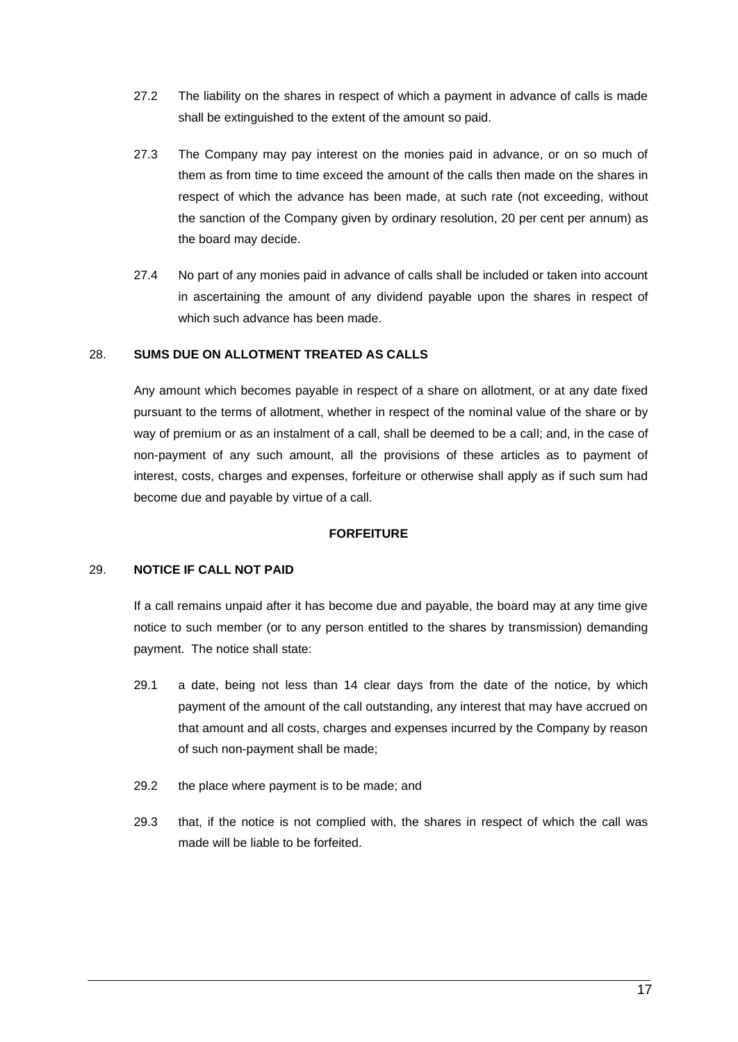27.2 The liability on the shares in respect of which a payment in advance of calls is made shall be extinguished to the extent of the amount so paid.

27.3 The Company may pay interest on the monies paid in advance, or on so much of them as from time to time exceed the amount of the calls then made on the shares in respect of which the advance has been made, at such rate (not exceeding, without the sanction of the Company given by ordinary resolution, 20 per cent per annum) as the board may decide.

27.4 No part of any monies paid in advance of calls shall be included or taken into account in ascertaining the amount of any dividend payable upon the shares in respect of which such advance has been made.

28. **SUMS DUE ON ALLOTMENT TREATED AS CALLS**

Any amount which becomes payable in respect of a share on allotment, or at any date fixed pursuant to the terms of allotment, whether in respect of the nominal value of the share or by way of premium or as an instalment of a call, shall be deemed to be a call; and, in the case of non-payment of any such amount, all the provisions of these articles as to payment of interest, costs, charges and expenses, forfeiture or otherwise shall apply as if such sum had become due and payable by virtue of a call.

## FORFEITURE

29. **NOTICE IF CALL NOT PAID**

If a call remains unpaid after it has become due and payable, the board may at any time give notice to such member (or to any person entitled to the shares by transmission) demanding payment. The notice shall state:

29.1 a date, being not less than 14 clear days from the date of the notice, by which payment of the amount of the call outstanding, any interest that may have accrued on that amount and all costs, charges and expenses incurred by the Company by reason of such non-payment shall be made;

29.2 the place where payment is to be made; and

29.3 that, if the notice is not complied with, the shares in respect of which the call was made will be liable to be forfeited.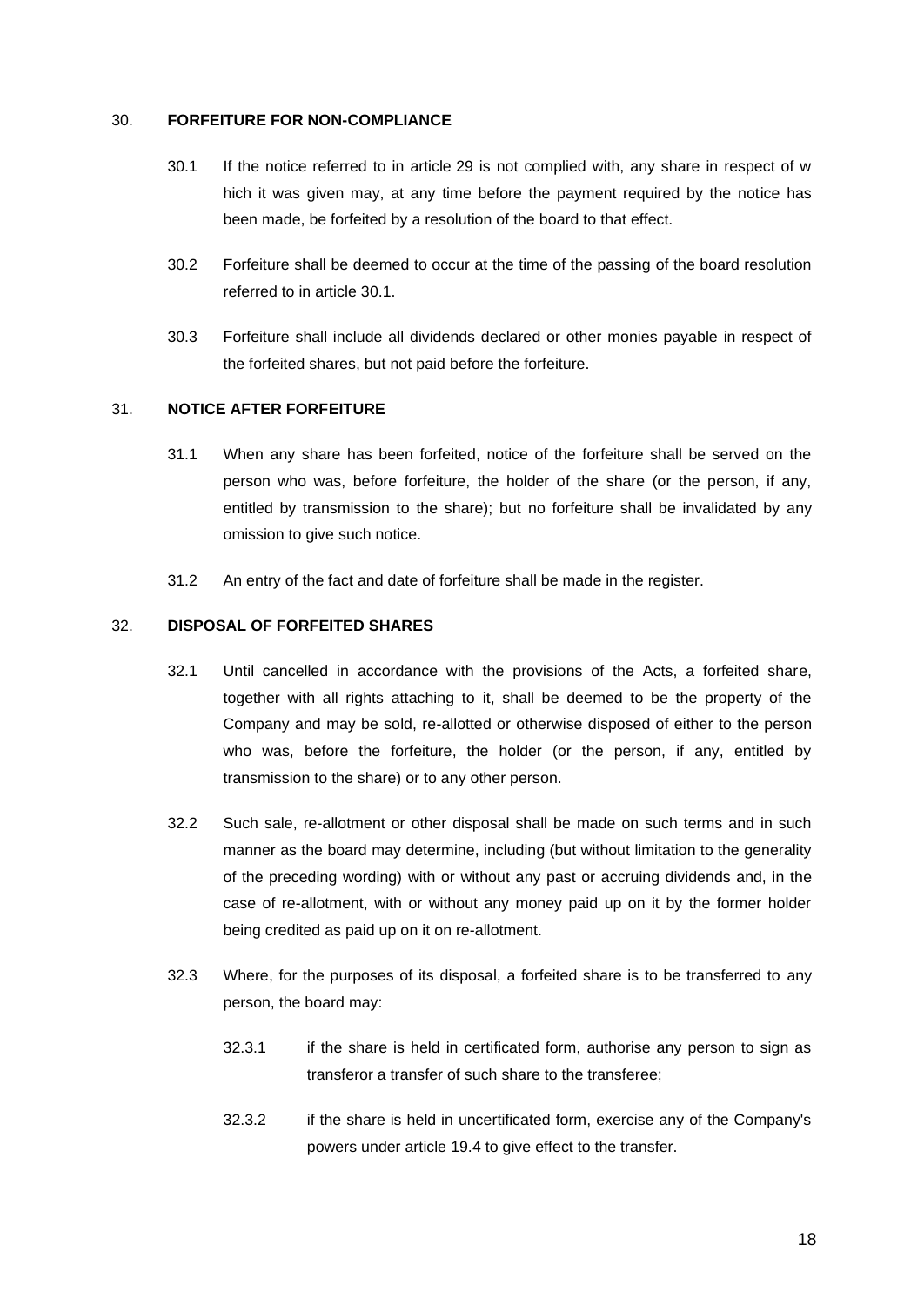## 30. FORFEITURE FOR NON-COMPLIANCE

30.1 If the notice referred to in article 29 is not complied with, any share in respect of w hich it was given may, at any time before the payment required by the notice has been made, be forfeited by a resolution of the board to that effect.

30.2 Forfeiture shall be deemed to occur at the time of the passing of the board resolution referred to in article 30.1.

30.3 Forfeiture shall include all dividends declared or other monies payable in respect of the forfeited shares, but not paid before the forfeiture.

## 31. NOTICE AFTER FORFEITURE

31.1 When any share has been forfeited, notice of the forfeiture shall be served on the person who was, before forfeiture, the holder of the share (or the person, if any, entitled by transmission to the share); but no forfeiture shall be invalidated by any omission to give such notice.

31.2 An entry of the fact and date of forfeiture shall be made in the register.

## 32. DISPOSAL OF FORFEITED SHARES

32.1 Until cancelled in accordance with the provisions of the Acts, a forfeited share, together with all rights attaching to it, shall be deemed to be the property of the Company and may be sold, re-allotted or otherwise disposed of either to the person who was, before the forfeiture, the holder (or the person, if any, entitled by transmission to the share) or to any other person.

32.2 Such sale, re-allotment or other disposal shall be made on such terms and in such manner as the board may determine, including (but without limitation to the generality of the preceding wording) with or without any past or accruing dividends and, in the case of re-allotment, with or without any money paid up on it by the former holder being credited as paid up on it on re-allotment.

32.3 Where, for the purposes of its disposal, a forfeited share is to be transferred to any person, the board may:

32.3.1 if the share is held in certificated form, authorise any person to sign as transferor a transfer of such share to the transferee;

32.3.2 if the share is held in uncertificated form, exercise any of the Company's powers under article 19.4 to give effect to the transfer.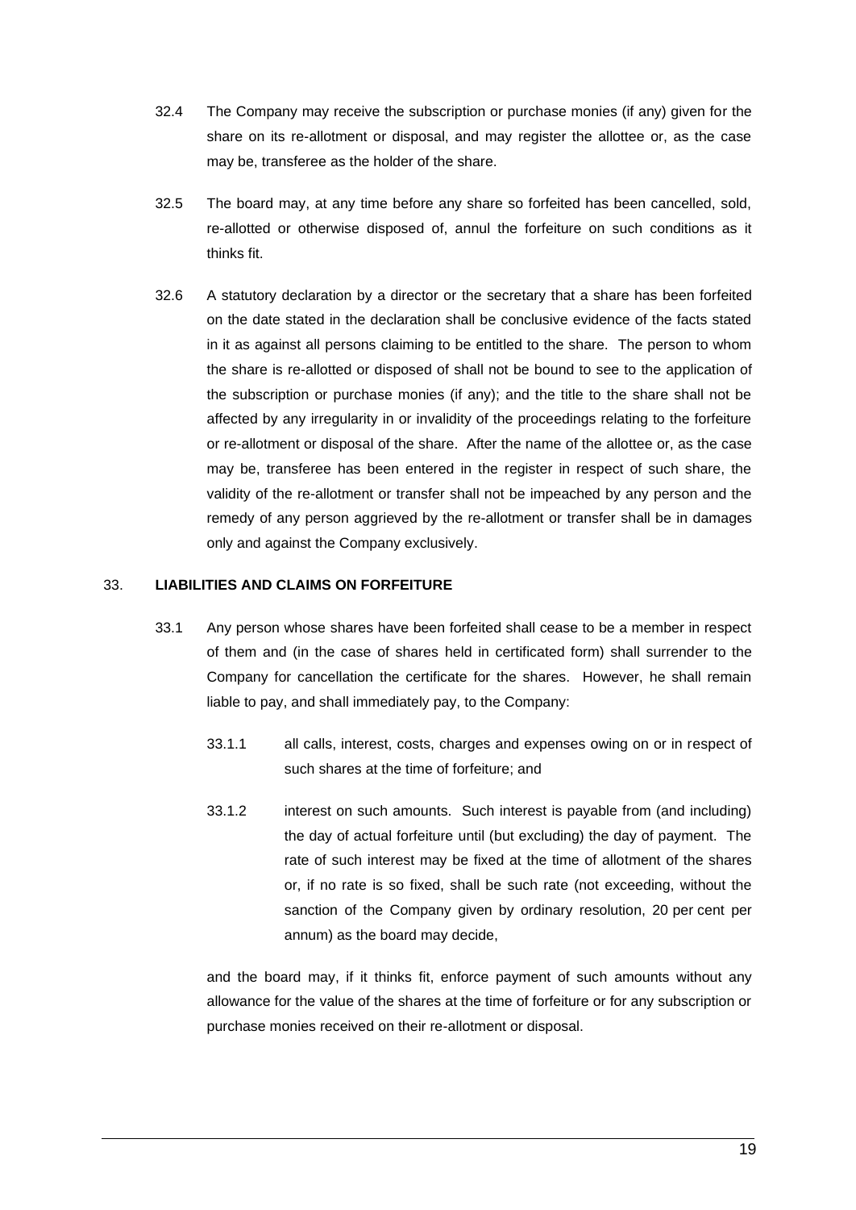32.4 The Company may receive the subscription or purchase monies (if any) given for the share on its re-allotment or disposal, and may register the allottee or, as the case may be, transferee as the holder of the share.

32.5 The board may, at any time before any share so forfeited has been cancelled, sold, re-allotted or otherwise disposed of, annul the forfeiture on such conditions as it thinks fit.

32.6 A statutory declaration by a director or the secretary that a share has been forfeited on the date stated in the declaration shall be conclusive evidence of the facts stated in it as against all persons claiming to be entitled to the share. The person to whom the share is re-allotted or disposed of shall not be bound to see to the application of the subscription or purchase monies (if any); and the title to the share shall not be affected by any irregularity in or invalidity of the proceedings relating to the forfeiture or re-allotment or disposal of the share. After the name of the allottee or, as the case may be, transferee has been entered in the register in respect of such share, the validity of the re-allotment or transfer shall not be impeached by any person and the remedy of any person aggrieved by the re-allotment or transfer shall be in damages only and against the Company exclusively.

## 33. LIABILITIES AND CLAIMS ON FORFEITURE

33.1 Any person whose shares have been forfeited shall cease to be a member in respect of them and (in the case of shares held in certificated form) shall surrender to the Company for cancellation the certificate for the shares. However, he shall remain liable to pay, and shall immediately pay, to the Company:

33.1.1 all calls, interest, costs, charges and expenses owing on or in respect of such shares at the time of forfeiture; and

33.1.2 interest on such amounts. Such interest is payable from (and including) the day of actual forfeiture until (but excluding) the day of payment. The rate of such interest may be fixed at the time of allotment of the shares or, if no rate is so fixed, shall be such rate (not exceeding, without the sanction of the Company given by ordinary resolution, 20 per cent per annum) as the board may decide,

and the board may, if it thinks fit, enforce payment of such amounts without any allowance for the value of the shares at the time of forfeiture or for any subscription or purchase monies received on their re-allotment or disposal.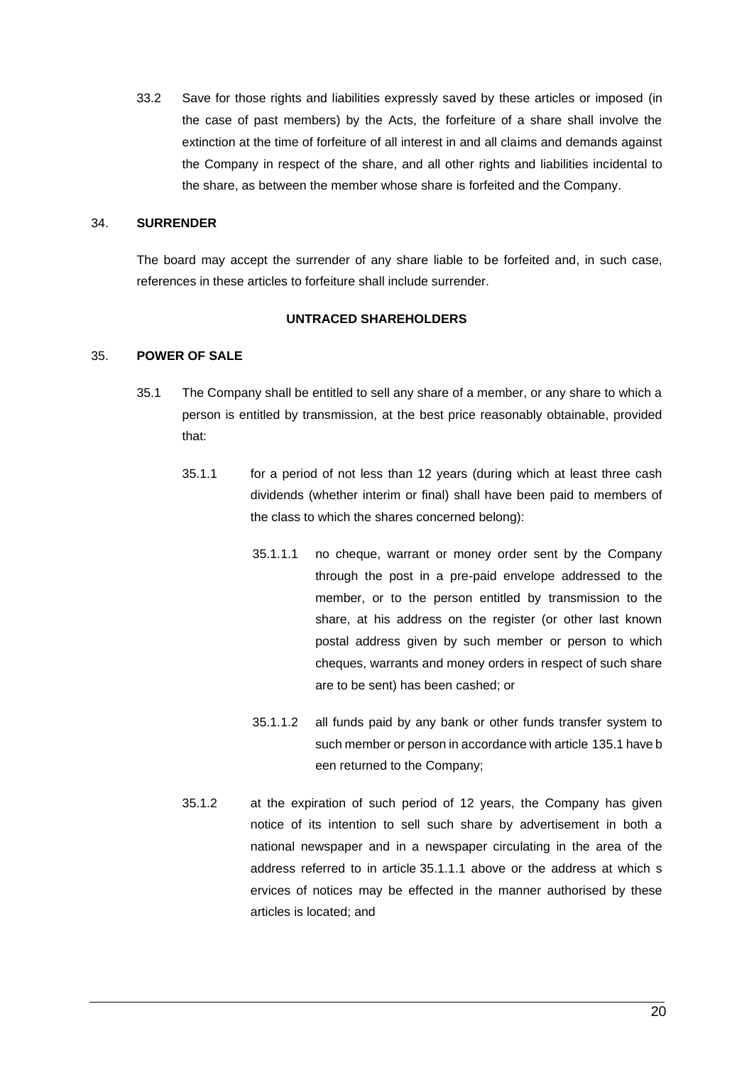33.2 Save for those rights and liabilities expressly saved by these articles or imposed (in the case of past members) by the Acts, the forfeiture of a share shall involve the extinction at the time of forfeiture of all interest in and all claims and demands against the Company in respect of the share, and all other rights and liabilities incidental to the share, as between the member whose share is forfeited and the Company.

34. **SURRENDER**

The board may accept the surrender of any share liable to be forfeited and, in such case, references in these articles to forfeiture shall include surrender.

**UNTRACED SHAREHOLDERS**

35. **POWER OF SALE**

35.1 The Company shall be entitled to sell any share of a member, or any share to which a person is entitled by transmission, at the best price reasonably obtainable, provided that:

35.1.1 for a period of not less than 12 years (during which at least three cash dividends (whether interim or final) shall have been paid to members of the class to which the shares concerned belong):

35.1.1.1 no cheque, warrant or money order sent by the Company through the post in a pre-paid envelope addressed to the member, or to the person entitled by transmission to the share, at his address on the register (or other last known postal address given by such member or person to which cheques, warrants and money orders in respect of such share are to be sent) has been cashed; or

35.1.1.2 all funds paid by any bank or other funds transfer system to such member or person in accordance with article 135.1 have been returned to the Company;

35.1.2 at the expiration of such period of 12 years, the Company has given notice of its intention to sell such share by advertisement in both a national newspaper and in a newspaper circulating in the area of the address referred to in article 35.1.1.1 above or the address at which services of notices may be effected in the manner authorised by these articles is located; and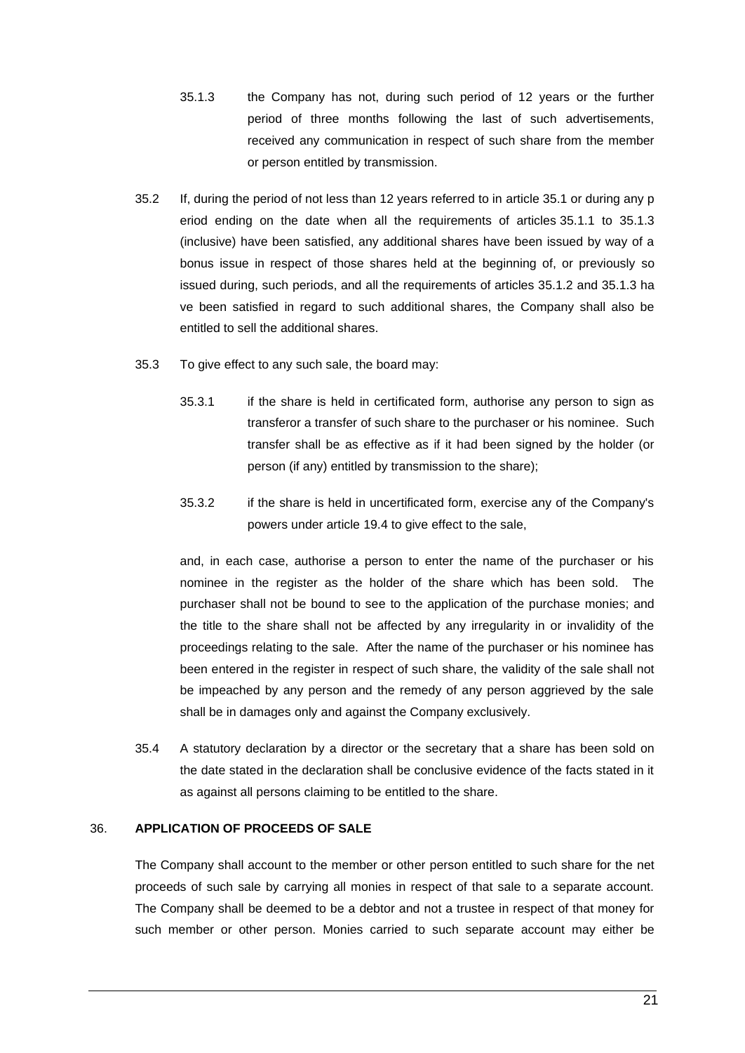35.1.3 the Company has not, during such period of 12 years or the further period of three months following the last of such advertisements, received any communication in respect of such share from the member or person entitled by transmission.

35.2 If, during the period of not less than 12 years referred to in article 35.1 or during any period ending on the date when all the requirements of articles 35.1.1 to 35.1.3 (inclusive) have been satisfied, any additional shares have been issued by way of a bonus issue in respect of those shares held at the beginning of, or previously so issued during, such periods, and all the requirements of articles 35.1.2 and 35.1.3 have been satisfied in regard to such additional shares, the Company shall also be entitled to sell the additional shares.

35.3 To give effect to any such sale, the board may:

35.3.1 if the share is held in certificated form, authorise any person to sign as transferor a transfer of such share to the purchaser or his nominee. Such transfer shall be as effective as if it had been signed by the holder (or person (if any) entitled by transmission to the share);

35.3.2 if the share is held in uncertificated form, exercise any of the Company's powers under article 19.4 to give effect to the sale,

and, in each case, authorise a person to enter the name of the purchaser or his nominee in the register as the holder of the share which has been sold. The purchaser shall not be bound to see to the application of the purchase monies; and the title to the share shall not be affected by any irregularity in or invalidity of the proceedings relating to the sale. After the name of the purchaser or his nominee has been entered in the register in respect of such share, the validity of the sale shall not be impeached by any person and the remedy of any person aggrieved by the sale shall be in damages only and against the Company exclusively.

35.4 A statutory declaration by a director or the secretary that a share has been sold on the date stated in the declaration shall be conclusive evidence of the facts stated in it as against all persons claiming to be entitled to the share.

## 36. APPLICATION OF PROCEEDS OF SALE

The Company shall account to the member or other person entitled to such share for the net proceeds of such sale by carrying all monies in respect of that sale to a separate account. The Company shall be deemed to be a debtor and not a trustee in respect of that money for such member or other person. Monies carried to such separate account may either be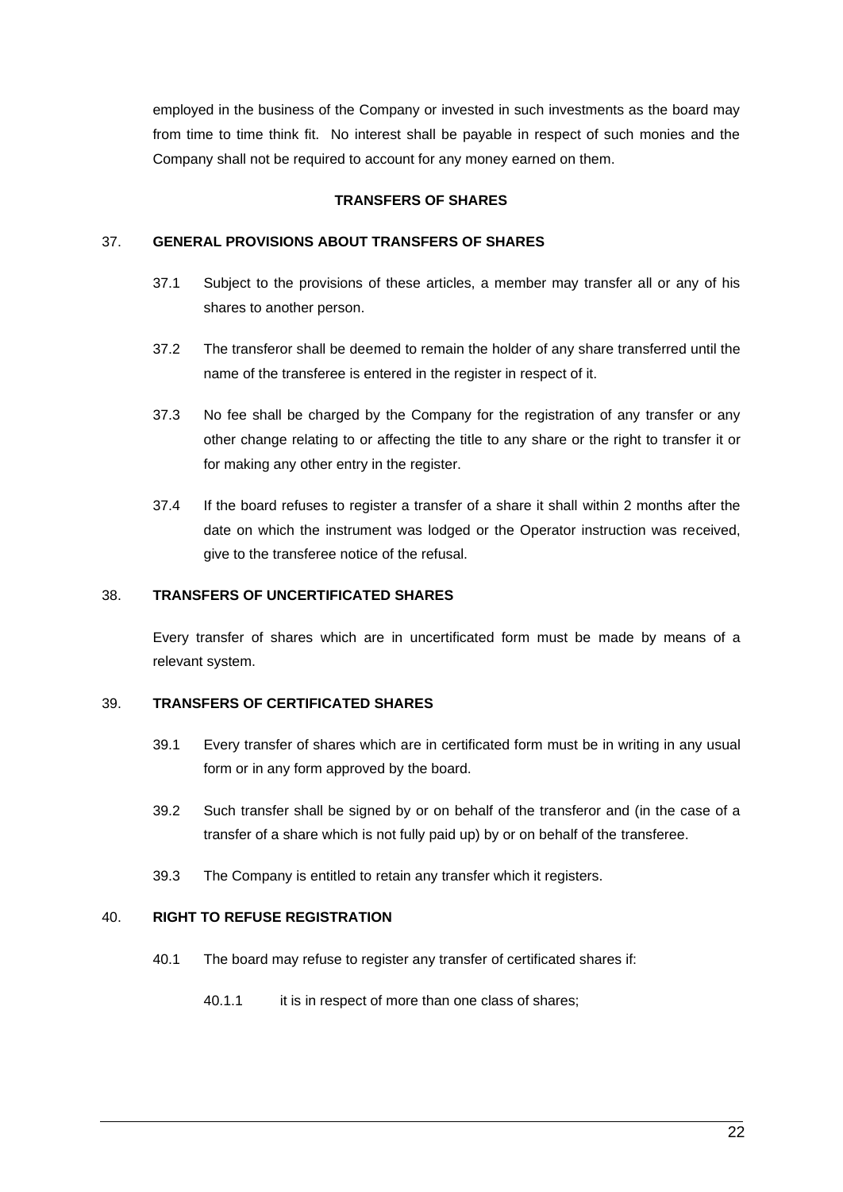employed in the business of the Company or invested in such investments as the board may from time to time think fit. No interest shall be payable in respect of such monies and the Company shall not be required to account for any money earned on them.

## TRANSFERS OF SHARES

### 37. GENERAL PROVISIONS ABOUT TRANSFERS OF SHARES

37.1 Subject to the provisions of these articles, a member may transfer all or any of his shares to another person.

37.2 The transferor shall be deemed to remain the holder of any share transferred until the name of the transferee is entered in the register in respect of it.

37.3 No fee shall be charged by the Company for the registration of any transfer or any other change relating to or affecting the title to any share or the right to transfer it or for making any other entry in the register.

37.4 If the board refuses to register a transfer of a share it shall within 2 months after the date on which the instrument was lodged or the Operator instruction was received, give to the transferee notice of the refusal.

### 38. TRANSFERS OF UNCERTIFICATED SHARES

Every transfer of shares which are in uncertificated form must be made by means of a relevant system.

### 39. TRANSFERS OF CERTIFICATED SHARES

39.1 Every transfer of shares which are in certificated form must be in writing in any usual form or in any form approved by the board.

39.2 Such transfer shall be signed by or on behalf of the transferor and (in the case of a transfer of a share which is not fully paid up) by or on behalf of the transferee.

39.3 The Company is entitled to retain any transfer which it registers.

### 40. RIGHT TO REFUSE REGISTRATION

40.1 The board may refuse to register any transfer of certificated shares if:

40.1.1 it is in respect of more than one class of shares;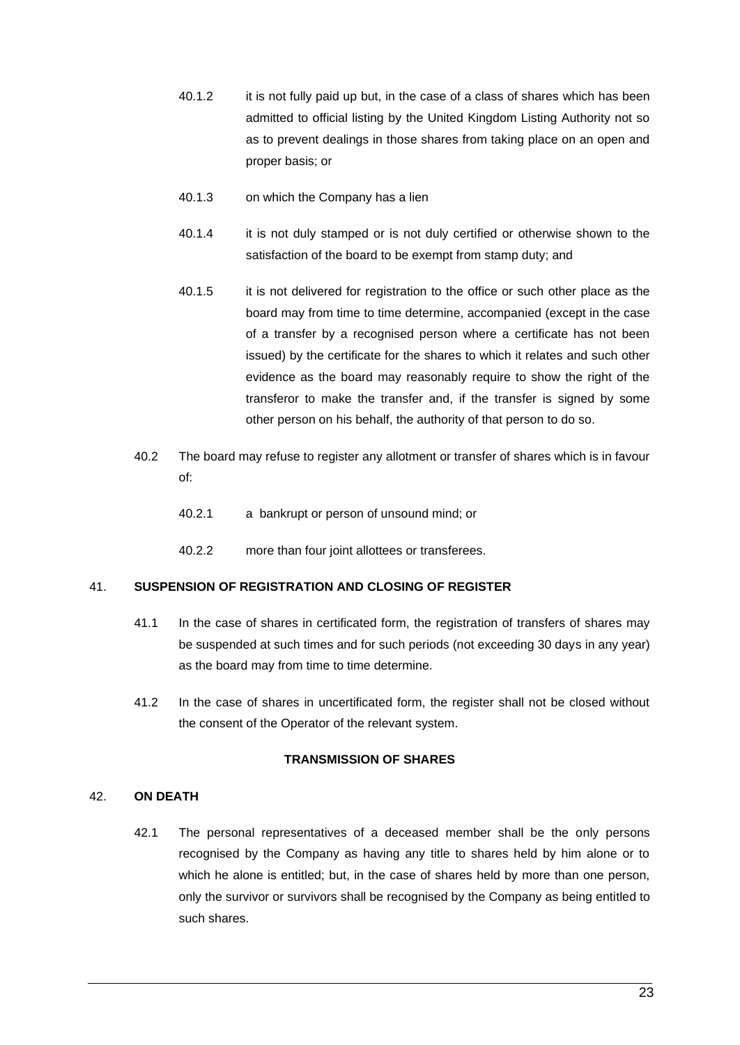40.1.2 it is not fully paid up but, in the case of a class of shares which has been admitted to official listing by the United Kingdom Listing Authority not so as to prevent dealings in those shares from taking place on an open and proper basis; or

40.1.3 on which the Company has a lien

40.1.4 it is not duly stamped or is not duly certified or otherwise shown to the satisfaction of the board to be exempt from stamp duty; and

40.1.5 it is not delivered for registration to the office or such other place as the board may from time to time determine, accompanied (except in the case of a transfer by a recognised person where a certificate has not been issued) by the certificate for the shares to which it relates and such other evidence as the board may reasonably require to show the right of the transferor to make the transfer and, if the transfer is signed by some other person on his behalf, the authority of that person to do so.

40.2 The board may refuse to register any allotment or transfer of shares which is in favour of:

40.2.1 a bankrupt or person of unsound mind; or

40.2.2 more than four joint allottees or transferees.

## 41. SUSPENSION OF REGISTRATION AND CLOSING OF REGISTER

41.1 In the case of shares in certificated form, the registration of transfers of shares may be suspended at such times and for such periods (not exceeding 30 days in any year) as the board may from time to time determine.

41.2 In the case of shares in uncertificated form, the register shall not be closed without the consent of the Operator of the relevant system.

## TRANSMISSION OF SHARES

## 42. ON DEATH

42.1 The personal representatives of a deceased member shall be the only persons recognised by the Company as having any title to shares held by him alone or to which he alone is entitled; but, in the case of shares held by more than one person, only the survivor or survivors shall be recognised by the Company as being entitled to such shares.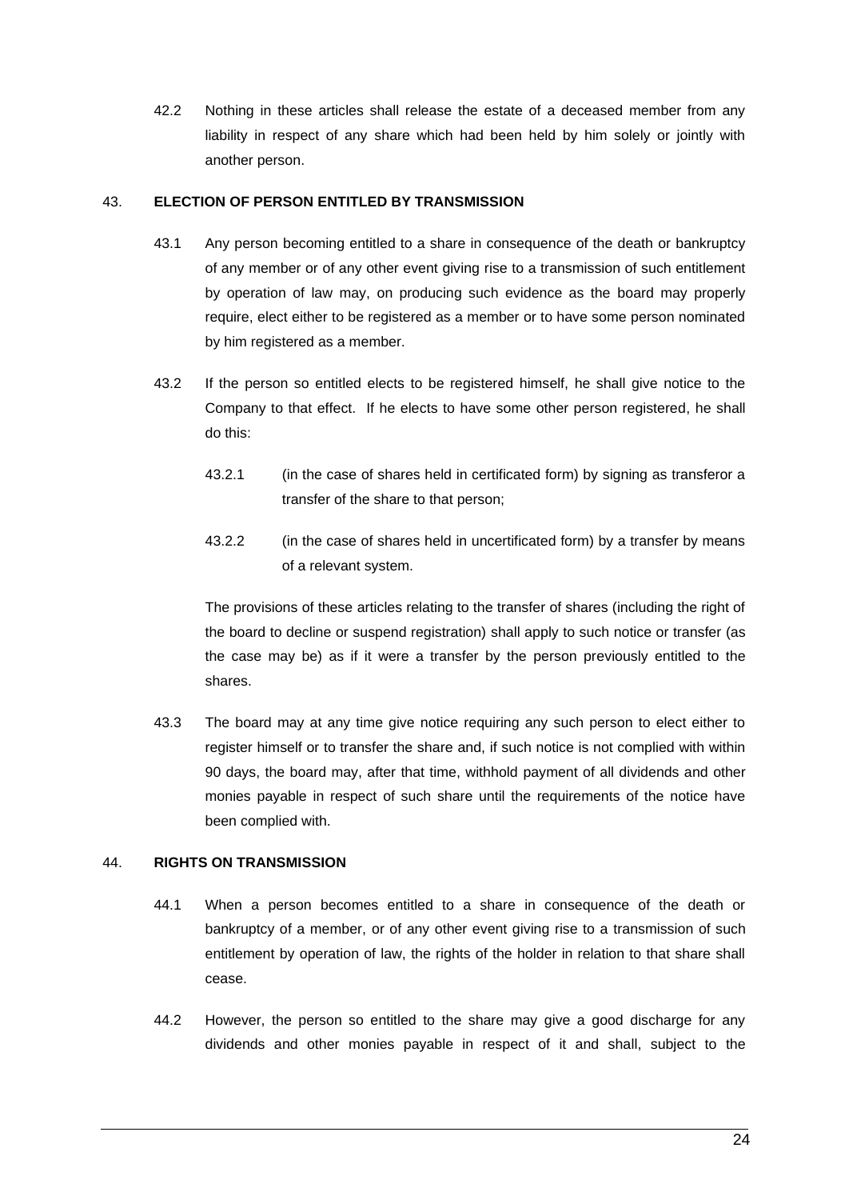42.2 Nothing in these articles shall release the estate of a deceased member from any liability in respect of any share which had been held by him solely or jointly with another person.

## 43. ELECTION OF PERSON ENTITLED BY TRANSMISSION

43.1 Any person becoming entitled to a share in consequence of the death or bankruptcy of any member or of any other event giving rise to a transmission of such entitlement by operation of law may, on producing such evidence as the board may properly require, elect either to be registered as a member or to have some person nominated by him registered as a member.

43.2 If the person so entitled elects to be registered himself, he shall give notice to the Company to that effect. If he elects to have some other person registered, he shall do this:

43.2.1 (in the case of shares held in certificated form) by signing as transferor a transfer of the share to that person;

43.2.2 (in the case of shares held in uncertificated form) by a transfer by means of a relevant system.

The provisions of these articles relating to the transfer of shares (including the right of the board to decline or suspend registration) shall apply to such notice or transfer (as the case may be) as if it were a transfer by the person previously entitled to the shares.

43.3 The board may at any time give notice requiring any such person to elect either to register himself or to transfer the share and, if such notice is not complied with within 90 days, the board may, after that time, withhold payment of all dividends and other monies payable in respect of such share until the requirements of the notice have been complied with.

## 44. RIGHTS ON TRANSMISSION

44.1 When a person becomes entitled to a share in consequence of the death or bankruptcy of a member, or of any other event giving rise to a transmission of such entitlement by operation of law, the rights of the holder in relation to that share shall cease.

44.2 However, the person so entitled to the share may give a good discharge for any dividends and other monies payable in respect of it and shall, subject to the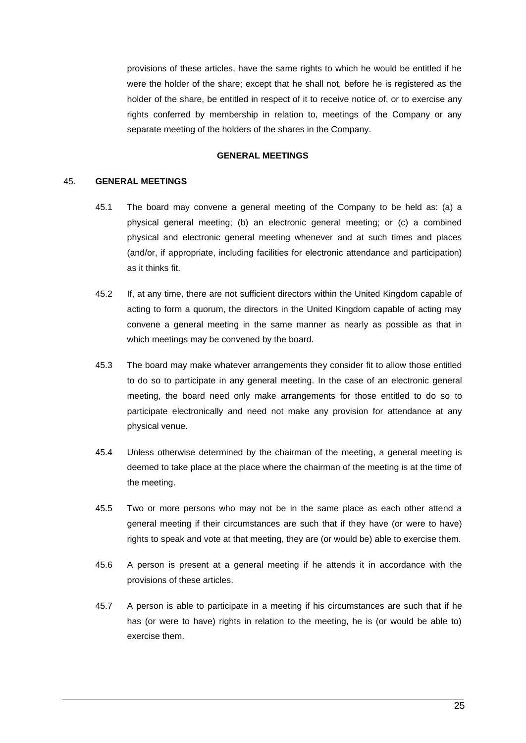provisions of these articles, have the same rights to which he would be entitled if he were the holder of the share; except that he shall not, before he is registered as the holder of the share, be entitled in respect of it to receive notice of, or to exercise any rights conferred by membership in relation to, meetings of the Company or any separate meeting of the holders of the shares in the Company.

## GENERAL MEETINGS

### 45. GENERAL MEETINGS

45.1 The board may convene a general meeting of the Company to be held as: (a) a physical general meeting; (b) an electronic general meeting; or (c) a combined physical and electronic general meeting whenever and at such times and places (and/or, if appropriate, including facilities for electronic attendance and participation) as it thinks fit.

45.2 If, at any time, there are not sufficient directors within the United Kingdom capable of acting to form a quorum, the directors in the United Kingdom capable of acting may convene a general meeting in the same manner as nearly as possible as that in which meetings may be convened by the board.

45.3 The board may make whatever arrangements they consider fit to allow those entitled to do so to participate in any general meeting. In the case of an electronic general meeting, the board need only make arrangements for those entitled to do so to participate electronically and need not make any provision for attendance at any physical venue.

45.4 Unless otherwise determined by the chairman of the meeting, a general meeting is deemed to take place at the place where the chairman of the meeting is at the time of the meeting.

45.5 Two or more persons who may not be in the same place as each other attend a general meeting if their circumstances are such that if they have (or were to have) rights to speak and vote at that meeting, they are (or would be) able to exercise them.

45.6 A person is present at a general meeting if he attends it in accordance with the provisions of these articles.

45.7 A person is able to participate in a meeting if his circumstances are such that if he has (or were to have) rights in relation to the meeting, he is (or would be able to) exercise them.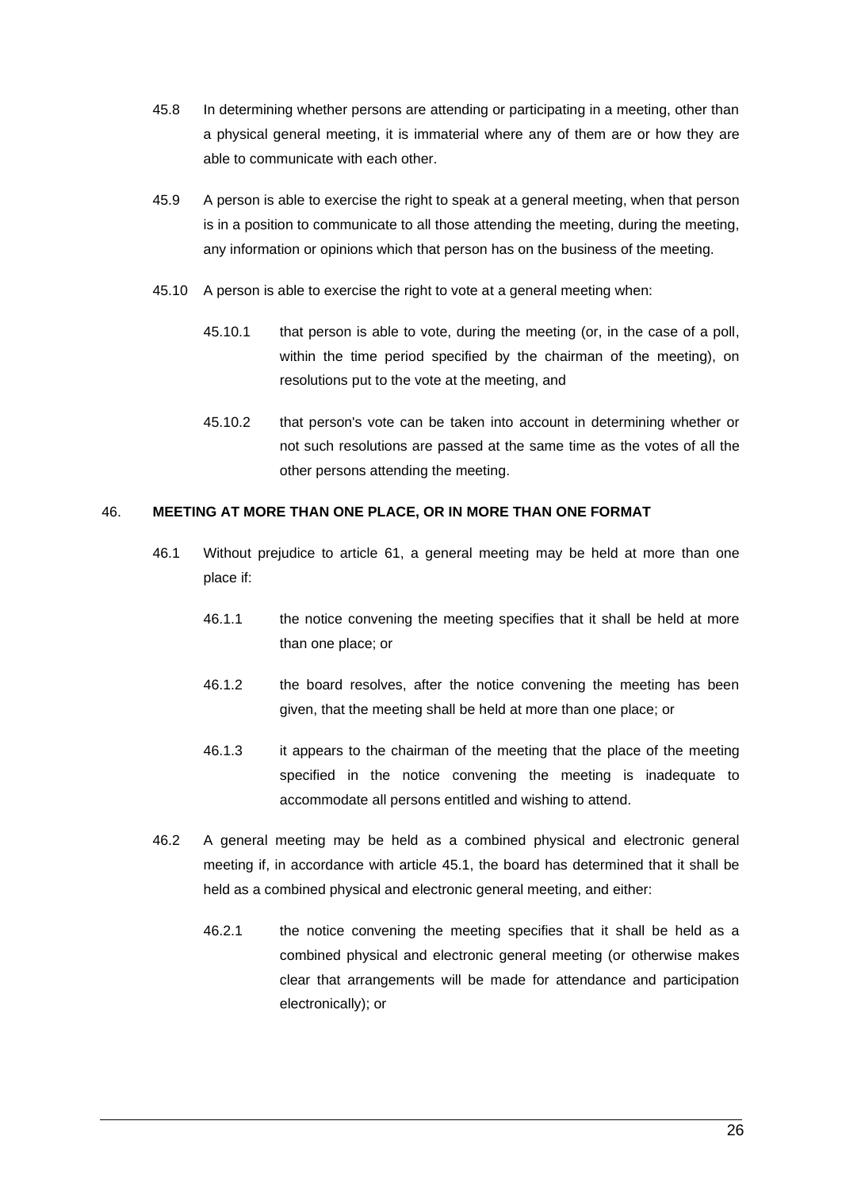45.8 In determining whether persons are attending or participating in a meeting, other than a physical general meeting, it is immaterial where any of them are or how they are able to communicate with each other.

45.9 A person is able to exercise the right to speak at a general meeting, when that person is in a position to communicate to all those attending the meeting, during the meeting, any information or opinions which that person has on the business of the meeting.

45.10 A person is able to exercise the right to vote at a general meeting when:

45.10.1 that person is able to vote, during the meeting (or, in the case of a poll, within the time period specified by the chairman of the meeting), on resolutions put to the vote at the meeting, and

45.10.2 that person's vote can be taken into account in determining whether or not such resolutions are passed at the same time as the votes of all the other persons attending the meeting.

## 46. MEETING AT MORE THAN ONE PLACE, OR IN MORE THAN ONE FORMAT

46.1 Without prejudice to article 61, a general meeting may be held at more than one place if:

46.1.1 the notice convening the meeting specifies that it shall be held at more than one place; or

46.1.2 the board resolves, after the notice convening the meeting has been given, that the meeting shall be held at more than one place; or

46.1.3 it appears to the chairman of the meeting that the place of the meeting specified in the notice convening the meeting is inadequate to accommodate all persons entitled and wishing to attend.

46.2 A general meeting may be held as a combined physical and electronic general meeting if, in accordance with article 45.1, the board has determined that it shall be held as a combined physical and electronic general meeting, and either:

46.2.1 the notice convening the meeting specifies that it shall be held as a combined physical and electronic general meeting (or otherwise makes clear that arrangements will be made for attendance and participation electronically); or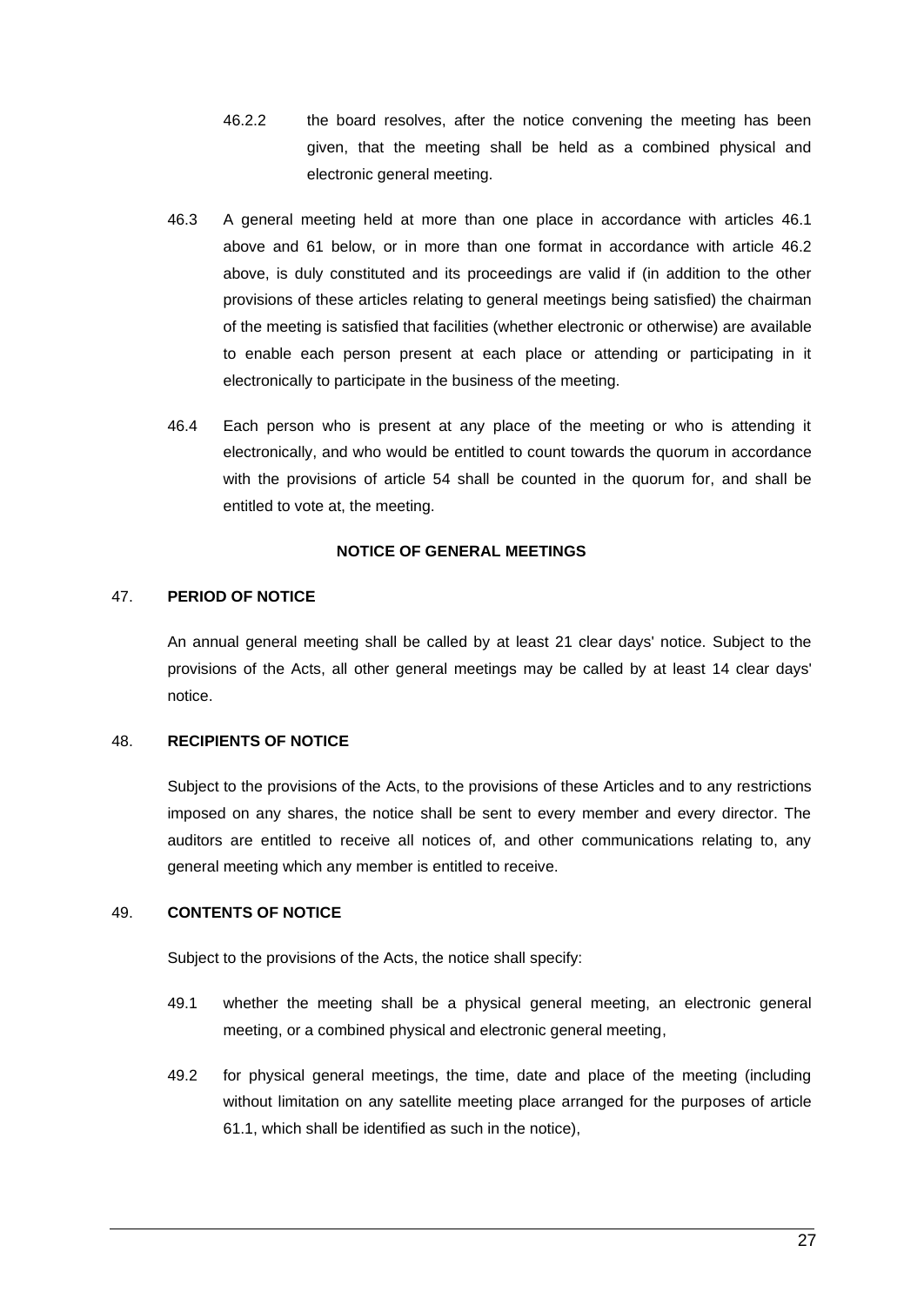46.2.2 the board resolves, after the notice convening the meeting has been given, that the meeting shall be held as a combined physical and electronic general meeting.

46.3 A general meeting held at more than one place in accordance with articles 46.1 above and 61 below, or in more than one format in accordance with article 46.2 above, is duly constituted and its proceedings are valid if (in addition to the other provisions of these articles relating to general meetings being satisfied) the chairman of the meeting is satisfied that facilities (whether electronic or otherwise) are available to enable each person present at each place or attending or participating in it electronically to participate in the business of the meeting.

46.4 Each person who is present at any place of the meeting or who is attending it electronically, and who would be entitled to count towards the quorum in accordance with the provisions of article 54 shall be counted in the quorum for, and shall be entitled to vote at, the meeting.

**NOTICE OF GENERAL MEETINGS**

47. **PERIOD OF NOTICE**

An annual general meeting shall be called by at least 21 clear days' notice. Subject to the provisions of the Acts, all other general meetings may be called by at least 14 clear days' notice.

48. **RECIPIENTS OF NOTICE**

Subject to the provisions of the Acts, to the provisions of these Articles and to any restrictions imposed on any shares, the notice shall be sent to every member and every director. The auditors are entitled to receive all notices of, and other communications relating to, any general meeting which any member is entitled to receive.

49. **CONTENTS OF NOTICE**

Subject to the provisions of the Acts, the notice shall specify:

49.1 whether the meeting shall be a physical general meeting, an electronic general meeting, or a combined physical and electronic general meeting,

49.2 for physical general meetings, the time, date and place of the meeting (including without limitation on any satellite meeting place arranged for the purposes of article 61.1, which shall be identified as such in the notice),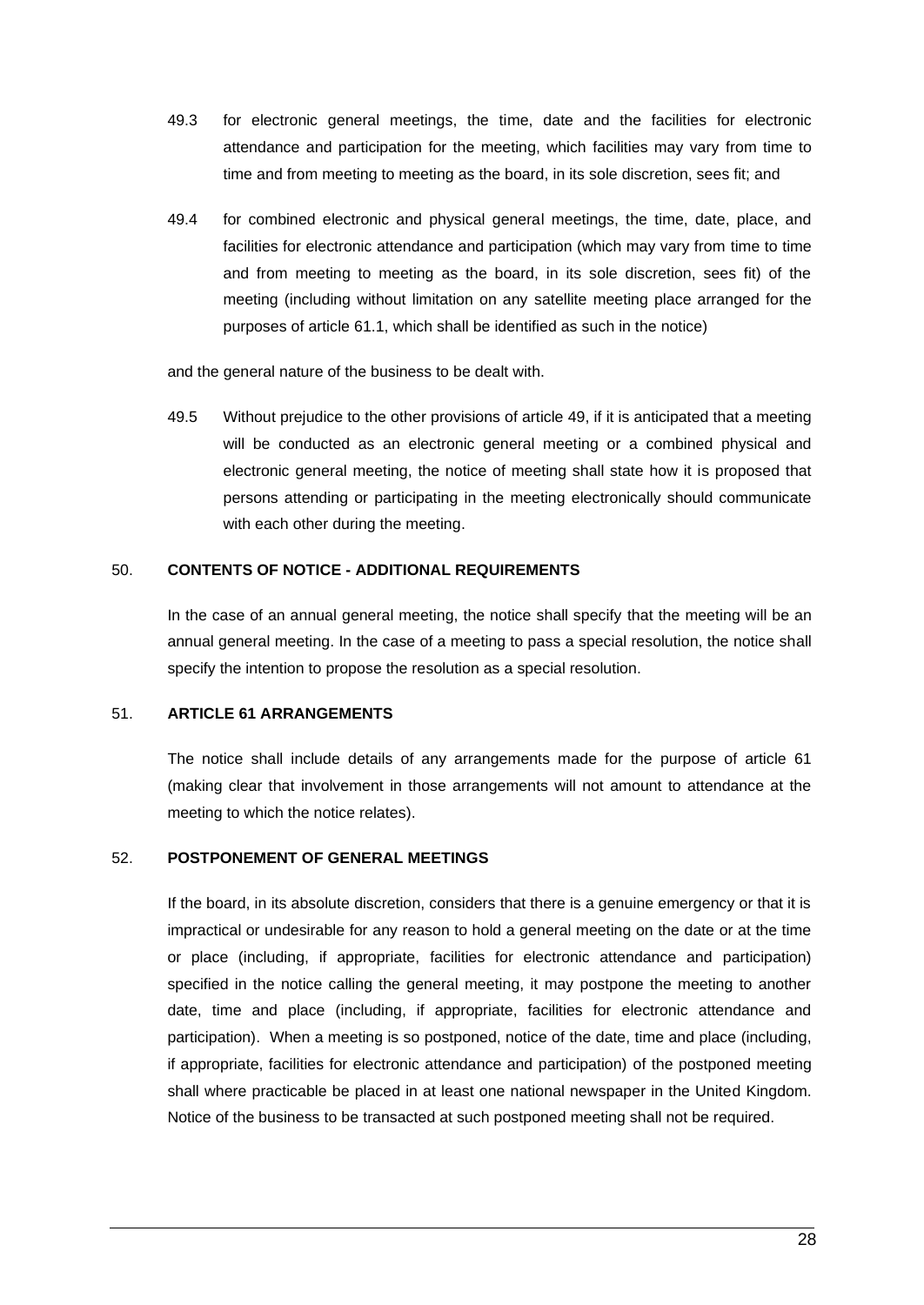49.3 for electronic general meetings, the time, date and the facilities for electronic attendance and participation for the meeting, which facilities may vary from time to time and from meeting to meeting as the board, in its sole discretion, sees fit; and

49.4 for combined electronic and physical general meetings, the time, date, place, and facilities for electronic attendance and participation (which may vary from time to time and from meeting to meeting as the board, in its sole discretion, sees fit) of the meeting (including without limitation on any satellite meeting place arranged for the purposes of article 61.1, which shall be identified as such in the notice)

and the general nature of the business to be dealt with.

49.5 Without prejudice to the other provisions of article 49, if it is anticipated that a meeting will be conducted as an electronic general meeting or a combined physical and electronic general meeting, the notice of meeting shall state how it is proposed that persons attending or participating in the meeting electronically should communicate with each other during the meeting.

### 50. CONTENTS OF NOTICE - ADDITIONAL REQUIREMENTS

In the case of an annual general meeting, the notice shall specify that the meeting will be an annual general meeting. In the case of a meeting to pass a special resolution, the notice shall specify the intention to propose the resolution as a special resolution.

### 51. ARTICLE 61 ARRANGEMENTS

The notice shall include details of any arrangements made for the purpose of article 61 (making clear that involvement in those arrangements will not amount to attendance at the meeting to which the notice relates).

### 52. POSTPONEMENT OF GENERAL MEETINGS

If the board, in its absolute discretion, considers that there is a genuine emergency or that it is impractical or undesirable for any reason to hold a general meeting on the date or at the time or place (including, if appropriate, facilities for electronic attendance and participation) specified in the notice calling the general meeting, it may postpone the meeting to another date, time and place (including, if appropriate, facilities for electronic attendance and participation). When a meeting is so postponed, notice of the date, time and place (including, if appropriate, facilities for electronic attendance and participation) of the postponed meeting shall where practicable be placed in at least one national newspaper in the United Kingdom. Notice of the business to be transacted at such postponed meeting shall not be required.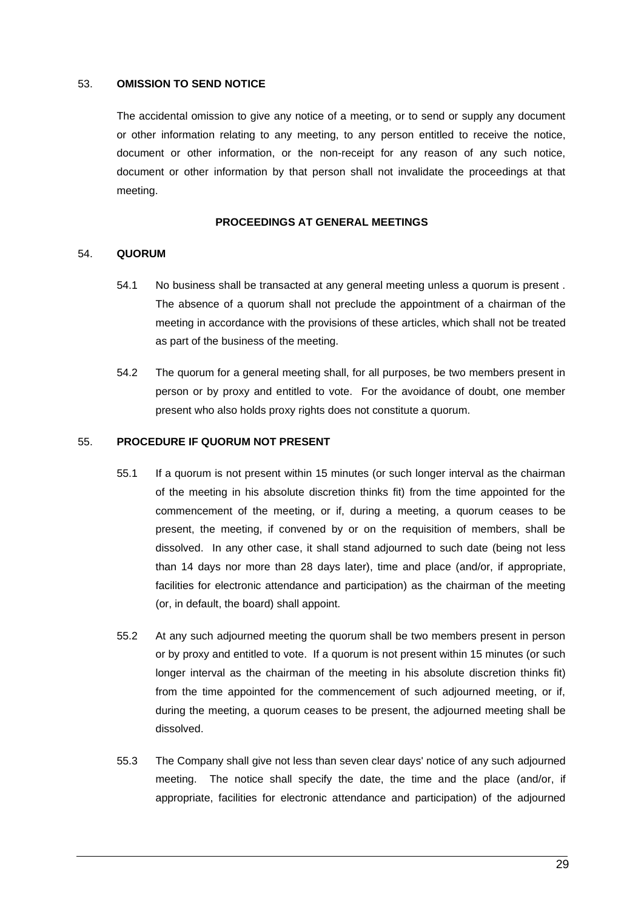53. **OMISSION TO SEND NOTICE**

The accidental omission to give any notice of a meeting, or to send or supply any document or other information relating to any meeting, to any person entitled to receive the notice, document or other information, or the non-receipt for any reason of any such notice, document or other information by that person shall not invalidate the proceedings at that meeting.

**PROCEEDINGS AT GENERAL MEETINGS**

54. **QUORUM**

54.1 No business shall be transacted at any general meeting unless a quorum is present . The absence of a quorum shall not preclude the appointment of a chairman of the meeting in accordance with the provisions of these articles, which shall not be treated as part of the business of the meeting.

54.2 The quorum for a general meeting shall, for all purposes, be two members present in person or by proxy and entitled to vote. For the avoidance of doubt, one member present who also holds proxy rights does not constitute a quorum.

55. **PROCEDURE IF QUORUM NOT PRESENT**

55.1 If a quorum is not present within 15 minutes (or such longer interval as the chairman of the meeting in his absolute discretion thinks fit) from the time appointed for the commencement of the meeting, or if, during a meeting, a quorum ceases to be present, the meeting, if convened by or on the requisition of members, shall be dissolved. In any other case, it shall stand adjourned to such date (being not less than 14 days nor more than 28 days later), time and place (and/or, if appropriate, facilities for electronic attendance and participation) as the chairman of the meeting (or, in default, the board) shall appoint.

55.2 At any such adjourned meeting the quorum shall be two members present in person or by proxy and entitled to vote. If a quorum is not present within 15 minutes (or such longer interval as the chairman of the meeting in his absolute discretion thinks fit) from the time appointed for the commencement of such adjourned meeting, or if, during the meeting, a quorum ceases to be present, the adjourned meeting shall be dissolved.

55.3 The Company shall give not less than seven clear days' notice of any such adjourned meeting. The notice shall specify the date, the time and the place (and/or, if appropriate, facilities for electronic attendance and participation) of the adjourned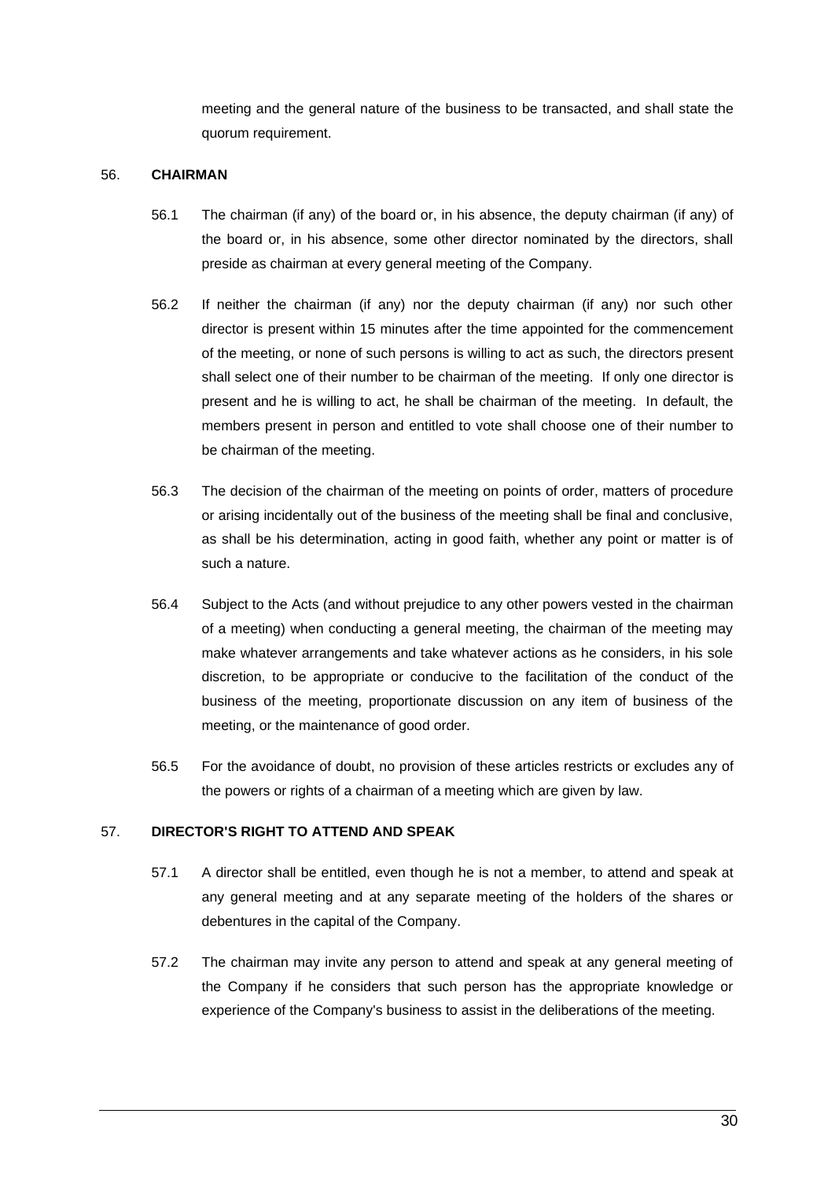meeting and the general nature of the business to be transacted, and shall state the quorum requirement.

## 56. CHAIRMAN

56.1 The chairman (if any) of the board or, in his absence, the deputy chairman (if any) of the board or, in his absence, some other director nominated by the directors, shall preside as chairman at every general meeting of the Company.

56.2 If neither the chairman (if any) nor the deputy chairman (if any) nor such other director is present within 15 minutes after the time appointed for the commencement of the meeting, or none of such persons is willing to act as such, the directors present shall select one of their number to be chairman of the meeting. If only one director is present and he is willing to act, he shall be chairman of the meeting. In default, the members present in person and entitled to vote shall choose one of their number to be chairman of the meeting.

56.3 The decision of the chairman of the meeting on points of order, matters of procedure or arising incidentally out of the business of the meeting shall be final and conclusive, as shall be his determination, acting in good faith, whether any point or matter is of such a nature.

56.4 Subject to the Acts (and without prejudice to any other powers vested in the chairman of a meeting) when conducting a general meeting, the chairman of the meeting may make whatever arrangements and take whatever actions as he considers, in his sole discretion, to be appropriate or conducive to the facilitation of the conduct of the business of the meeting, proportionate discussion on any item of business of the meeting, or the maintenance of good order.

56.5 For the avoidance of doubt, no provision of these articles restricts or excludes any of the powers or rights of a chairman of a meeting which are given by law.

## 57. DIRECTOR'S RIGHT TO ATTEND AND SPEAK

57.1 A director shall be entitled, even though he is not a member, to attend and speak at any general meeting and at any separate meeting of the holders of the shares or debentures in the capital of the Company.

57.2 The chairman may invite any person to attend and speak at any general meeting of the Company if he considers that such person has the appropriate knowledge or experience of the Company's business to assist in the deliberations of the meeting.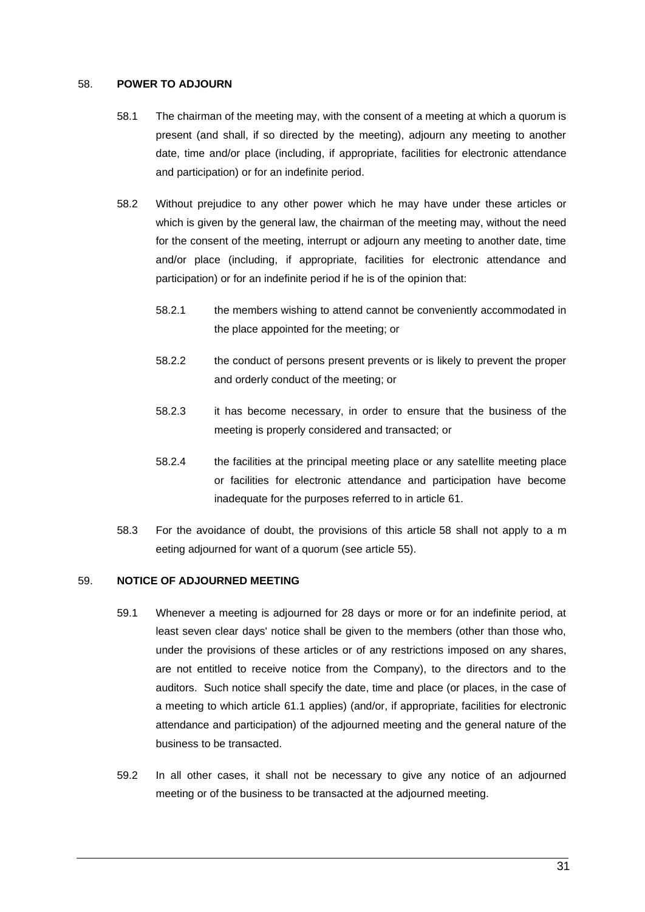58. **POWER TO ADJOURN**

58.1 The chairman of the meeting may, with the consent of a meeting at which a quorum is present (and shall, if so directed by the meeting), adjourn any meeting to another date, time and/or place (including, if appropriate, facilities for electronic attendance and participation) or for an indefinite period.

58.2 Without prejudice to any other power which he may have under these articles or which is given by the general law, the chairman of the meeting may, without the need for the consent of the meeting, interrupt or adjourn any meeting to another date, time and/or place (including, if appropriate, facilities for electronic attendance and participation) or for an indefinite period if he is of the opinion that:

58.2.1 the members wishing to attend cannot be conveniently accommodated in the place appointed for the meeting; or

58.2.2 the conduct of persons present prevents or is likely to prevent the proper and orderly conduct of the meeting; or

58.2.3 it has become necessary, in order to ensure that the business of the meeting is properly considered and transacted; or

58.2.4 the facilities at the principal meeting place or any satellite meeting place or facilities for electronic attendance and participation have become inadequate for the purposes referred to in article 61.

58.3 For the avoidance of doubt, the provisions of this article 58 shall not apply to a m eeting adjourned for want of a quorum (see article 55).

59. **NOTICE OF ADJOURNED MEETING**

59.1 Whenever a meeting is adjourned for 28 days or more or for an indefinite period, at least seven clear days' notice shall be given to the members (other than those who, under the provisions of these articles or of any restrictions imposed on any shares, are not entitled to receive notice from the Company), to the directors and to the auditors. Such notice shall specify the date, time and place (or places, in the case of a meeting to which article 61.1 applies) (and/or, if appropriate, facilities for electronic attendance and participation) of the adjourned meeting and the general nature of the business to be transacted.

59.2 In all other cases, it shall not be necessary to give any notice of an adjourned meeting or of the business to be transacted at the adjourned meeting.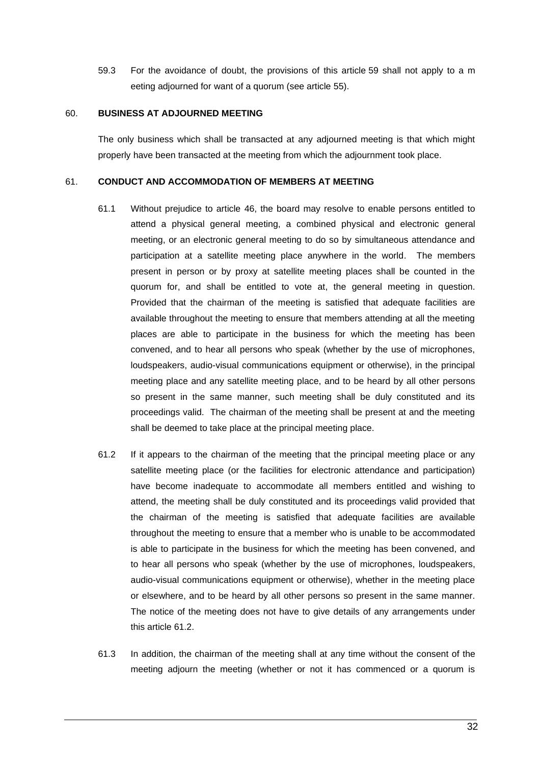59.3 For the avoidance of doubt, the provisions of this article 59 shall not apply to a m eeting adjourned for want of a quorum (see article 55).

## 60. BUSINESS AT ADJOURNED MEETING

The only business which shall be transacted at any adjourned meeting is that which might properly have been transacted at the meeting from which the adjournment took place.

## 61. CONDUCT AND ACCOMMODATION OF MEMBERS AT MEETING

61.1 Without prejudice to article 46, the board may resolve to enable persons entitled to attend a physical general meeting, a combined physical and electronic general meeting, or an electronic general meeting to do so by simultaneous attendance and participation at a satellite meeting place anywhere in the world. The members present in person or by proxy at satellite meeting places shall be counted in the quorum for, and shall be entitled to vote at, the general meeting in question. Provided that the chairman of the meeting is satisfied that adequate facilities are available throughout the meeting to ensure that members attending at all the meeting places are able to participate in the business for which the meeting has been convened, and to hear all persons who speak (whether by the use of microphones, loudspeakers, audio-visual communications equipment or otherwise), in the principal meeting place and any satellite meeting place, and to be heard by all other persons so present in the same manner, such meeting shall be duly constituted and its proceedings valid. The chairman of the meeting shall be present at and the meeting shall be deemed to take place at the principal meeting place.

61.2 If it appears to the chairman of the meeting that the principal meeting place or any satellite meeting place (or the facilities for electronic attendance and participation) have become inadequate to accommodate all members entitled and wishing to attend, the meeting shall be duly constituted and its proceedings valid provided that the chairman of the meeting is satisfied that adequate facilities are available throughout the meeting to ensure that a member who is unable to be accommodated is able to participate in the business for which the meeting has been convened, and to hear all persons who speak (whether by the use of microphones, loudspeakers, audio-visual communications equipment or otherwise), whether in the meeting place or elsewhere, and to be heard by all other persons so present in the same manner. The notice of the meeting does not have to give details of any arrangements under this article 61.2.

61.3 In addition, the chairman of the meeting shall at any time without the consent of the meeting adjourn the meeting (whether or not it has commenced or a quorum is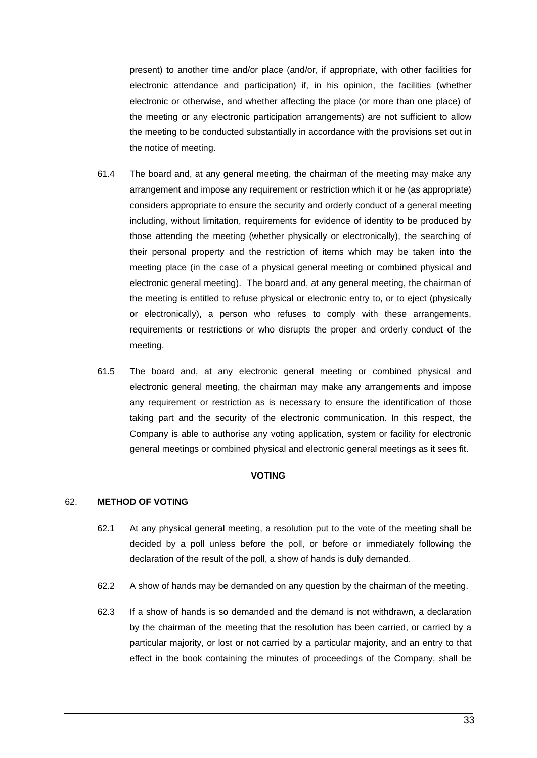present) to another time and/or place (and/or, if appropriate, with other facilities for electronic attendance and participation) if, in his opinion, the facilities (whether electronic or otherwise, and whether affecting the place (or more than one place) of the meeting or any electronic participation arrangements) are not sufficient to allow the meeting to be conducted substantially in accordance with the provisions set out in the notice of meeting.

61.4 The board and, at any general meeting, the chairman of the meeting may make any arrangement and impose any requirement or restriction which it or he (as appropriate) considers appropriate to ensure the security and orderly conduct of a general meeting including, without limitation, requirements for evidence of identity to be produced by those attending the meeting (whether physically or electronically), the searching of their personal property and the restriction of items which may be taken into the meeting place (in the case of a physical general meeting or combined physical and electronic general meeting). The board and, at any general meeting, the chairman of the meeting is entitled to refuse physical or electronic entry to, or to eject (physically or electronically), a person who refuses to comply with these arrangements, requirements or restrictions or who disrupts the proper and orderly conduct of the meeting.

61.5 The board and, at any electronic general meeting or combined physical and electronic general meeting, the chairman may make any arrangements and impose any requirement or restriction as is necessary to ensure the identification of those taking part and the security of the electronic communication. In this respect, the Company is able to authorise any voting application, system or facility for electronic general meetings or combined physical and electronic general meetings as it sees fit.

**VOTING**

62. **METHOD OF VOTING**

62.1 At any physical general meeting, a resolution put to the vote of the meeting shall be decided by a poll unless before the poll, or before or immediately following the declaration of the result of the poll, a show of hands is duly demanded.

62.2 A show of hands may be demanded on any question by the chairman of the meeting.

62.3 If a show of hands is so demanded and the demand is not withdrawn, a declaration by the chairman of the meeting that the resolution has been carried, or carried by a particular majority, or lost or not carried by a particular majority, and an entry to that effect in the book containing the minutes of proceedings of the Company, shall be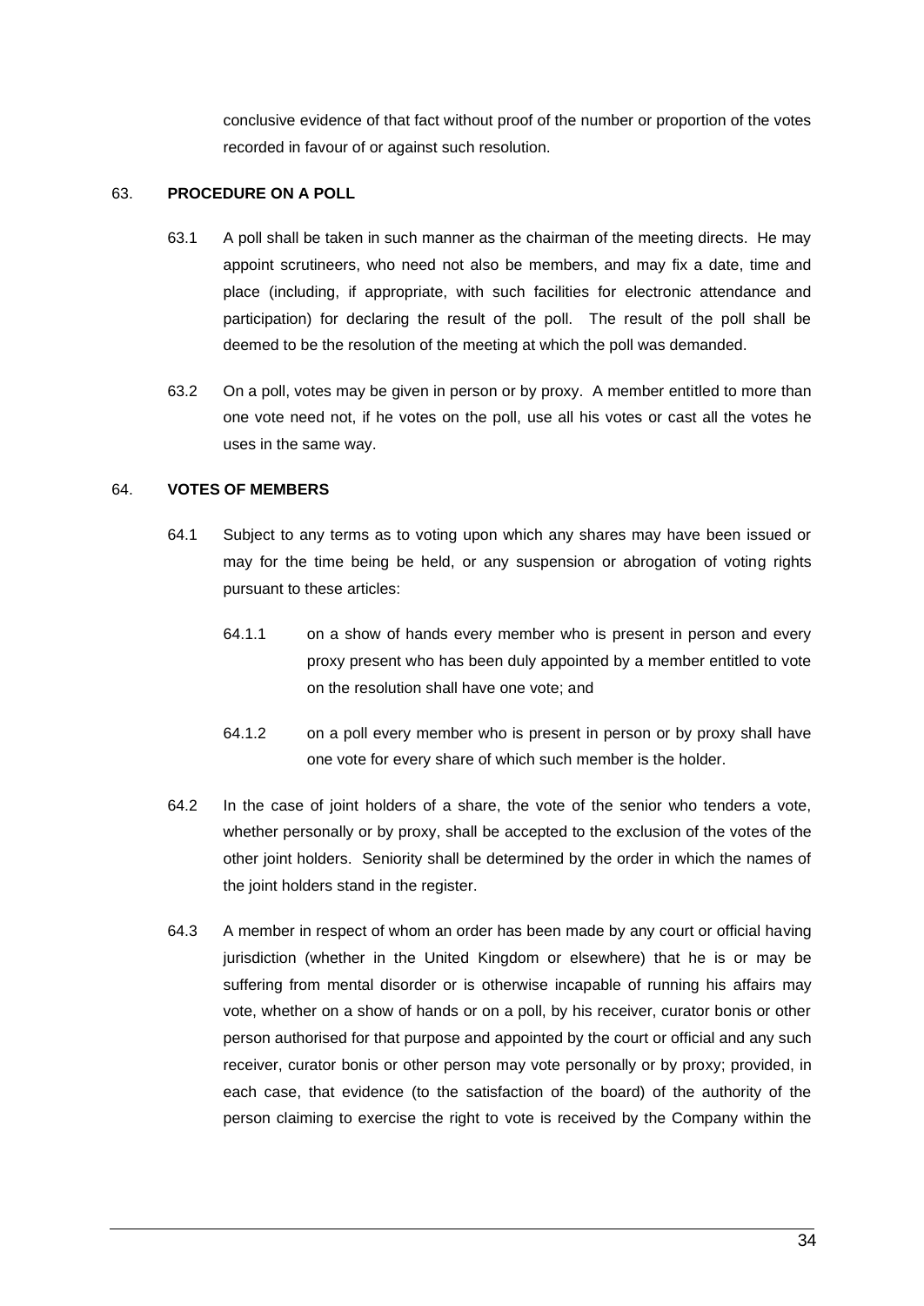conclusive evidence of that fact without proof of the number or proportion of the votes recorded in favour of or against such resolution.

## 63. PROCEDURE ON A POLL

63.1 A poll shall be taken in such manner as the chairman of the meeting directs. He may appoint scrutineers, who need not also be members, and may fix a date, time and place (including, if appropriate, with such facilities for electronic attendance and participation) for declaring the result of the poll. The result of the poll shall be deemed to be the resolution of the meeting at which the poll was demanded.

63.2 On a poll, votes may be given in person or by proxy. A member entitled to more than one vote need not, if he votes on the poll, use all his votes or cast all the votes he uses in the same way.

## 64. VOTES OF MEMBERS

64.1 Subject to any terms as to voting upon which any shares may have been issued or may for the time being be held, or any suspension or abrogation of voting rights pursuant to these articles:

64.1.1 on a show of hands every member who is present in person and every proxy present who has been duly appointed by a member entitled to vote on the resolution shall have one vote; and

64.1.2 on a poll every member who is present in person or by proxy shall have one vote for every share of which such member is the holder.

64.2 In the case of joint holders of a share, the vote of the senior who tenders a vote, whether personally or by proxy, shall be accepted to the exclusion of the votes of the other joint holders. Seniority shall be determined by the order in which the names of the joint holders stand in the register.

64.3 A member in respect of whom an order has been made by any court or official having jurisdiction (whether in the United Kingdom or elsewhere) that he is or may be suffering from mental disorder or is otherwise incapable of running his affairs may vote, whether on a show of hands or on a poll, by his receiver, curator bonis or other person authorised for that purpose and appointed by the court or official and any such receiver, curator bonis or other person may vote personally or by proxy; provided, in each case, that evidence (to the satisfaction of the board) of the authority of the person claiming to exercise the right to vote is received by the Company within the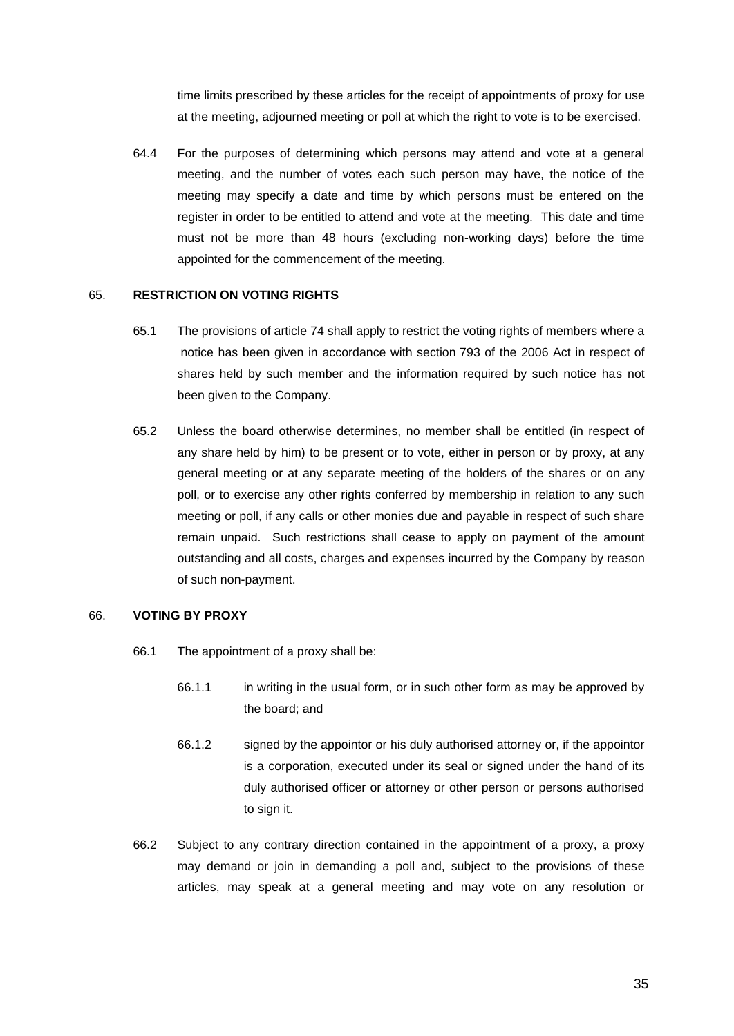time limits prescribed by these articles for the receipt of appointments of proxy for use at the meeting, adjourned meeting or poll at which the right to vote is to be exercised.

64.4 For the purposes of determining which persons may attend and vote at a general meeting, and the number of votes each such person may have, the notice of the meeting may specify a date and time by which persons must be entered on the register in order to be entitled to attend and vote at the meeting. This date and time must not be more than 48 hours (excluding non-working days) before the time appointed for the commencement of the meeting.

## 65. RESTRICTION ON VOTING RIGHTS

65.1 The provisions of article 74 shall apply to restrict the voting rights of members where a notice has been given in accordance with section 793 of the 2006 Act in respect of shares held by such member and the information required by such notice has not been given to the Company.

65.2 Unless the board otherwise determines, no member shall be entitled (in respect of any share held by him) to be present or to vote, either in person or by proxy, at any general meeting or at any separate meeting of the holders of the shares or on any poll, or to exercise any other rights conferred by membership in relation to any such meeting or poll, if any calls or other monies due and payable in respect of such share remain unpaid. Such restrictions shall cease to apply on payment of the amount outstanding and all costs, charges and expenses incurred by the Company by reason of such non-payment.

## 66. VOTING BY PROXY

66.1 The appointment of a proxy shall be:

66.1.1 in writing in the usual form, or in such other form as may be approved by the board; and

66.1.2 signed by the appointor or his duly authorised attorney or, if the appointor is a corporation, executed under its seal or signed under the hand of its duly authorised officer or attorney or other person or persons authorised to sign it.

66.2 Subject to any contrary direction contained in the appointment of a proxy, a proxy may demand or join in demanding a poll and, subject to the provisions of these articles, may speak at a general meeting and may vote on any resolution or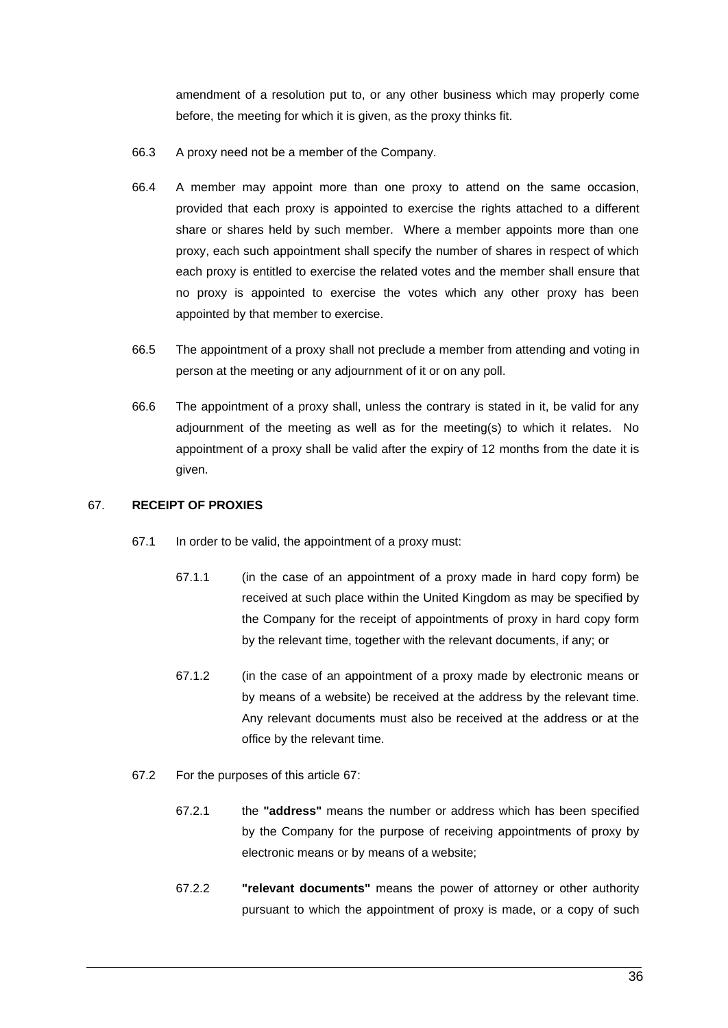amendment of a resolution put to, or any other business which may properly come before, the meeting for which it is given, as the proxy thinks fit.

66.3 A proxy need not be a member of the Company.

66.4 A member may appoint more than one proxy to attend on the same occasion, provided that each proxy is appointed to exercise the rights attached to a different share or shares held by such member. Where a member appoints more than one proxy, each such appointment shall specify the number of shares in respect of which each proxy is entitled to exercise the related votes and the member shall ensure that no proxy is appointed to exercise the votes which any other proxy has been appointed by that member to exercise.

66.5 The appointment of a proxy shall not preclude a member from attending and voting in person at the meeting or any adjournment of it or on any poll.

66.6 The appointment of a proxy shall, unless the contrary is stated in it, be valid for any adjournment of the meeting as well as for the meeting(s) to which it relates. No appointment of a proxy shall be valid after the expiry of 12 months from the date it is given.

## 67. RECEIPT OF PROXIES

67.1 In order to be valid, the appointment of a proxy must:

67.1.1 (in the case of an appointment of a proxy made in hard copy form) be received at such place within the United Kingdom as may be specified by the Company for the receipt of appointments of proxy in hard copy form by the relevant time, together with the relevant documents, if any; or

67.1.2 (in the case of an appointment of a proxy made by electronic means or by means of a website) be received at the address by the relevant time. Any relevant documents must also be received at the address or at the office by the relevant time.

67.2 For the purposes of this article 67:

67.2.1 the **"address"** means the number or address which has been specified by the Company for the purpose of receiving appointments of proxy by electronic means or by means of a website;

67.2.2 **"relevant documents"** means the power of attorney or other authority pursuant to which the appointment of proxy is made, or a copy of such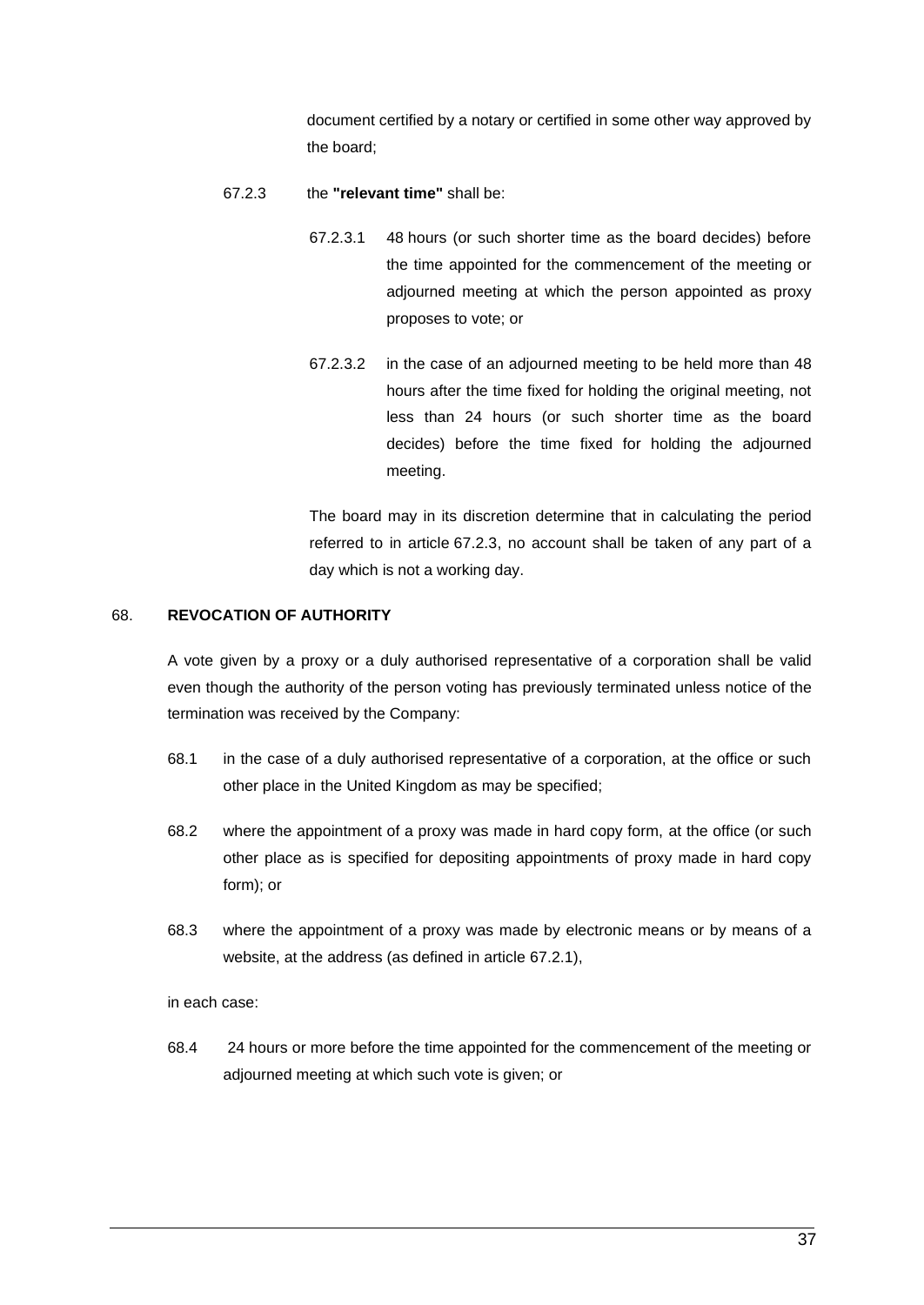document certified by a notary or certified in some other way approved by the board;

67.2.3 the **"relevant time"** shall be:

67.2.3.1 48 hours (or such shorter time as the board decides) before the time appointed for the commencement of the meeting or adjourned meeting at which the person appointed as proxy proposes to vote; or

67.2.3.2 in the case of an adjourned meeting to be held more than 48 hours after the time fixed for holding the original meeting, not less than 24 hours (or such shorter time as the board decides) before the time fixed for holding the adjourned meeting.

The board may in its discretion determine that in calculating the period referred to in article 67.2.3, no account shall be taken of any part of a day which is not a working day.

## 68. REVOCATION OF AUTHORITY

A vote given by a proxy or a duly authorised representative of a corporation shall be valid even though the authority of the person voting has previously terminated unless notice of the termination was received by the Company:

68.1 in the case of a duly authorised representative of a corporation, at the office or such other place in the United Kingdom as may be specified;

68.2 where the appointment of a proxy was made in hard copy form, at the office (or such other place as is specified for depositing appointments of proxy made in hard copy form); or

68.3 where the appointment of a proxy was made by electronic means or by means of a website, at the address (as defined in article 67.2.1),

in each case:

68.4 24 hours or more before the time appointed for the commencement of the meeting or adjourned meeting at which such vote is given; or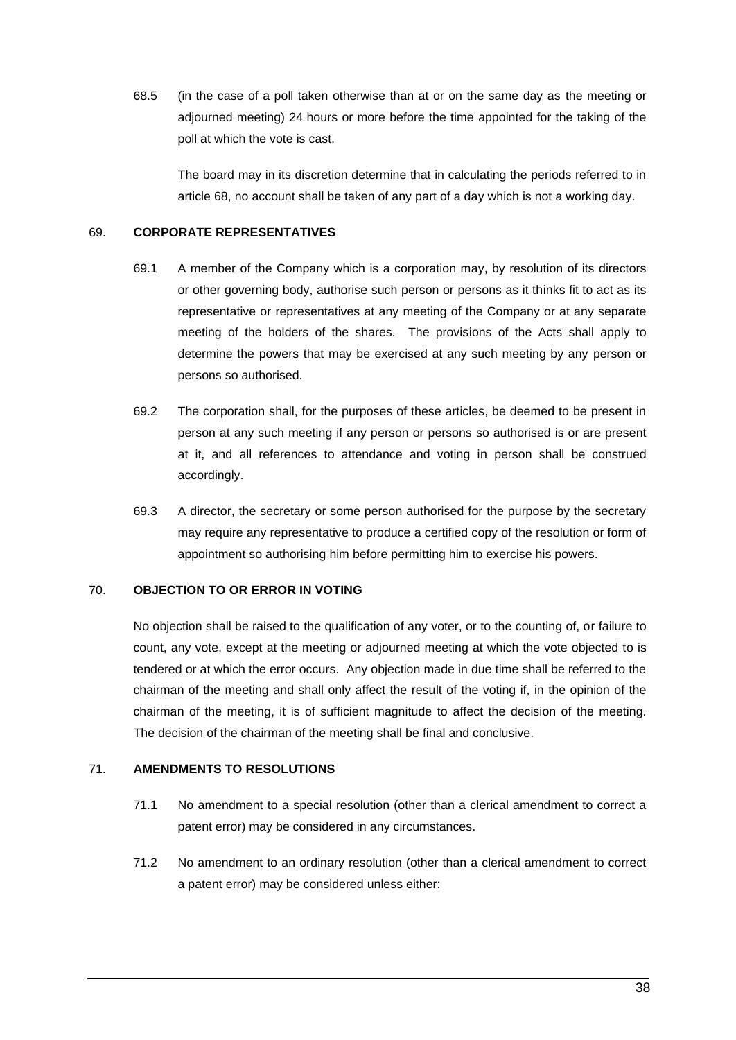68.5 (in the case of a poll taken otherwise than at or on the same day as the meeting or adjourned meeting) 24 hours or more before the time appointed for the taking of the poll at which the vote is cast.

The board may in its discretion determine that in calculating the periods referred to in article 68, no account shall be taken of any part of a day which is not a working day.

## 69. CORPORATE REPRESENTATIVES

69.1 A member of the Company which is a corporation may, by resolution of its directors or other governing body, authorise such person or persons as it thinks fit to act as its representative or representatives at any meeting of the Company or at any separate meeting of the holders of the shares. The provisions of the Acts shall apply to determine the powers that may be exercised at any such meeting by any person or persons so authorised.

69.2 The corporation shall, for the purposes of these articles, be deemed to be present in person at any such meeting if any person or persons so authorised is or are present at it, and all references to attendance and voting in person shall be construed accordingly.

69.3 A director, the secretary or some person authorised for the purpose by the secretary may require any representative to produce a certified copy of the resolution or form of appointment so authorising him before permitting him to exercise his powers.

## 70. OBJECTION TO OR ERROR IN VOTING

No objection shall be raised to the qualification of any voter, or to the counting of, or failure to count, any vote, except at the meeting or adjourned meeting at which the vote objected to is tendered or at which the error occurs. Any objection made in due time shall be referred to the chairman of the meeting and shall only affect the result of the voting if, in the opinion of the chairman of the meeting, it is of sufficient magnitude to affect the decision of the meeting. The decision of the chairman of the meeting shall be final and conclusive.

## 71. AMENDMENTS TO RESOLUTIONS

71.1 No amendment to a special resolution (other than a clerical amendment to correct a patent error) may be considered in any circumstances.

71.2 No amendment to an ordinary resolution (other than a clerical amendment to correct a patent error) may be considered unless either: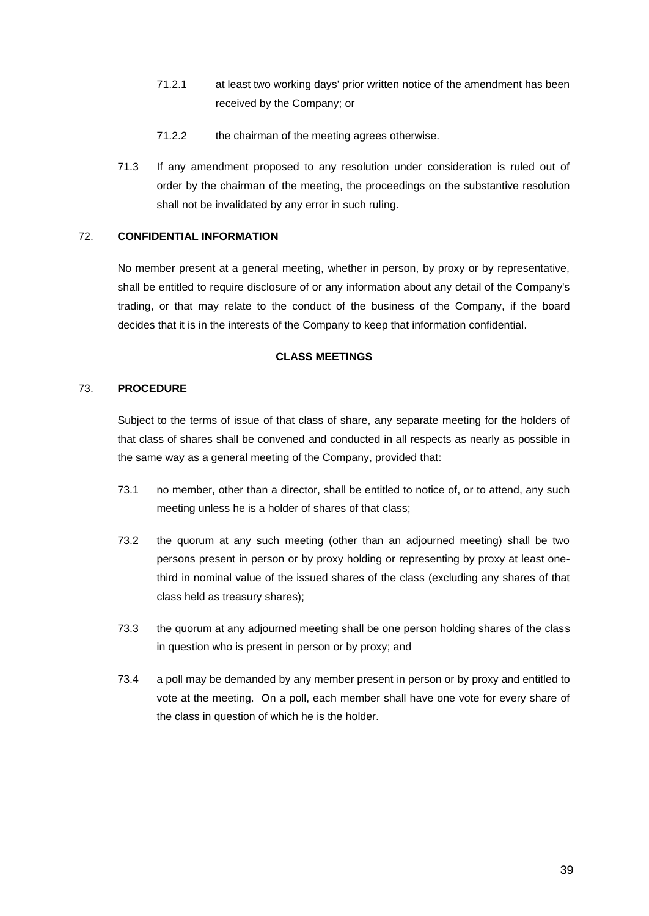71.2.1 at least two working days' prior written notice of the amendment has been received by the Company; or

71.2.2 the chairman of the meeting agrees otherwise.

71.3 If any amendment proposed to any resolution under consideration is ruled out of order by the chairman of the meeting, the proceedings on the substantive resolution shall not be invalidated by any error in such ruling.

### 72. CONFIDENTIAL INFORMATION

No member present at a general meeting, whether in person, by proxy or by representative, shall be entitled to require disclosure of or any information about any detail of the Company's trading, or that may relate to the conduct of the business of the Company, if the board decides that it is in the interests of the Company to keep that information confidential.

## CLASS MEETINGS

### 73. PROCEDURE

Subject to the terms of issue of that class of share, any separate meeting for the holders of that class of shares shall be convened and conducted in all respects as nearly as possible in the same way as a general meeting of the Company, provided that:

73.1 no member, other than a director, shall be entitled to notice of, or to attend, any such meeting unless he is a holder of shares of that class;

73.2 the quorum at any such meeting (other than an adjourned meeting) shall be two persons present in person or by proxy holding or representing by proxy at least one-third in nominal value of the issued shares of the class (excluding any shares of that class held as treasury shares);

73.3 the quorum at any adjourned meeting shall be one person holding shares of the class in question who is present in person or by proxy; and

73.4 a poll may be demanded by any member present in person or by proxy and entitled to vote at the meeting. On a poll, each member shall have one vote for every share of the class in question of which he is the holder.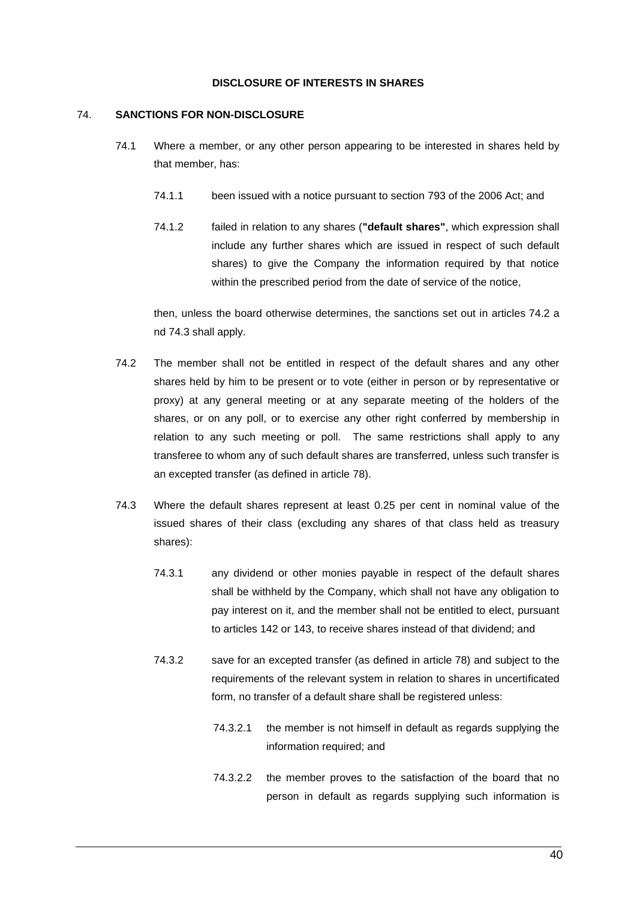**DISCLOSURE OF INTERESTS IN SHARES**

74. **SANCTIONS FOR NON-DISCLOSURE**

74.1 Where a member, or any other person appearing to be interested in shares held by that member, has:

74.1.1 been issued with a notice pursuant to section 793 of the 2006 Act; and

74.1.2 failed in relation to any shares (**"default shares"**, which expression shall include any further shares which are issued in respect of such default shares) to give the Company the information required by that notice within the prescribed period from the date of service of the notice,

then, unless the board otherwise determines, the sanctions set out in articles 74.2 a nd 74.3 shall apply.

74.2 The member shall not be entitled in respect of the default shares and any other shares held by him to be present or to vote (either in person or by representative or proxy) at any general meeting or at any separate meeting of the holders of the shares, or on any poll, or to exercise any other right conferred by membership in relation to any such meeting or poll. The same restrictions shall apply to any transferee to whom any of such default shares are transferred, unless such transfer is an excepted transfer (as defined in article 78).

74.3 Where the default shares represent at least 0.25 per cent in nominal value of the issued shares of their class (excluding any shares of that class held as treasury shares):

74.3.1 any dividend or other monies payable in respect of the default shares shall be withheld by the Company, which shall not have any obligation to pay interest on it, and the member shall not be entitled to elect, pursuant to articles 142 or 143, to receive shares instead of that dividend; and

74.3.2 save for an excepted transfer (as defined in article 78) and subject to the requirements of the relevant system in relation to shares in uncertificated form, no transfer of a default share shall be registered unless:

74.3.2.1 the member is not himself in default as regards supplying the information required; and

74.3.2.2 the member proves to the satisfaction of the board that no person in default as regards supplying such information is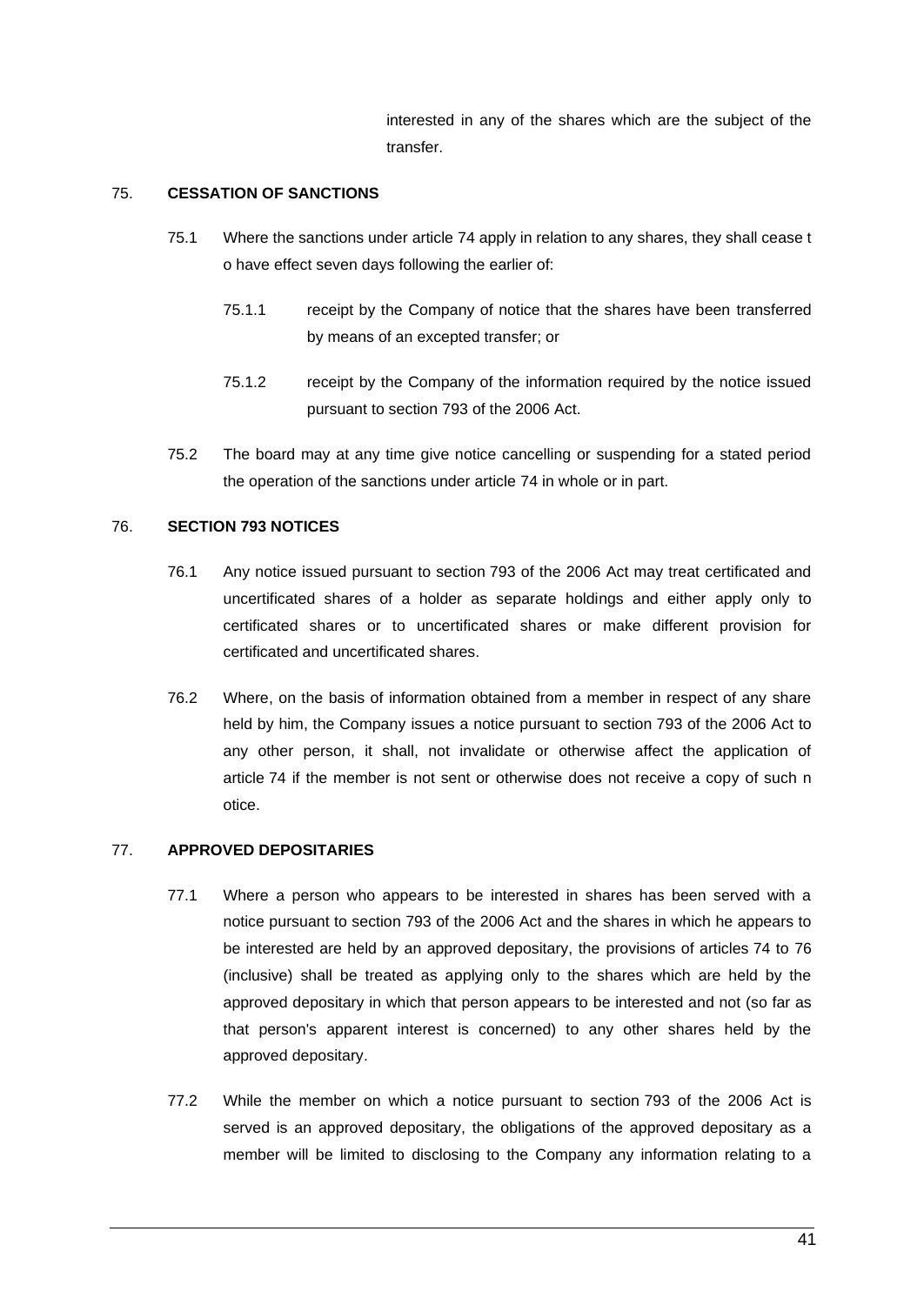interested in any of the shares which are the subject of the transfer.

75. **CESSATION OF SANCTIONS**

75.1 Where the sanctions under article 74 apply in relation to any shares, they shall cease to have effect seven days following the earlier of:

75.1.1 receipt by the Company of notice that the shares have been transferred by means of an excepted transfer; or

75.1.2 receipt by the Company of the information required by the notice issued pursuant to section 793 of the 2006 Act.

75.2 The board may at any time give notice cancelling or suspending for a stated period the operation of the sanctions under article 74 in whole or in part.

76. **SECTION 793 NOTICES**

76.1 Any notice issued pursuant to section 793 of the 2006 Act may treat certificated and uncertificated shares of a holder as separate holdings and either apply only to certificated shares or to uncertificated shares or make different provision for certificated and uncertificated shares.

76.2 Where, on the basis of information obtained from a member in respect of any share held by him, the Company issues a notice pursuant to section 793 of the 2006 Act to any other person, it shall, not invalidate or otherwise affect the application of article 74 if the member is not sent or otherwise does not receive a copy of such notice.

77. **APPROVED DEPOSITARIES**

77.1 Where a person who appears to be interested in shares has been served with a notice pursuant to section 793 of the 2006 Act and the shares in which he appears to be interested are held by an approved depositary, the provisions of articles 74 to 76 (inclusive) shall be treated as applying only to the shares which are held by the approved depositary in which that person appears to be interested and not (so far as that person's apparent interest is concerned) to any other shares held by the approved depositary.

77.2 While the member on which a notice pursuant to section 793 of the 2006 Act is served is an approved depositary, the obligations of the approved depositary as a member will be limited to disclosing to the Company any information relating to a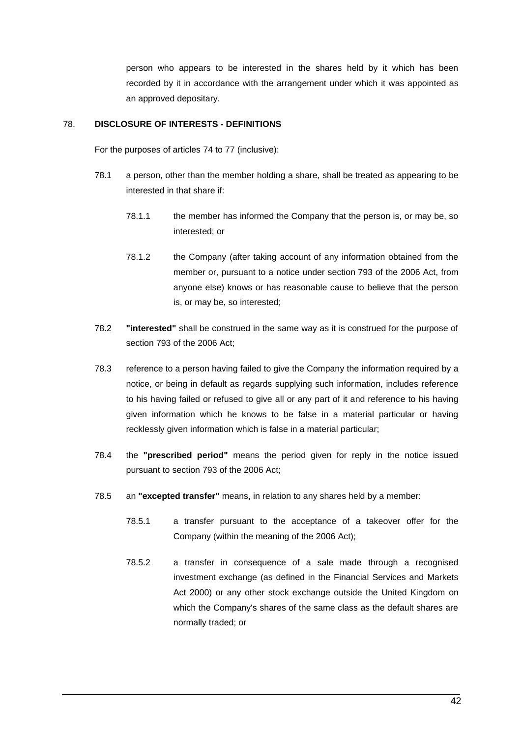person who appears to be interested in the shares held by it which has been recorded by it in accordance with the arrangement under which it was appointed as an approved depositary.

## 78. DISCLOSURE OF INTERESTS - DEFINITIONS

For the purposes of articles 74 to 77 (inclusive):

78.1 a person, other than the member holding a share, shall be treated as appearing to be interested in that share if:

78.1.1 the member has informed the Company that the person is, or may be, so interested; or

78.1.2 the Company (after taking account of any information obtained from the member or, pursuant to a notice under section 793 of the 2006 Act, from anyone else) knows or has reasonable cause to believe that the person is, or may be, so interested;

78.2 **"interested"** shall be construed in the same way as it is construed for the purpose of section 793 of the 2006 Act;

78.3 reference to a person having failed to give the Company the information required by a notice, or being in default as regards supplying such information, includes reference to his having failed or refused to give all or any part of it and reference to his having given information which he knows to be false in a material particular or having recklessly given information which is false in a material particular;

78.4 the **"prescribed period"** means the period given for reply in the notice issued pursuant to section 793 of the 2006 Act;

78.5 an **"excepted transfer"** means, in relation to any shares held by a member:

78.5.1 a transfer pursuant to the acceptance of a takeover offer for the Company (within the meaning of the 2006 Act);

78.5.2 a transfer in consequence of a sale made through a recognised investment exchange (as defined in the Financial Services and Markets Act 2000) or any other stock exchange outside the United Kingdom on which the Company's shares of the same class as the default shares are normally traded; or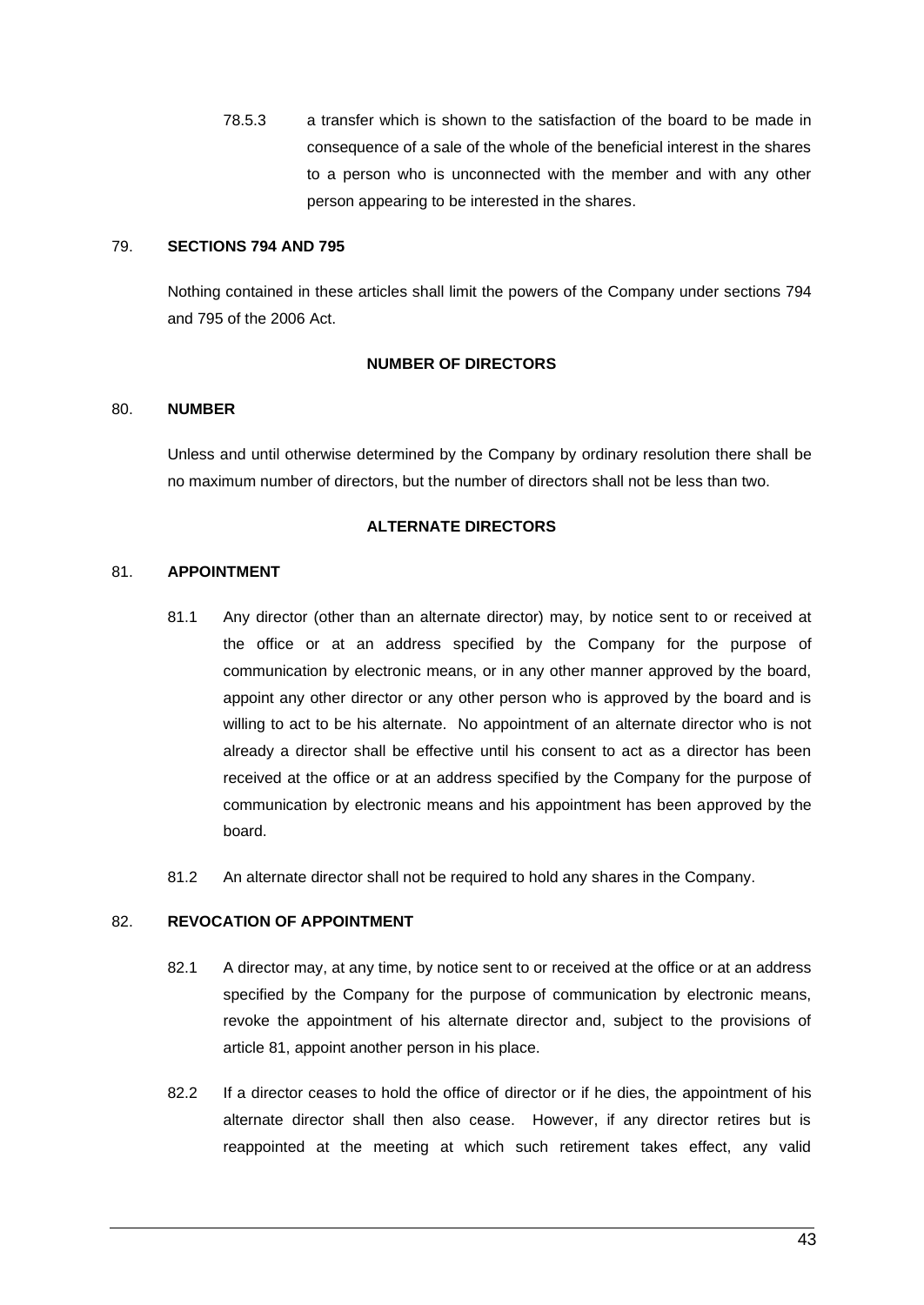78.5.3 a transfer which is shown to the satisfaction of the board to be made in consequence of a sale of the whole of the beneficial interest in the shares to a person who is unconnected with the member and with any other person appearing to be interested in the shares.

79. **SECTIONS 794 AND 795**

Nothing contained in these articles shall limit the powers of the Company under sections 794 and 795 of the 2006 Act.

**NUMBER OF DIRECTORS**

80. **NUMBER**

Unless and until otherwise determined by the Company by ordinary resolution there shall be no maximum number of directors, but the number of directors shall not be less than two.

**ALTERNATE DIRECTORS**

81. **APPOINTMENT**

81.1 Any director (other than an alternate director) may, by notice sent to or received at the office or at an address specified by the Company for the purpose of communication by electronic means, or in any other manner approved by the board, appoint any other director or any other person who is approved by the board and is willing to act to be his alternate. No appointment of an alternate director who is not already a director shall be effective until his consent to act as a director has been received at the office or at an address specified by the Company for the purpose of communication by electronic means and his appointment has been approved by the board.

81.2 An alternate director shall not be required to hold any shares in the Company.

82. **REVOCATION OF APPOINTMENT**

82.1 A director may, at any time, by notice sent to or received at the office or at an address specified by the Company for the purpose of communication by electronic means, revoke the appointment of his alternate director and, subject to the provisions of article 81, appoint another person in his place.

82.2 If a director ceases to hold the office of director or if he dies, the appointment of his alternate director shall then also cease. However, if any director retires but is reappointed at the meeting at which such retirement takes effect, any valid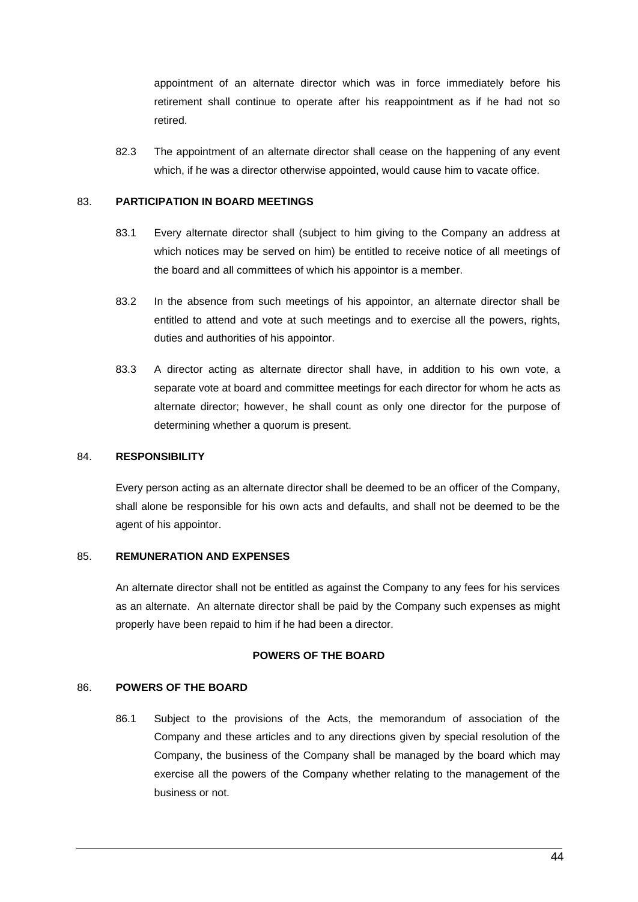appointment of an alternate director which was in force immediately before his retirement shall continue to operate after his reappointment as if he had not so retired.

82.3 The appointment of an alternate director shall cease on the happening of any event which, if he was a director otherwise appointed, would cause him to vacate office.

83. **PARTICIPATION IN BOARD MEETINGS**

83.1 Every alternate director shall (subject to him giving to the Company an address at which notices may be served on him) be entitled to receive notice of all meetings of the board and all committees of which his appointor is a member.

83.2 In the absence from such meetings of his appointor, an alternate director shall be entitled to attend and vote at such meetings and to exercise all the powers, rights, duties and authorities of his appointor.

83.3 A director acting as alternate director shall have, in addition to his own vote, a separate vote at board and committee meetings for each director for whom he acts as alternate director; however, he shall count as only one director for the purpose of determining whether a quorum is present.

84. **RESPONSIBILITY**

Every person acting as an alternate director shall be deemed to be an officer of the Company, shall alone be responsible for his own acts and defaults, and shall not be deemed to be the agent of his appointor.

85. **REMUNERATION AND EXPENSES**

An alternate director shall not be entitled as against the Company to any fees for his services as an alternate. An alternate director shall be paid by the Company such expenses as might properly have been repaid to him if he had been a director.

## POWERS OF THE BOARD

86. **POWERS OF THE BOARD**

86.1 Subject to the provisions of the Acts, the memorandum of association of the Company and these articles and to any directions given by special resolution of the Company, the business of the Company shall be managed by the board which may exercise all the powers of the Company whether relating to the management of the business or not.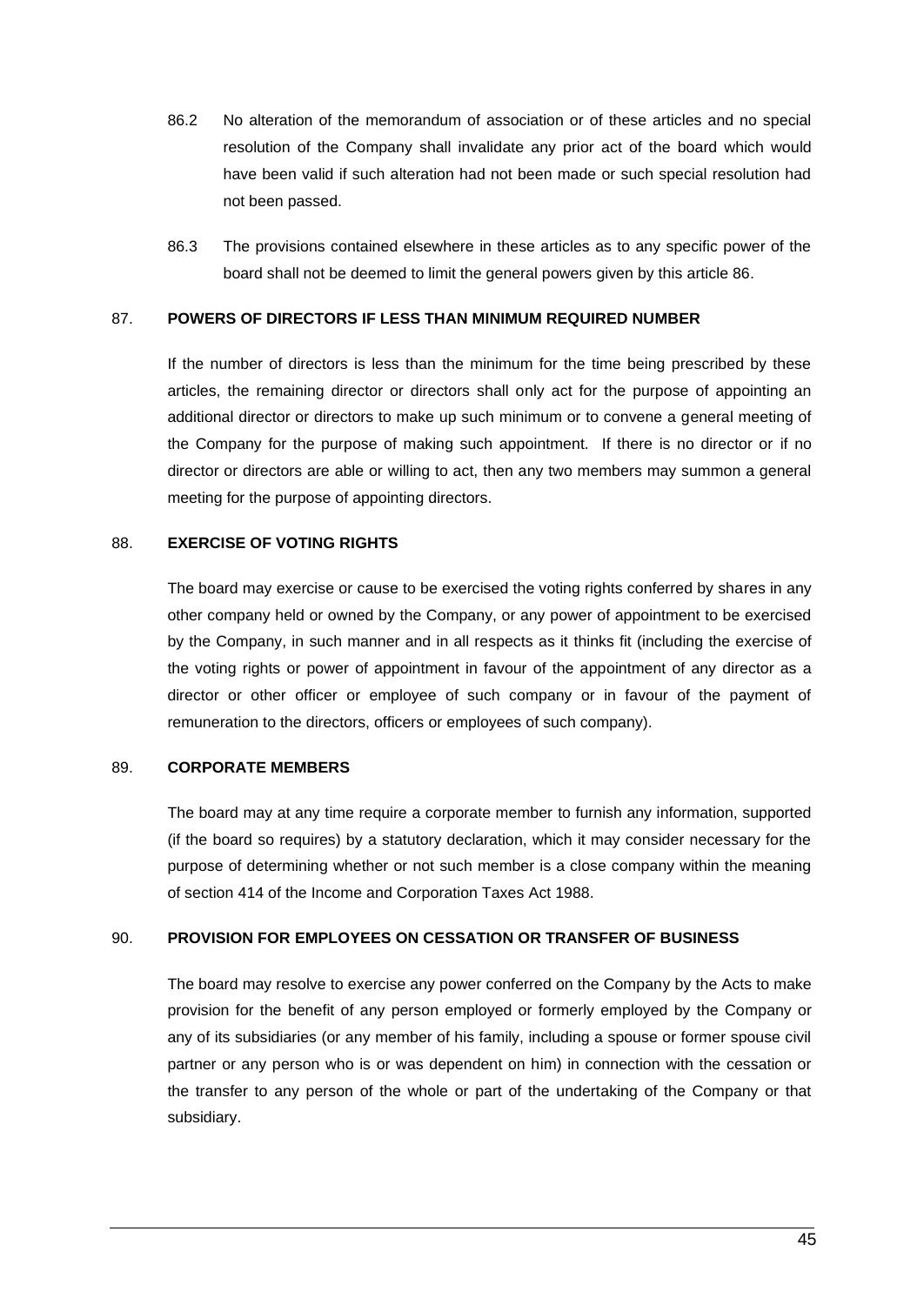86.2 No alteration of the memorandum of association or of these articles and no special resolution of the Company shall invalidate any prior act of the board which would have been valid if such alteration had not been made or such special resolution had not been passed.

86.3 The provisions contained elsewhere in these articles as to any specific power of the board shall not be deemed to limit the general powers given by this article 86.

## 87. POWERS OF DIRECTORS IF LESS THAN MINIMUM REQUIRED NUMBER

If the number of directors is less than the minimum for the time being prescribed by these articles, the remaining director or directors shall only act for the purpose of appointing an additional director or directors to make up such minimum or to convene a general meeting of the Company for the purpose of making such appointment. If there is no director or if no director or directors are able or willing to act, then any two members may summon a general meeting for the purpose of appointing directors.

## 88. EXERCISE OF VOTING RIGHTS

The board may exercise or cause to be exercised the voting rights conferred by shares in any other company held or owned by the Company, or any power of appointment to be exercised by the Company, in such manner and in all respects as it thinks fit (including the exercise of the voting rights or power of appointment in favour of the appointment of any director as a director or other officer or employee of such company or in favour of the payment of remuneration to the directors, officers or employees of such company).

## 89. CORPORATE MEMBERS

The board may at any time require a corporate member to furnish any information, supported (if the board so requires) by a statutory declaration, which it may consider necessary for the purpose of determining whether or not such member is a close company within the meaning of section 414 of the Income and Corporation Taxes Act 1988.

## 90. PROVISION FOR EMPLOYEES ON CESSATION OR TRANSFER OF BUSINESS

The board may resolve to exercise any power conferred on the Company by the Acts to make provision for the benefit of any person employed or formerly employed by the Company or any of its subsidiaries (or any member of his family, including a spouse or former spouse civil partner or any person who is or was dependent on him) in connection with the cessation or the transfer to any person of the whole or part of the undertaking of the Company or that subsidiary.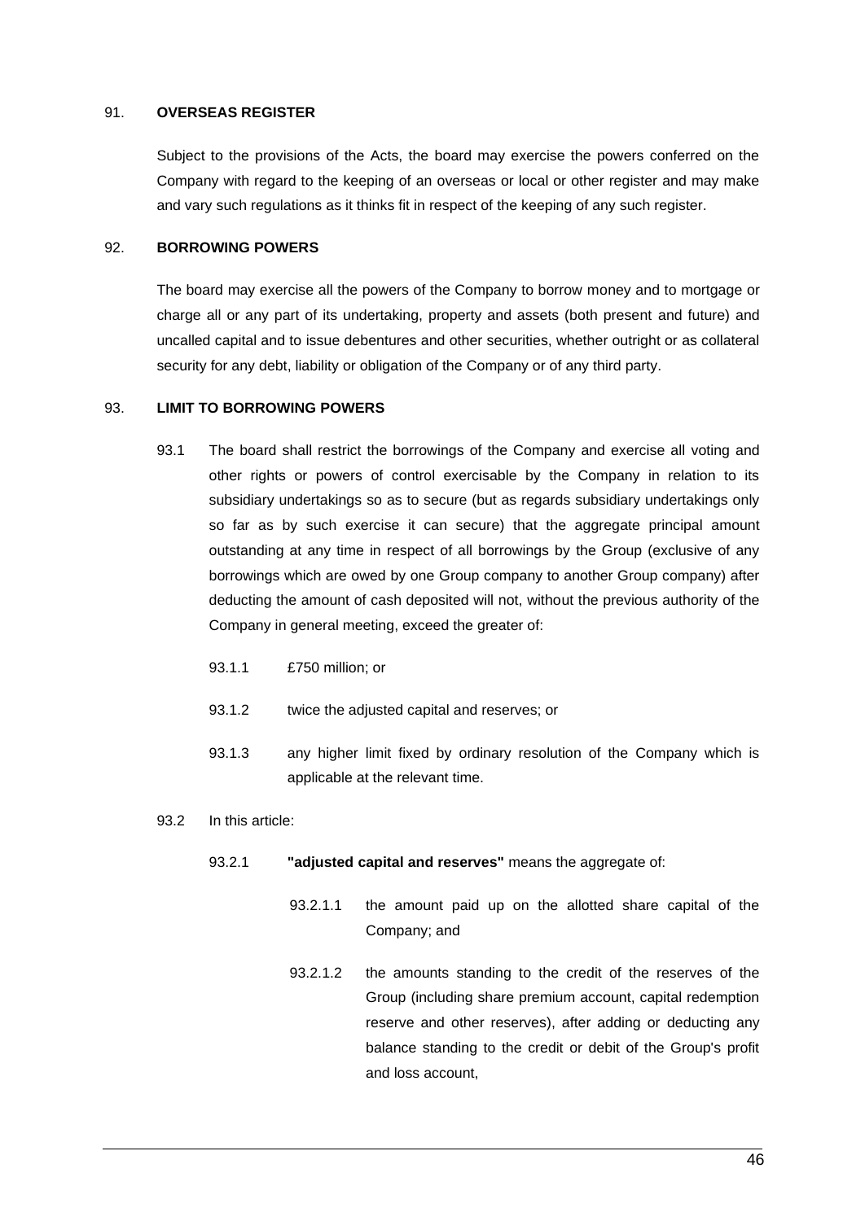## 91. OVERSEAS REGISTER

Subject to the provisions of the Acts, the board may exercise the powers conferred on the Company with regard to the keeping of an overseas or local or other register and may make and vary such regulations as it thinks fit in respect of the keeping of any such register.

## 92. BORROWING POWERS

The board may exercise all the powers of the Company to borrow money and to mortgage or charge all or any part of its undertaking, property and assets (both present and future) and uncalled capital and to issue debentures and other securities, whether outright or as collateral security for any debt, liability or obligation of the Company or of any third party.

## 93. LIMIT TO BORROWING POWERS

93.1 The board shall restrict the borrowings of the Company and exercise all voting and other rights or powers of control exercisable by the Company in relation to its subsidiary undertakings so as to secure (but as regards subsidiary undertakings only so far as by such exercise it can secure) that the aggregate principal amount outstanding at any time in respect of all borrowings by the Group (exclusive of any borrowings which are owed by one Group company to another Group company) after deducting the amount of cash deposited will not, without the previous authority of the Company in general meeting, exceed the greater of:

93.1.1 £750 million; or

93.1.2 twice the adjusted capital and reserves; or

93.1.3 any higher limit fixed by ordinary resolution of the Company which is applicable at the relevant time.

93.2 In this article:

93.2.1 **"adjusted capital and reserves"** means the aggregate of:

93.2.1.1 the amount paid up on the allotted share capital of the Company; and

93.2.1.2 the amounts standing to the credit of the reserves of the Group (including share premium account, capital redemption reserve and other reserves), after adding or deducting any balance standing to the credit or debit of the Group's profit and loss account,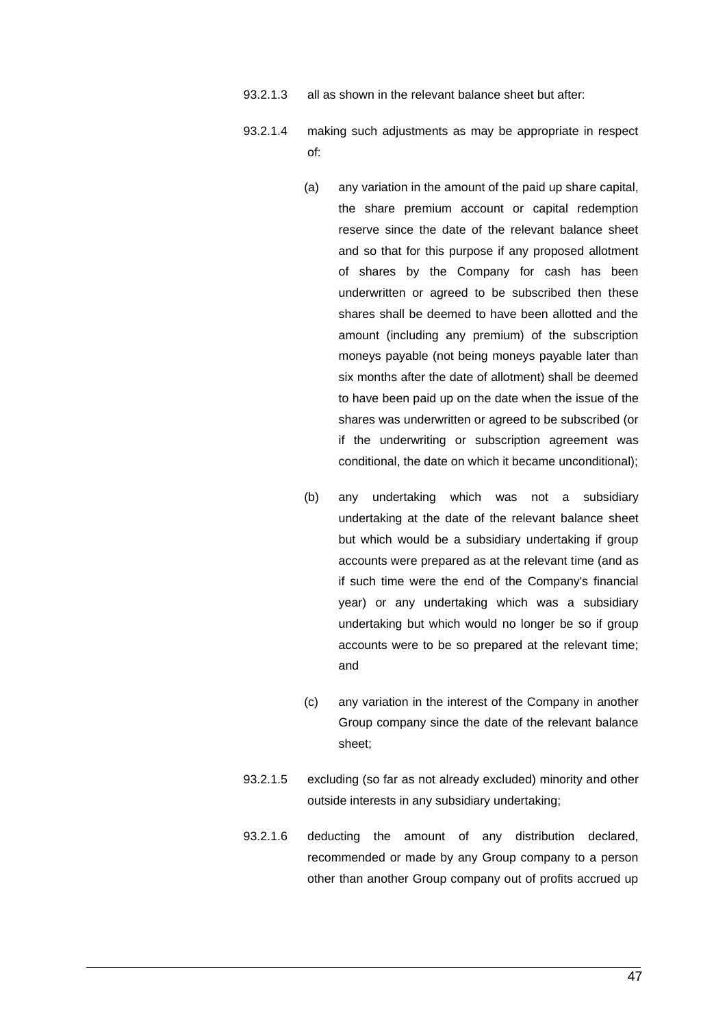93.2.1.3 all as shown in the relevant balance sheet but after:

93.2.1.4 making such adjustments as may be appropriate in respect of:

(a) any variation in the amount of the paid up share capital, the share premium account or capital redemption reserve since the date of the relevant balance sheet and so that for this purpose if any proposed allotment of shares by the Company for cash has been underwritten or agreed to be subscribed then these shares shall be deemed to have been allotted and the amount (including any premium) of the subscription moneys payable (not being moneys payable later than six months after the date of allotment) shall be deemed to have been paid up on the date when the issue of the shares was underwritten or agreed to be subscribed (or if the underwriting or subscription agreement was conditional, the date on which it became unconditional);

(b) any undertaking which was not a subsidiary undertaking at the date of the relevant balance sheet but which would be a subsidiary undertaking if group accounts were prepared as at the relevant time (and as if such time were the end of the Company's financial year) or any undertaking which was a subsidiary undertaking but which would no longer be so if group accounts were to be so prepared at the relevant time; and

(c) any variation in the interest of the Company in another Group company since the date of the relevant balance sheet;

93.2.1.5 excluding (so far as not already excluded) minority and other outside interests in any subsidiary undertaking;

93.2.1.6 deducting the amount of any distribution declared, recommended or made by any Group company to a person other than another Group company out of profits accrued up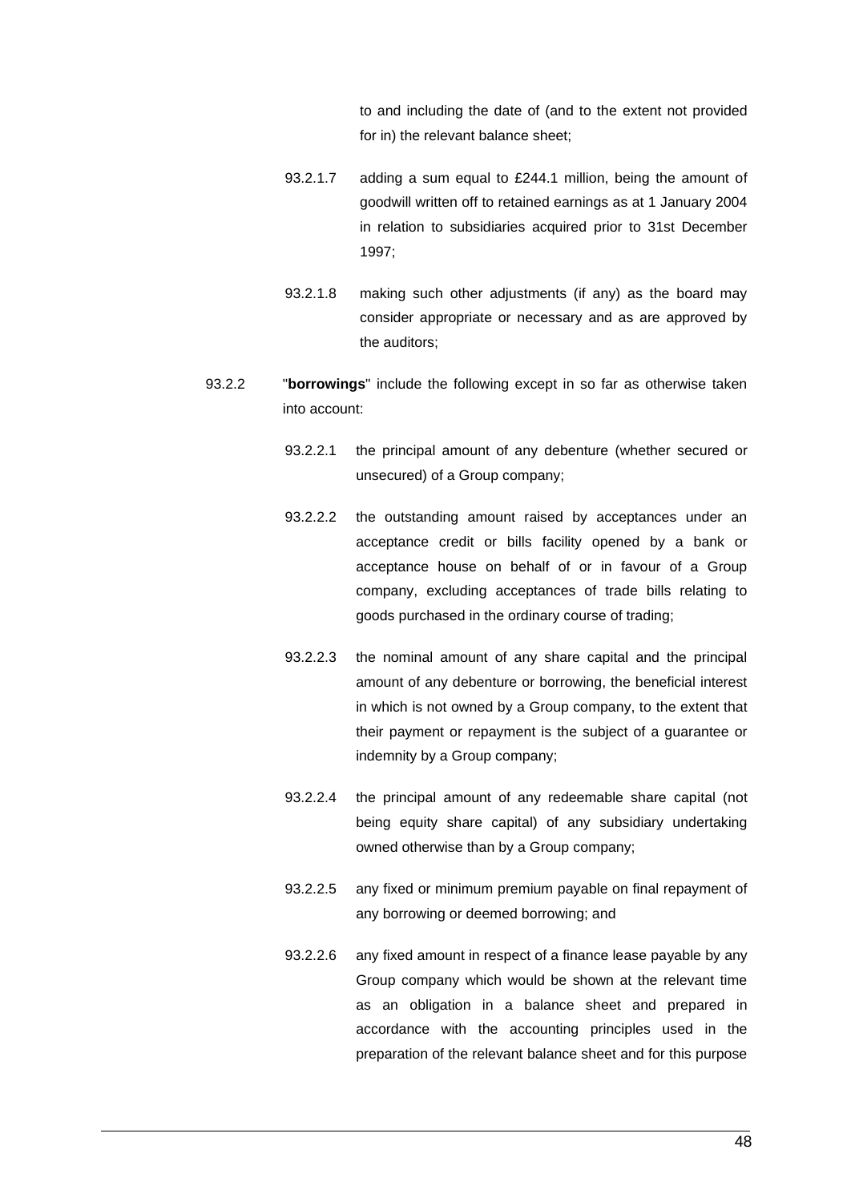to and including the date of (and to the extent not provided for in) the relevant balance sheet;

93.2.1.7 adding a sum equal to £244.1 million, being the amount of goodwill written off to retained earnings as at 1 January 2004 in relation to subsidiaries acquired prior to 31st December 1997;

93.2.1.8 making such other adjustments (if any) as the board may consider appropriate or necessary and as are approved by the auditors;

93.2.2 "**borrowings**" include the following except in so far as otherwise taken into account:

93.2.2.1 the principal amount of any debenture (whether secured or unsecured) of a Group company;

93.2.2.2 the outstanding amount raised by acceptances under an acceptance credit or bills facility opened by a bank or acceptance house on behalf of or in favour of a Group company, excluding acceptances of trade bills relating to goods purchased in the ordinary course of trading;

93.2.2.3 the nominal amount of any share capital and the principal amount of any debenture or borrowing, the beneficial interest in which is not owned by a Group company, to the extent that their payment or repayment is the subject of a guarantee or indemnity by a Group company;

93.2.2.4 the principal amount of any redeemable share capital (not being equity share capital) of any subsidiary undertaking owned otherwise than by a Group company;

93.2.2.5 any fixed or minimum premium payable on final repayment of any borrowing or deemed borrowing; and

93.2.2.6 any fixed amount in respect of a finance lease payable by any Group company which would be shown at the relevant time as an obligation in a balance sheet and prepared in accordance with the accounting principles used in the preparation of the relevant balance sheet and for this purpose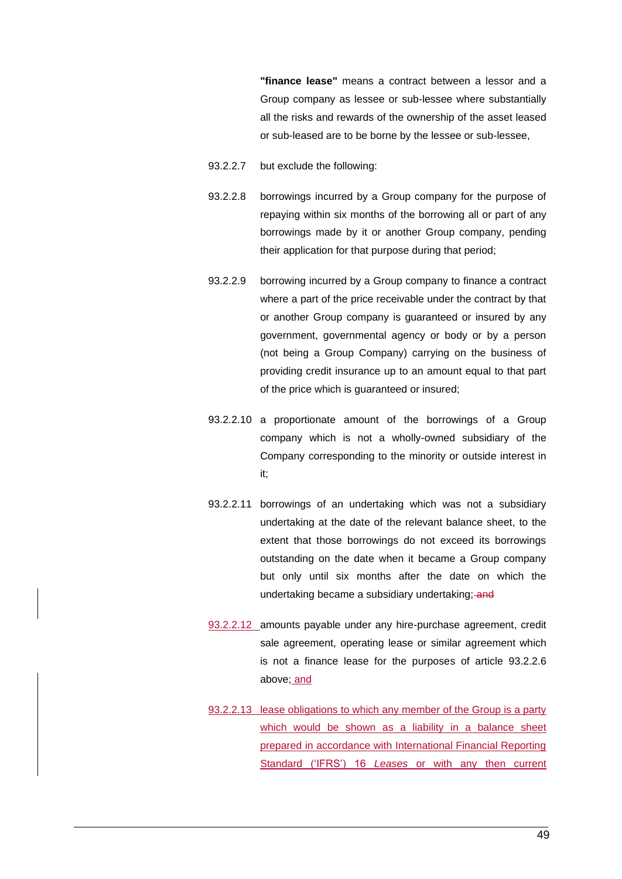**"finance lease"** means a contract between a lessor and a Group company as lessee or sub-lessee where substantially all the risks and rewards of the ownership of the asset leased or sub-leased are to be borne by the lessee or sub-lessee,

93.2.2.7 but exclude the following:

93.2.2.8 borrowings incurred by a Group company for the purpose of repaying within six months of the borrowing all or part of any borrowings made by it or another Group company, pending their application for that purpose during that period;

93.2.2.9 borrowing incurred by a Group company to finance a contract where a part of the price receivable under the contract by that or another Group company is guaranteed or insured by any government, governmental agency or body or by a person (not being a Group Company) carrying on the business of providing credit insurance up to an amount equal to that part of the price which is guaranteed or insured;

93.2.2.10 a proportionate amount of the borrowings of a Group company which is not a wholly-owned subsidiary of the Company corresponding to the minority or outside interest in it;

93.2.2.11 borrowings of an undertaking which was not a subsidiary undertaking at the date of the relevant balance sheet, to the extent that those borrowings do not exceed its borrowings outstanding on the date when it became a Group company but only until six months after the date on which the undertaking became a subsidiary undertaking; ~~and~~

93.2.2.12 amounts payable under any hire-purchase agreement, credit sale agreement, operating lease or similar agreement which is not a finance lease for the purposes of article 93.2.2.6 above; and

93.2.2.13 lease obligations to which any member of the Group is a party which would be shown as a liability in a balance sheet prepared in accordance with International Financial Reporting Standard ('IFRS') 16 *Leases* or with any then current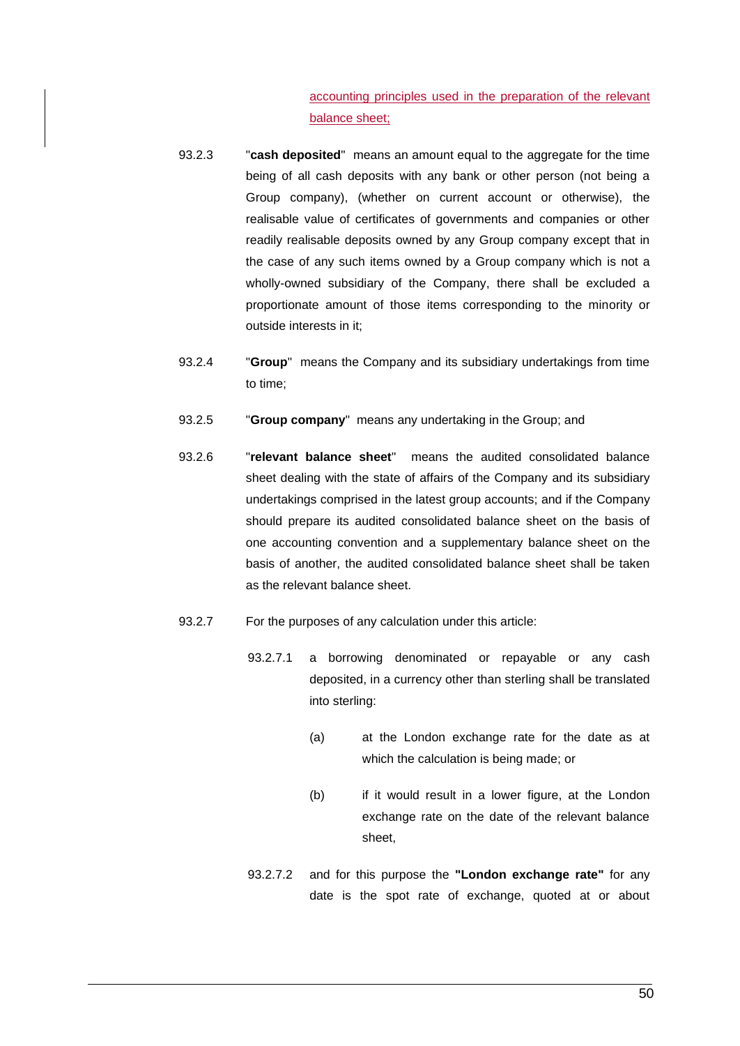accounting principles used in the preparation of the relevant balance sheet;

93.2.3 "**cash deposited**" means an amount equal to the aggregate for the time being of all cash deposits with any bank or other person (not being a Group company), (whether on current account or otherwise), the realisable value of certificates of governments and companies or other readily realisable deposits owned by any Group company except that in the case of any such items owned by a Group company which is not a wholly-owned subsidiary of the Company, there shall be excluded a proportionate amount of those items corresponding to the minority or outside interests in it;

93.2.4 "**Group**" means the Company and its subsidiary undertakings from time to time;

93.2.5 "**Group company**" means any undertaking in the Group; and

93.2.6 "**relevant balance sheet**" means the audited consolidated balance sheet dealing with the state of affairs of the Company and its subsidiary undertakings comprised in the latest group accounts; and if the Company should prepare its audited consolidated balance sheet on the basis of one accounting convention and a supplementary balance sheet on the basis of another, the audited consolidated balance sheet shall be taken as the relevant balance sheet.

93.2.7 For the purposes of any calculation under this article:

93.2.7.1 a borrowing denominated or repayable or any cash deposited, in a currency other than sterling shall be translated into sterling:

(a) at the London exchange rate for the date as at which the calculation is being made; or

(b) if it would result in a lower figure, at the London exchange rate on the date of the relevant balance sheet,

93.2.7.2 and for this purpose the **"London exchange rate"** for any date is the spot rate of exchange, quoted at or about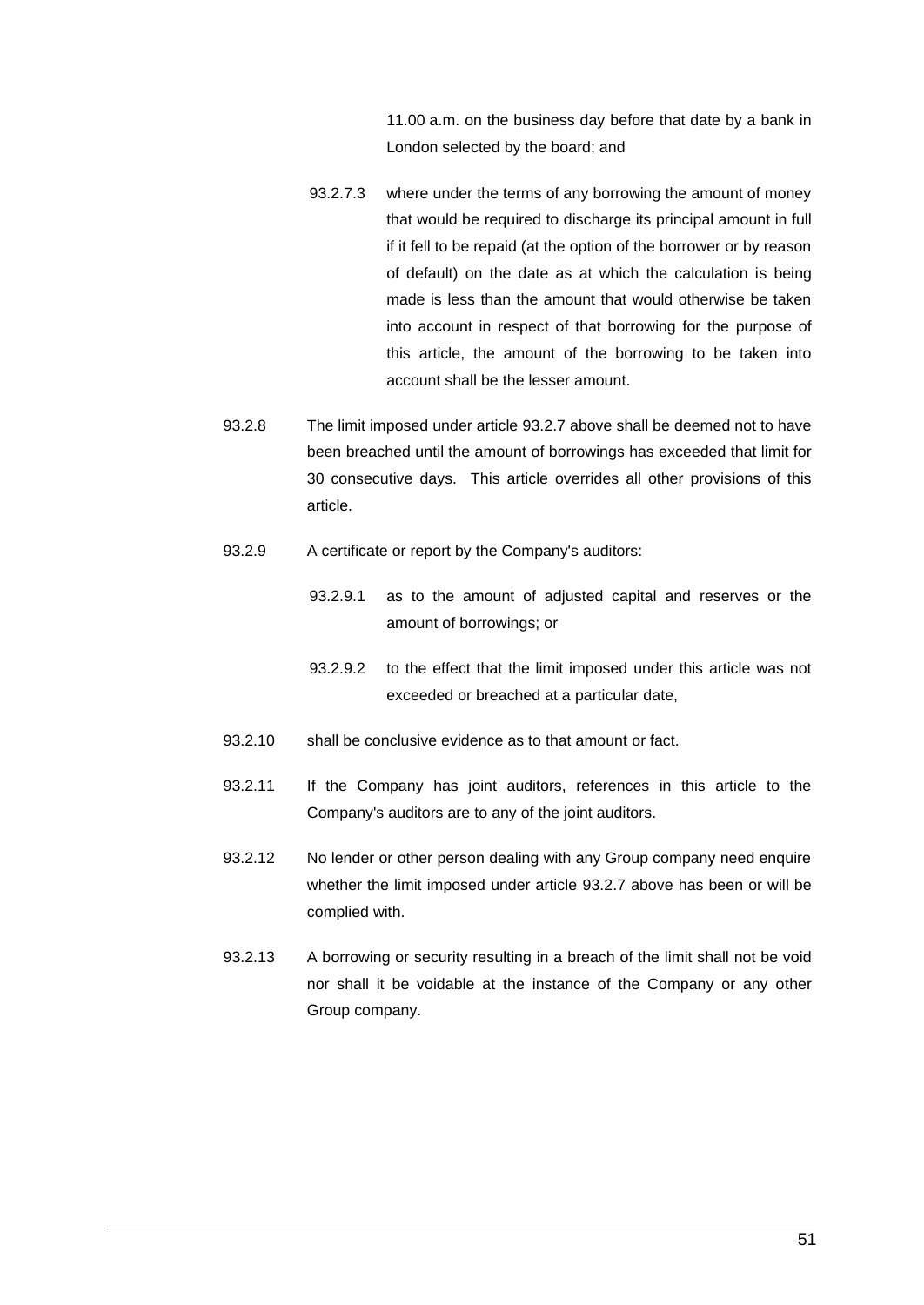11.00 a.m. on the business day before that date by a bank in London selected by the board; and

93.2.7.3 where under the terms of any borrowing the amount of money that would be required to discharge its principal amount in full if it fell to be repaid (at the option of the borrower or by reason of default) on the date as at which the calculation is being made is less than the amount that would otherwise be taken into account in respect of that borrowing for the purpose of this article, the amount of the borrowing to be taken into account shall be the lesser amount.

93.2.8 The limit imposed under article 93.2.7 above shall be deemed not to have been breached until the amount of borrowings has exceeded that limit for 30 consecutive days. This article overrides all other provisions of this article.

93.2.9 A certificate or report by the Company's auditors:

93.2.9.1 as to the amount of adjusted capital and reserves or the amount of borrowings; or

93.2.9.2 to the effect that the limit imposed under this article was not exceeded or breached at a particular date,

93.2.10 shall be conclusive evidence as to that amount or fact.

93.2.11 If the Company has joint auditors, references in this article to the Company's auditors are to any of the joint auditors.

93.2.12 No lender or other person dealing with any Group company need enquire whether the limit imposed under article 93.2.7 above has been or will be complied with.

93.2.13 A borrowing or security resulting in a breach of the limit shall not be void nor shall it be voidable at the instance of the Company or any other Group company.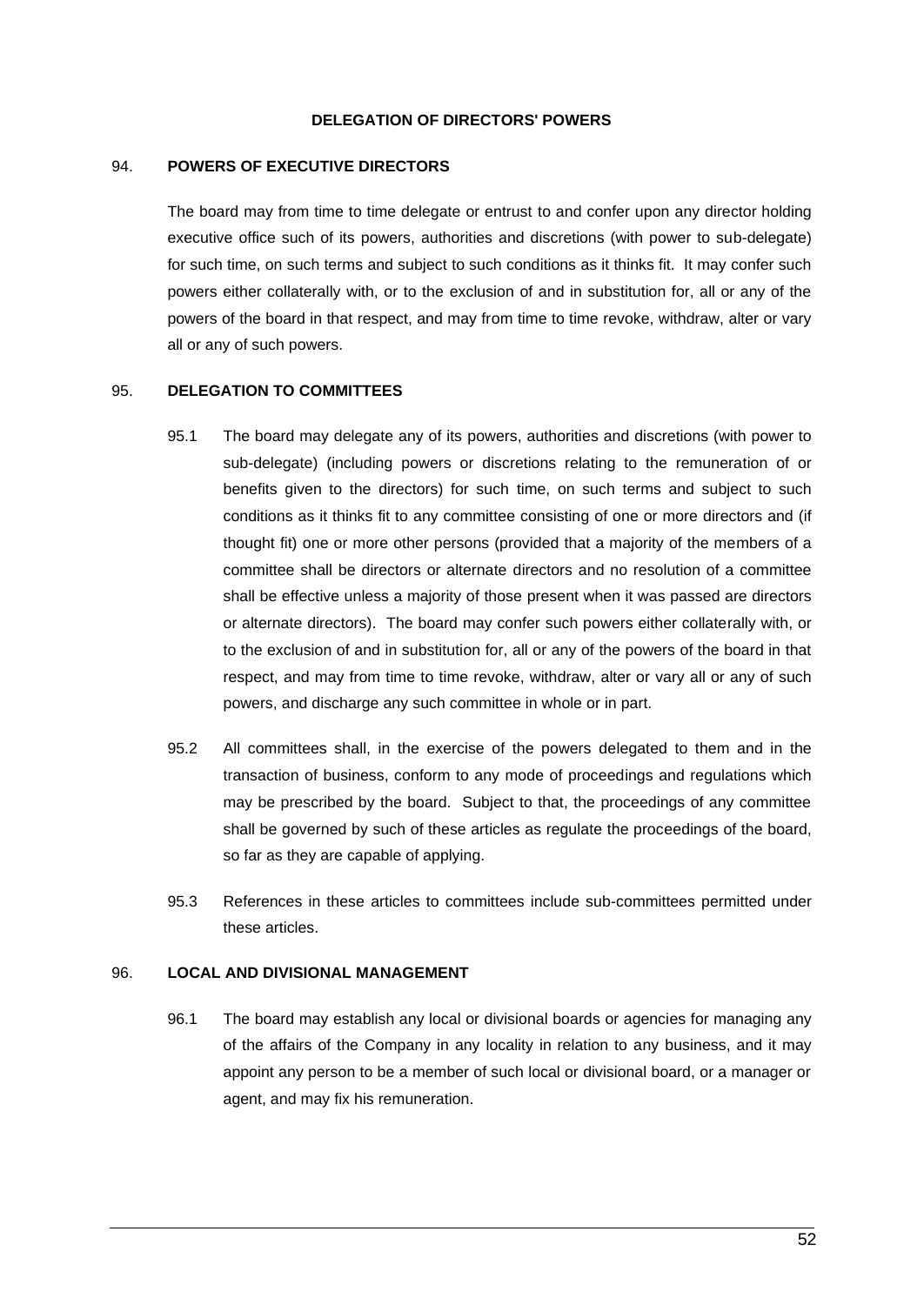## DELEGATION OF DIRECTORS' POWERS

### 94. POWERS OF EXECUTIVE DIRECTORS

The board may from time to time delegate or entrust to and confer upon any director holding executive office such of its powers, authorities and discretions (with power to sub-delegate) for such time, on such terms and subject to such conditions as it thinks fit. It may confer such powers either collaterally with, or to the exclusion of and in substitution for, all or any of the powers of the board in that respect, and may from time to time revoke, withdraw, alter or vary all or any of such powers.

### 95. DELEGATION TO COMMITTEES

95.1 The board may delegate any of its powers, authorities and discretions (with power to sub-delegate) (including powers or discretions relating to the remuneration of or benefits given to the directors) for such time, on such terms and subject to such conditions as it thinks fit to any committee consisting of one or more directors and (if thought fit) one or more other persons (provided that a majority of the members of a committee shall be directors or alternate directors and no resolution of a committee shall be effective unless a majority of those present when it was passed are directors or alternate directors). The board may confer such powers either collaterally with, or to the exclusion of and in substitution for, all or any of the powers of the board in that respect, and may from time to time revoke, withdraw, alter or vary all or any of such powers, and discharge any such committee in whole or in part.

95.2 All committees shall, in the exercise of the powers delegated to them and in the transaction of business, conform to any mode of proceedings and regulations which may be prescribed by the board. Subject to that, the proceedings of any committee shall be governed by such of these articles as regulate the proceedings of the board, so far as they are capable of applying.

95.3 References in these articles to committees include sub-committees permitted under these articles.

### 96. LOCAL AND DIVISIONAL MANAGEMENT

96.1 The board may establish any local or divisional boards or agencies for managing any of the affairs of the Company in any locality in relation to any business, and it may appoint any person to be a member of such local or divisional board, or a manager or agent, and may fix his remuneration.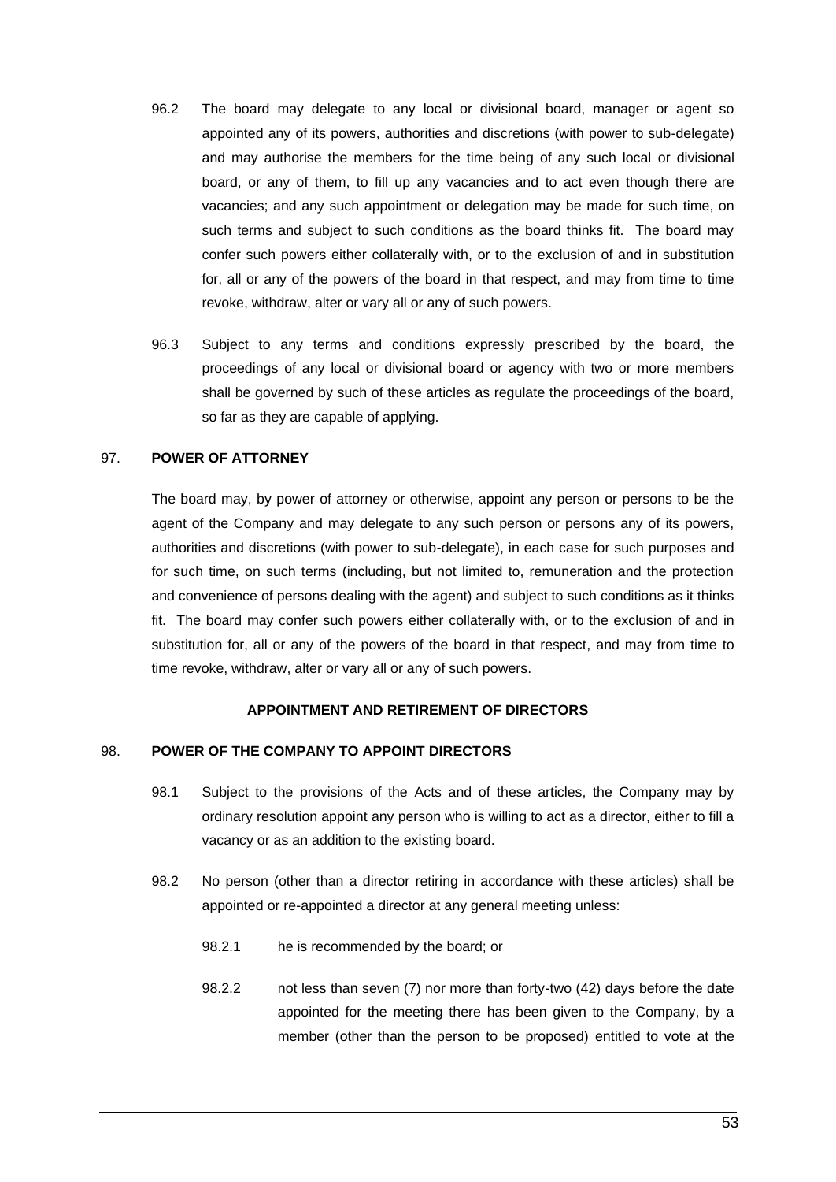96.2 The board may delegate to any local or divisional board, manager or agent so appointed any of its powers, authorities and discretions (with power to sub-delegate) and may authorise the members for the time being of any such local or divisional board, or any of them, to fill up any vacancies and to act even though there are vacancies; and any such appointment or delegation may be made for such time, on such terms and subject to such conditions as the board thinks fit. The board may confer such powers either collaterally with, or to the exclusion of and in substitution for, all or any of the powers of the board in that respect, and may from time to time revoke, withdraw, alter or vary all or any of such powers.

96.3 Subject to any terms and conditions expressly prescribed by the board, the proceedings of any local or divisional board or agency with two or more members shall be governed by such of these articles as regulate the proceedings of the board, so far as they are capable of applying.

### 97. POWER OF ATTORNEY

The board may, by power of attorney or otherwise, appoint any person or persons to be the agent of the Company and may delegate to any such person or persons any of its powers, authorities and discretions (with power to sub-delegate), in each case for such purposes and for such time, on such terms (including, but not limited to, remuneration and the protection and convenience of persons dealing with the agent) and subject to such conditions as it thinks fit. The board may confer such powers either collaterally with, or to the exclusion of and in substitution for, all or any of the powers of the board in that respect, and may from time to time revoke, withdraw, alter or vary all or any of such powers.

## APPOINTMENT AND RETIREMENT OF DIRECTORS

### 98. POWER OF THE COMPANY TO APPOINT DIRECTORS

98.1 Subject to the provisions of the Acts and of these articles, the Company may by ordinary resolution appoint any person who is willing to act as a director, either to fill a vacancy or as an addition to the existing board.

98.2 No person (other than a director retiring in accordance with these articles) shall be appointed or re-appointed a director at any general meeting unless:

98.2.1 he is recommended by the board; or

98.2.2 not less than seven (7) nor more than forty-two (42) days before the date appointed for the meeting there has been given to the Company, by a member (other than the person to be proposed) entitled to vote at the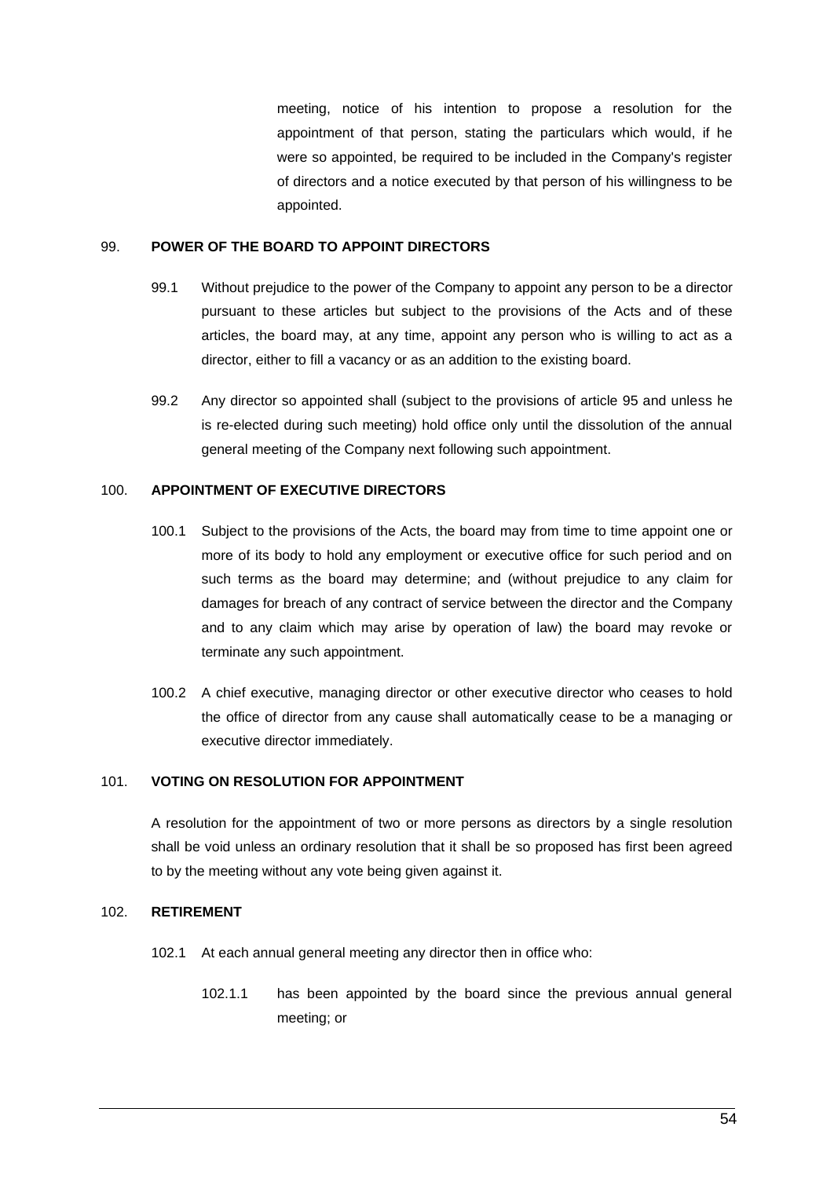meeting, notice of his intention to propose a resolution for the appointment of that person, stating the particulars which would, if he were so appointed, be required to be included in the Company's register of directors and a notice executed by that person of his willingness to be appointed.

## 99. POWER OF THE BOARD TO APPOINT DIRECTORS

99.1 Without prejudice to the power of the Company to appoint any person to be a director pursuant to these articles but subject to the provisions of the Acts and of these articles, the board may, at any time, appoint any person who is willing to act as a director, either to fill a vacancy or as an addition to the existing board.

99.2 Any director so appointed shall (subject to the provisions of article 95 and unless he is re-elected during such meeting) hold office only until the dissolution of the annual general meeting of the Company next following such appointment.

## 100. APPOINTMENT OF EXECUTIVE DIRECTORS

100.1 Subject to the provisions of the Acts, the board may from time to time appoint one or more of its body to hold any employment or executive office for such period and on such terms as the board may determine; and (without prejudice to any claim for damages for breach of any contract of service between the director and the Company and to any claim which may arise by operation of law) the board may revoke or terminate any such appointment.

100.2 A chief executive, managing director or other executive director who ceases to hold the office of director from any cause shall automatically cease to be a managing or executive director immediately.

## 101. VOTING ON RESOLUTION FOR APPOINTMENT

A resolution for the appointment of two or more persons as directors by a single resolution shall be void unless an ordinary resolution that it shall be so proposed has first been agreed to by the meeting without any vote being given against it.

## 102. RETIREMENT

102.1 At each annual general meeting any director then in office who:

102.1.1 has been appointed by the board since the previous annual general meeting; or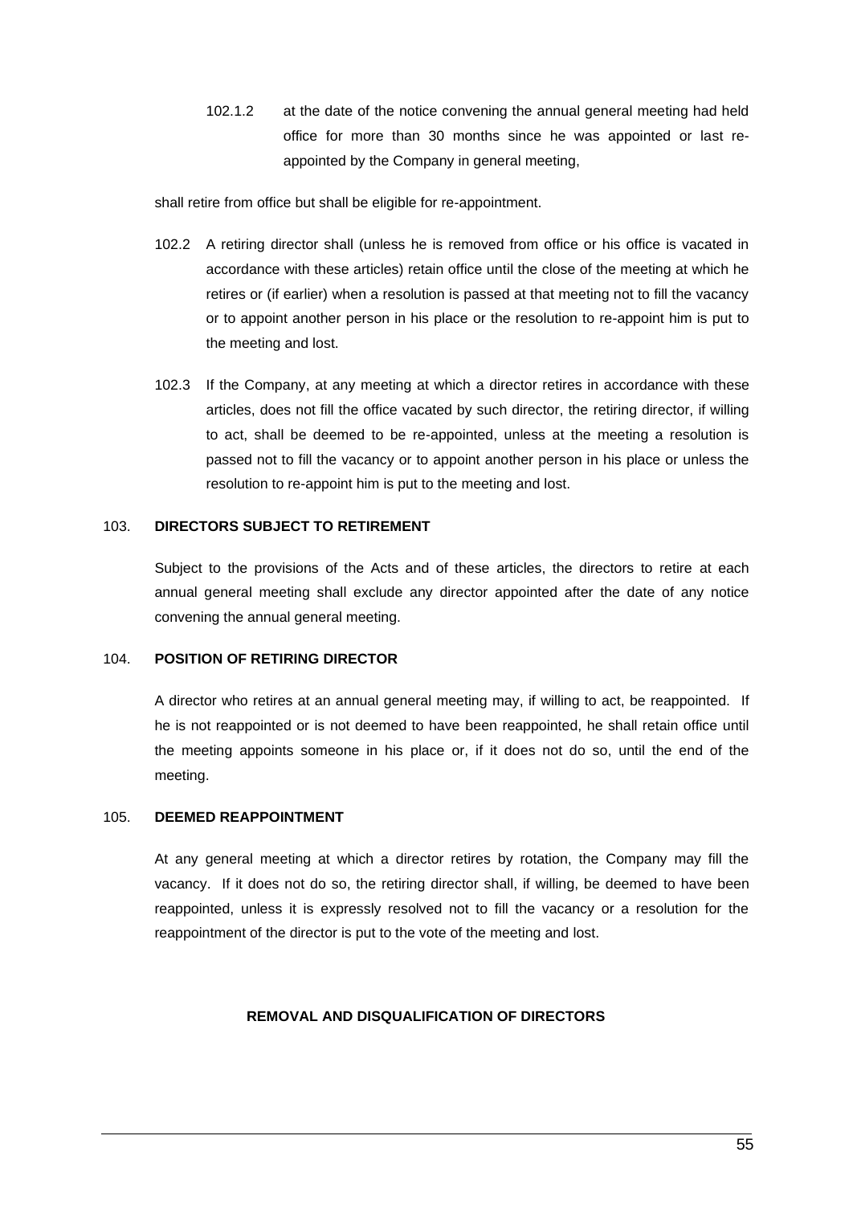102.1.2 at the date of the notice convening the annual general meeting had held office for more than 30 months since he was appointed or last re-appointed by the Company in general meeting,

shall retire from office but shall be eligible for re-appointment.

102.2 A retiring director shall (unless he is removed from office or his office is vacated in accordance with these articles) retain office until the close of the meeting at which he retires or (if earlier) when a resolution is passed at that meeting not to fill the vacancy or to appoint another person in his place or the resolution to re-appoint him is put to the meeting and lost.

102.3 If the Company, at any meeting at which a director retires in accordance with these articles, does not fill the office vacated by such director, the retiring director, if willing to act, shall be deemed to be re-appointed, unless at the meeting a resolution is passed not to fill the vacancy or to appoint another person in his place or unless the resolution to re-appoint him is put to the meeting and lost.

103. **DIRECTORS SUBJECT TO RETIREMENT**

Subject to the provisions of the Acts and of these articles, the directors to retire at each annual general meeting shall exclude any director appointed after the date of any notice convening the annual general meeting.

104. **POSITION OF RETIRING DIRECTOR**

A director who retires at an annual general meeting may, if willing to act, be reappointed. If he is not reappointed or is not deemed to have been reappointed, he shall retain office until the meeting appoints someone in his place or, if it does not do so, until the end of the meeting.

105. **DEEMED REAPPOINTMENT**

At any general meeting at which a director retires by rotation, the Company may fill the vacancy. If it does not do so, the retiring director shall, if willing, be deemed to have been reappointed, unless it is expressly resolved not to fill the vacancy or a resolution for the reappointment of the director is put to the vote of the meeting and lost.

**REMOVAL AND DISQUALIFICATION OF DIRECTORS**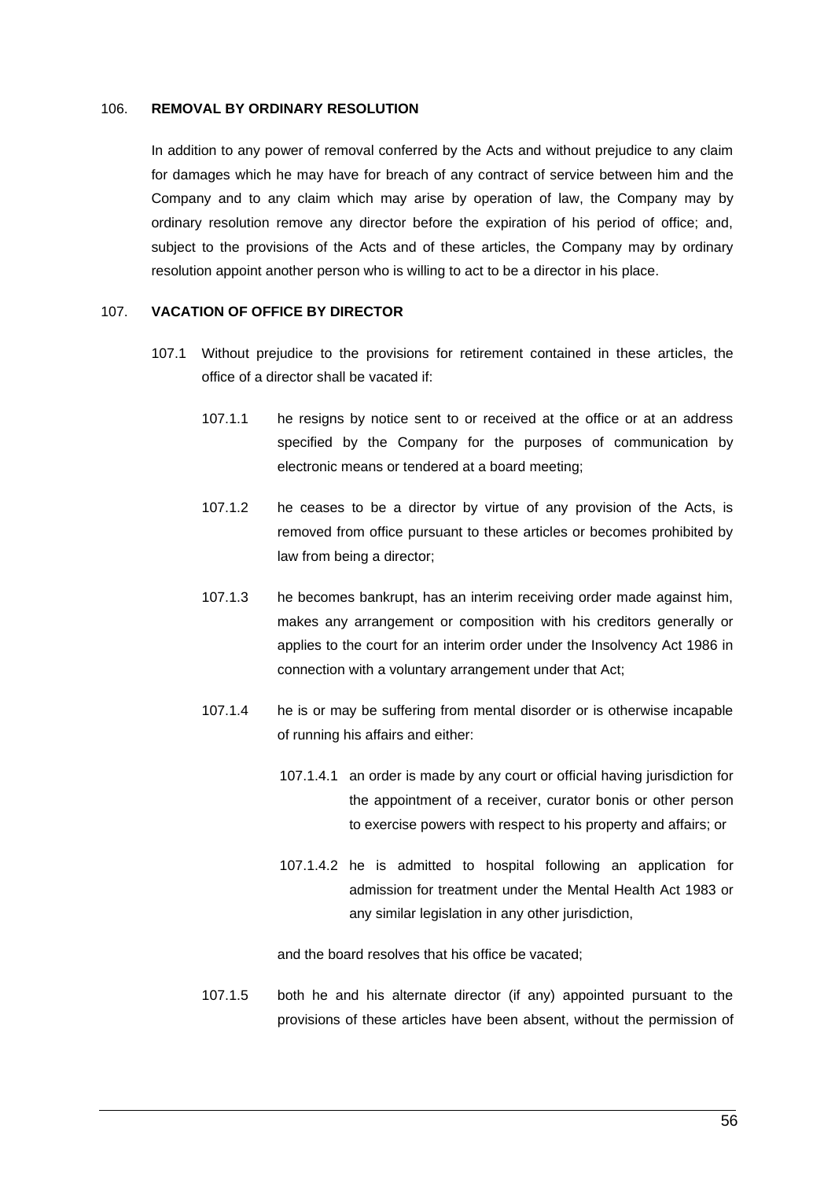106. **REMOVAL BY ORDINARY RESOLUTION**

In addition to any power of removal conferred by the Acts and without prejudice to any claim for damages which he may have for breach of any contract of service between him and the Company and to any claim which may arise by operation of law, the Company may by ordinary resolution remove any director before the expiration of his period of office; and, subject to the provisions of the Acts and of these articles, the Company may by ordinary resolution appoint another person who is willing to act to be a director in his place.

107. **VACATION OF OFFICE BY DIRECTOR**

107.1 Without prejudice to the provisions for retirement contained in these articles, the office of a director shall be vacated if:

107.1.1 he resigns by notice sent to or received at the office or at an address specified by the Company for the purposes of communication by electronic means or tendered at a board meeting;

107.1.2 he ceases to be a director by virtue of any provision of the Acts, is removed from office pursuant to these articles or becomes prohibited by law from being a director;

107.1.3 he becomes bankrupt, has an interim receiving order made against him, makes any arrangement or composition with his creditors generally or applies to the court for an interim order under the Insolvency Act 1986 in connection with a voluntary arrangement under that Act;

107.1.4 he is or may be suffering from mental disorder or is otherwise incapable of running his affairs and either:

107.1.4.1 an order is made by any court or official having jurisdiction for the appointment of a receiver, curator bonis or other person to exercise powers with respect to his property and affairs; or

107.1.4.2 he is admitted to hospital following an application for admission for treatment under the Mental Health Act 1983 or any similar legislation in any other jurisdiction,

and the board resolves that his office be vacated;

107.1.5 both he and his alternate director (if any) appointed pursuant to the provisions of these articles have been absent, without the permission of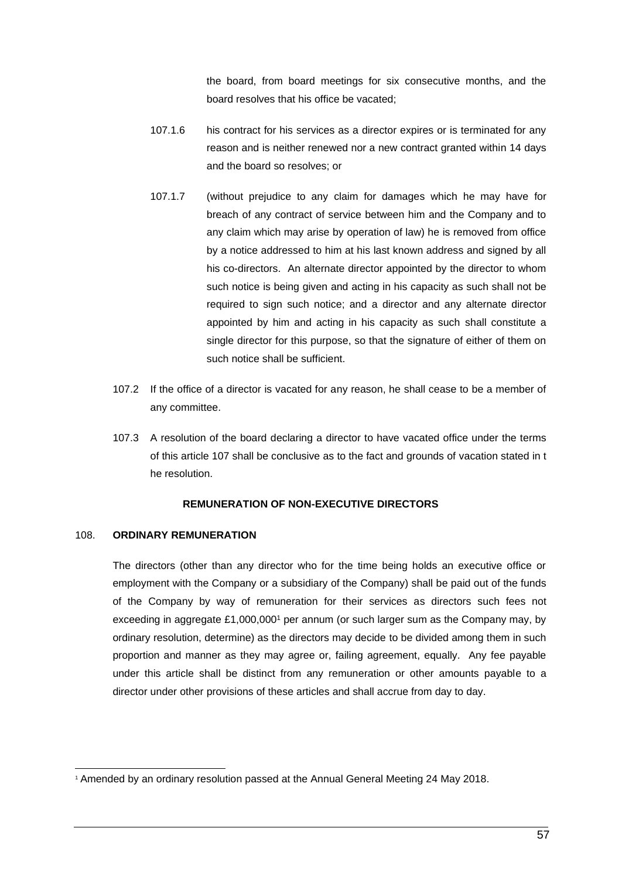the board, from board meetings for six consecutive months, and the board resolves that his office be vacated;

107.1.6 his contract for his services as a director expires or is terminated for any reason and is neither renewed nor a new contract granted within 14 days and the board so resolves; or

107.1.7 (without prejudice to any claim for damages which he may have for breach of any contract of service between him and the Company and to any claim which may arise by operation of law) he is removed from office by a notice addressed to him at his last known address and signed by all his co-directors. An alternate director appointed by the director to whom such notice is being given and acting in his capacity as such shall not be required to sign such notice; and a director and any alternate director appointed by him and acting in his capacity as such shall constitute a single director for this purpose, so that the signature of either of them on such notice shall be sufficient.

107.2 If the office of a director is vacated for any reason, he shall cease to be a member of any committee.

107.3 A resolution of the board declaring a director to have vacated office under the terms of this article 107 shall be conclusive as to the fact and grounds of vacation stated in t he resolution.

## REMUNERATION OF NON-EXECUTIVE DIRECTORS

### 108. ORDINARY REMUNERATION

The directors (other than any director who for the time being holds an executive office or employment with the Company or a subsidiary of the Company) shall be paid out of the funds of the Company by way of remuneration for their services as directors such fees not exceeding in aggregate £1,000,000[1] per annum (or such larger sum as the Company may, by ordinary resolution, determine) as the directors may decide to be divided among them in such proportion and manner as they may agree or, failing agreement, equally. Any fee payable under this article shall be distinct from any remuneration or other amounts payable to a director under other provisions of these articles and shall accrue from day to day.

---

[1] Amended by an ordinary resolution passed at the Annual General Meeting 24 May 2018.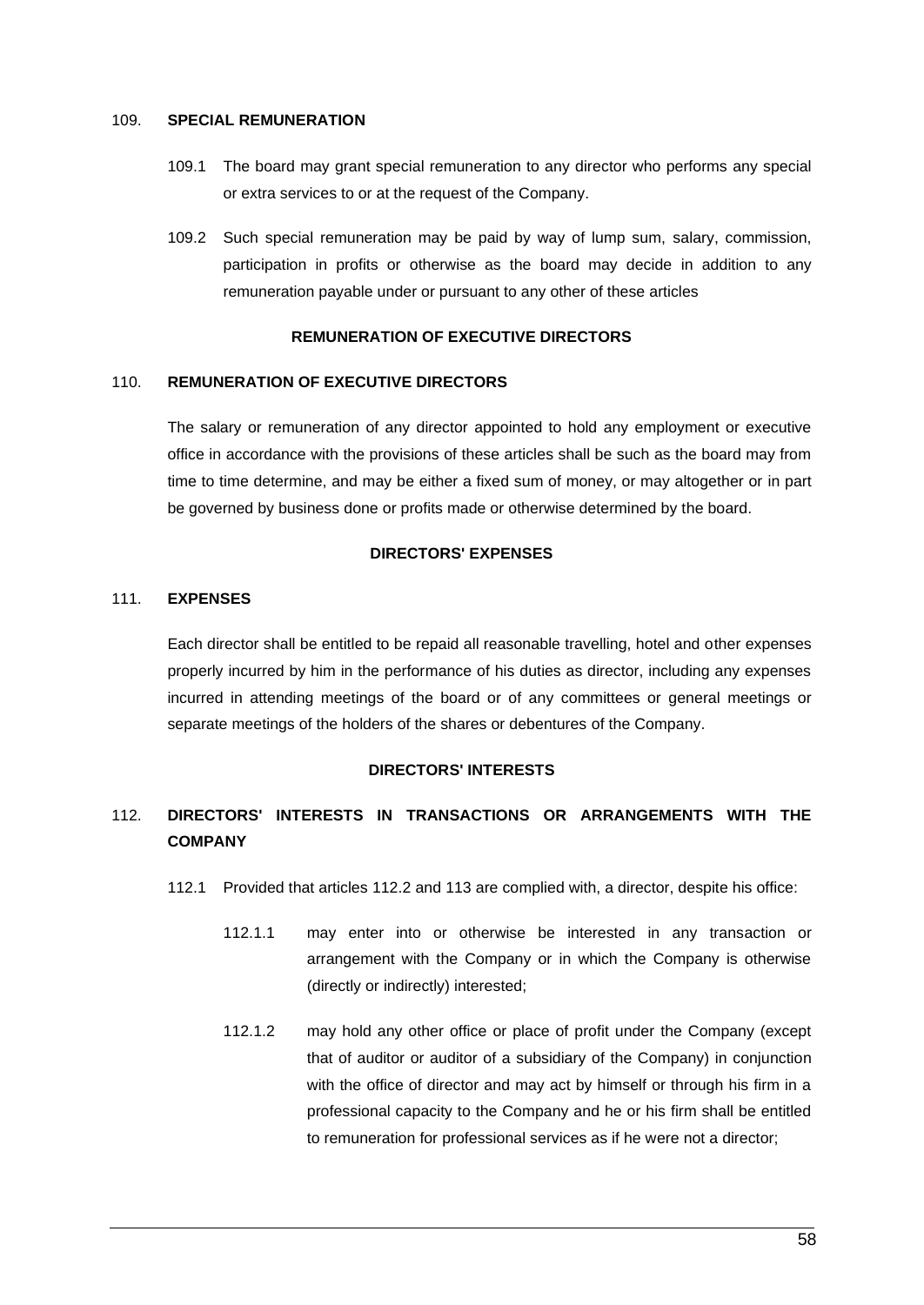109. **SPECIAL REMUNERATION**

109.1 The board may grant special remuneration to any director who performs any special or extra services to or at the request of the Company.

109.2 Such special remuneration may be paid by way of lump sum, salary, commission, participation in profits or otherwise as the board may decide in addition to any remuneration payable under or pursuant to any other of these articles

**REMUNERATION OF EXECUTIVE DIRECTORS**

110. **REMUNERATION OF EXECUTIVE DIRECTORS**

The salary or remuneration of any director appointed to hold any employment or executive office in accordance with the provisions of these articles shall be such as the board may from time to time determine, and may be either a fixed sum of money, or may altogether or in part be governed by business done or profits made or otherwise determined by the board.

**DIRECTORS' EXPENSES**

111. **EXPENSES**

Each director shall be entitled to be repaid all reasonable travelling, hotel and other expenses properly incurred by him in the performance of his duties as director, including any expenses incurred in attending meetings of the board or of any committees or general meetings or separate meetings of the holders of the shares or debentures of the Company.

**DIRECTORS' INTERESTS**

112. **DIRECTORS' INTERESTS IN TRANSACTIONS OR ARRANGEMENTS WITH THE COMPANY**

112.1 Provided that articles 112.2 and 113 are complied with, a director, despite his office:

112.1.1 may enter into or otherwise be interested in any transaction or arrangement with the Company or in which the Company is otherwise (directly or indirectly) interested;

112.1.2 may hold any other office or place of profit under the Company (except that of auditor or auditor of a subsidiary of the Company) in conjunction with the office of director and may act by himself or through his firm in a professional capacity to the Company and he or his firm shall be entitled to remuneration for professional services as if he were not a director;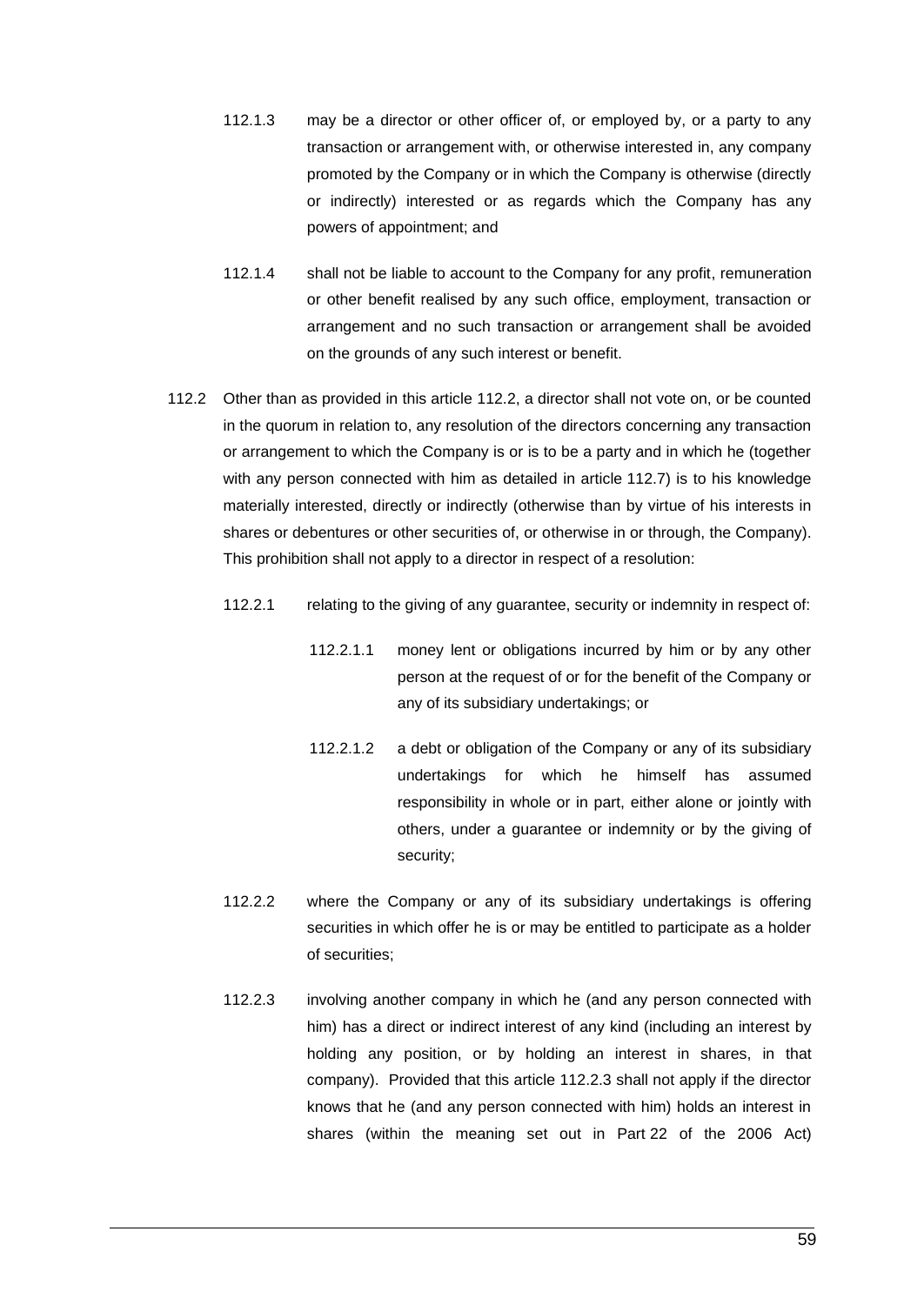112.1.3 may be a director or other officer of, or employed by, or a party to any transaction or arrangement with, or otherwise interested in, any company promoted by the Company or in which the Company is otherwise (directly or indirectly) interested or as regards which the Company has any powers of appointment; and

112.1.4 shall not be liable to account to the Company for any profit, remuneration or other benefit realised by any such office, employment, transaction or arrangement and no such transaction or arrangement shall be avoided on the grounds of any such interest or benefit.

112.2 Other than as provided in this article 112.2, a director shall not vote on, or be counted in the quorum in relation to, any resolution of the directors concerning any transaction or arrangement to which the Company is or is to be a party and in which he (together with any person connected with him as detailed in article 112.7) is to his knowledge materially interested, directly or indirectly (otherwise than by virtue of his interests in shares or debentures or other securities of, or otherwise in or through, the Company). This prohibition shall not apply to a director in respect of a resolution:

112.2.1 relating to the giving of any guarantee, security or indemnity in respect of:

112.2.1.1 money lent or obligations incurred by him or by any other person at the request of or for the benefit of the Company or any of its subsidiary undertakings; or

112.2.1.2 a debt or obligation of the Company or any of its subsidiary undertakings for which he himself has assumed responsibility in whole or in part, either alone or jointly with others, under a guarantee or indemnity or by the giving of security;

112.2.2 where the Company or any of its subsidiary undertakings is offering securities in which offer he is or may be entitled to participate as a holder of securities;

112.2.3 involving another company in which he (and any person connected with him) has a direct or indirect interest of any kind (including an interest by holding any position, or by holding an interest in shares, in that company). Provided that this article 112.2.3 shall not apply if the director knows that he (and any person connected with him) holds an interest in shares (within the meaning set out in Part 22 of the 2006 Act)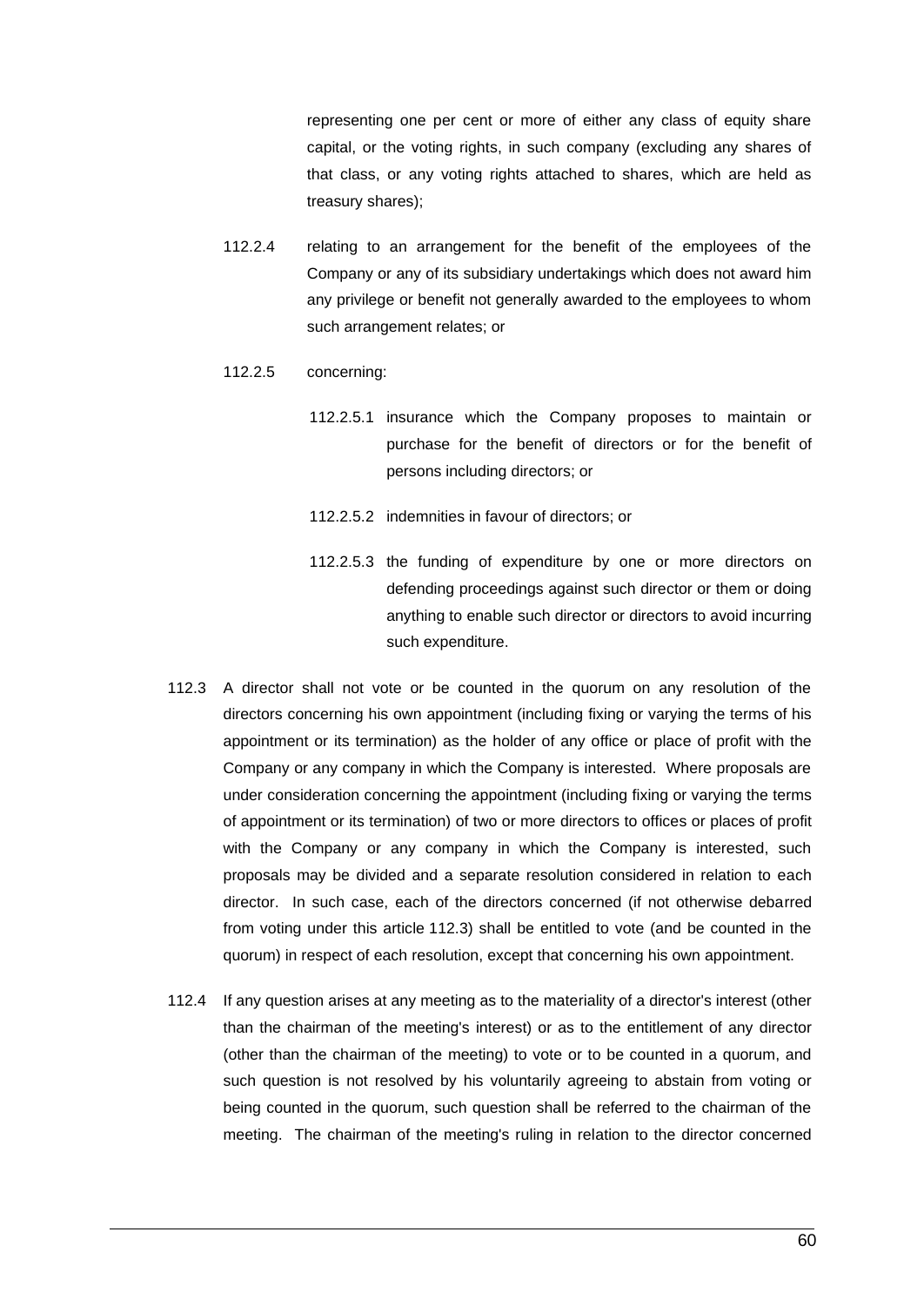representing one per cent or more of either any class of equity share capital, or the voting rights, in such company (excluding any shares of that class, or any voting rights attached to shares, which are held as treasury shares);

112.2.4 relating to an arrangement for the benefit of the employees of the Company or any of its subsidiary undertakings which does not award him any privilege or benefit not generally awarded to the employees to whom such arrangement relates; or

112.2.5 concerning:

112.2.5.1 insurance which the Company proposes to maintain or purchase for the benefit of directors or for the benefit of persons including directors; or

112.2.5.2 indemnities in favour of directors; or

112.2.5.3 the funding of expenditure by one or more directors on defending proceedings against such director or them or doing anything to enable such director or directors to avoid incurring such expenditure.

112.3 A director shall not vote or be counted in the quorum on any resolution of the directors concerning his own appointment (including fixing or varying the terms of his appointment or its termination) as the holder of any office or place of profit with the Company or any company in which the Company is interested. Where proposals are under consideration concerning the appointment (including fixing or varying the terms of appointment or its termination) of two or more directors to offices or places of profit with the Company or any company in which the Company is interested, such proposals may be divided and a separate resolution considered in relation to each director. In such case, each of the directors concerned (if not otherwise debarred from voting under this article 112.3) shall be entitled to vote (and be counted in the quorum) in respect of each resolution, except that concerning his own appointment.

112.4 If any question arises at any meeting as to the materiality of a director's interest (other than the chairman of the meeting's interest) or as to the entitlement of any director (other than the chairman of the meeting) to vote or to be counted in a quorum, and such question is not resolved by his voluntarily agreeing to abstain from voting or being counted in the quorum, such question shall be referred to the chairman of the meeting. The chairman of the meeting's ruling in relation to the director concerned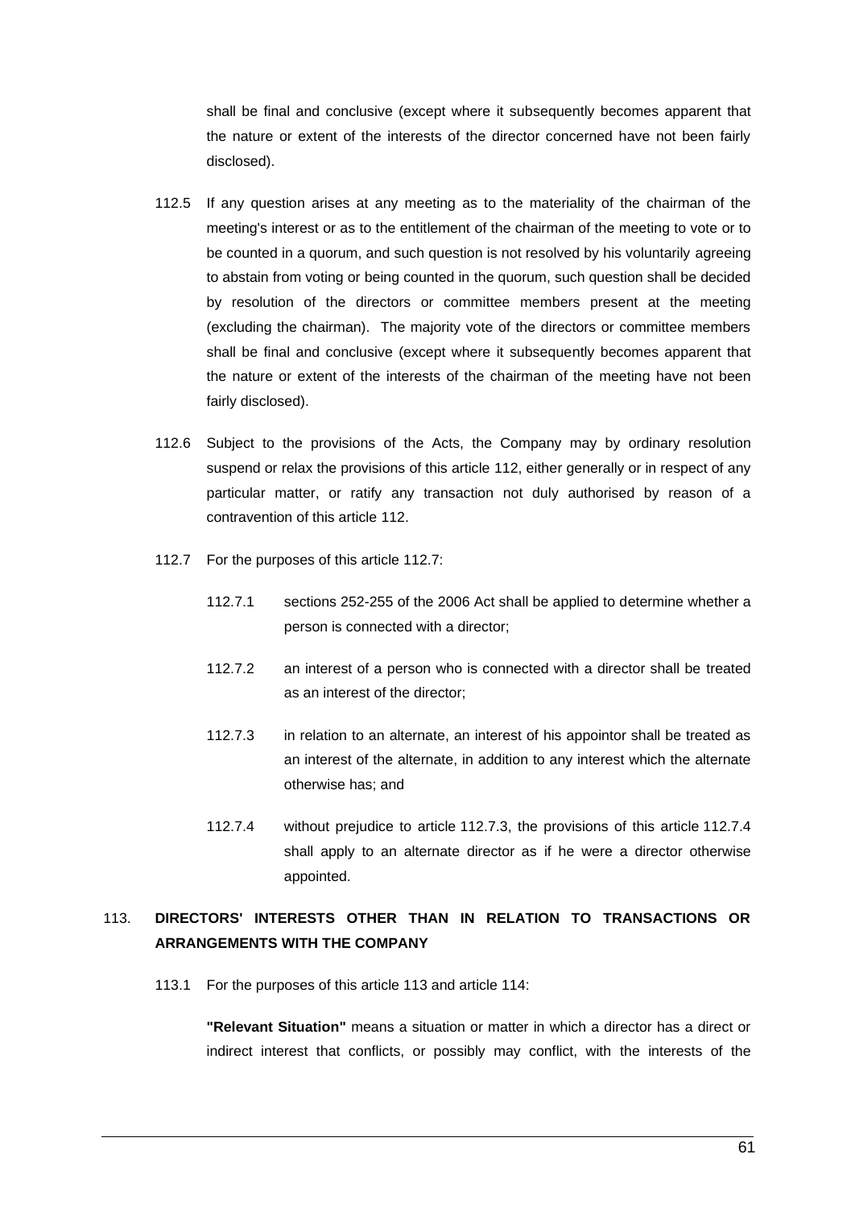shall be final and conclusive (except where it subsequently becomes apparent that the nature or extent of the interests of the director concerned have not been fairly disclosed).

112.5 If any question arises at any meeting as to the materiality of the chairman of the meeting's interest or as to the entitlement of the chairman of the meeting to vote or to be counted in a quorum, and such question is not resolved by his voluntarily agreeing to abstain from voting or being counted in the quorum, such question shall be decided by resolution of the directors or committee members present at the meeting (excluding the chairman). The majority vote of the directors or committee members shall be final and conclusive (except where it subsequently becomes apparent that the nature or extent of the interests of the chairman of the meeting have not been fairly disclosed).

112.6 Subject to the provisions of the Acts, the Company may by ordinary resolution suspend or relax the provisions of this article 112, either generally or in respect of any particular matter, or ratify any transaction not duly authorised by reason of a contravention of this article 112.

112.7 For the purposes of this article 112.7:

112.7.1 sections 252-255 of the 2006 Act shall be applied to determine whether a person is connected with a director;

112.7.2 an interest of a person who is connected with a director shall be treated as an interest of the director;

112.7.3 in relation to an alternate, an interest of his appointor shall be treated as an interest of the alternate, in addition to any interest which the alternate otherwise has; and

112.7.4 without prejudice to article 112.7.3, the provisions of this article 112.7.4 shall apply to an alternate director as if he were a director otherwise appointed.

## 113. DIRECTORS' INTERESTS OTHER THAN IN RELATION TO TRANSACTIONS OR ARRANGEMENTS WITH THE COMPANY

113.1 For the purposes of this article 113 and article 114:

**"Relevant Situation"** means a situation or matter in which a director has a direct or indirect interest that conflicts, or possibly may conflict, with the interests of the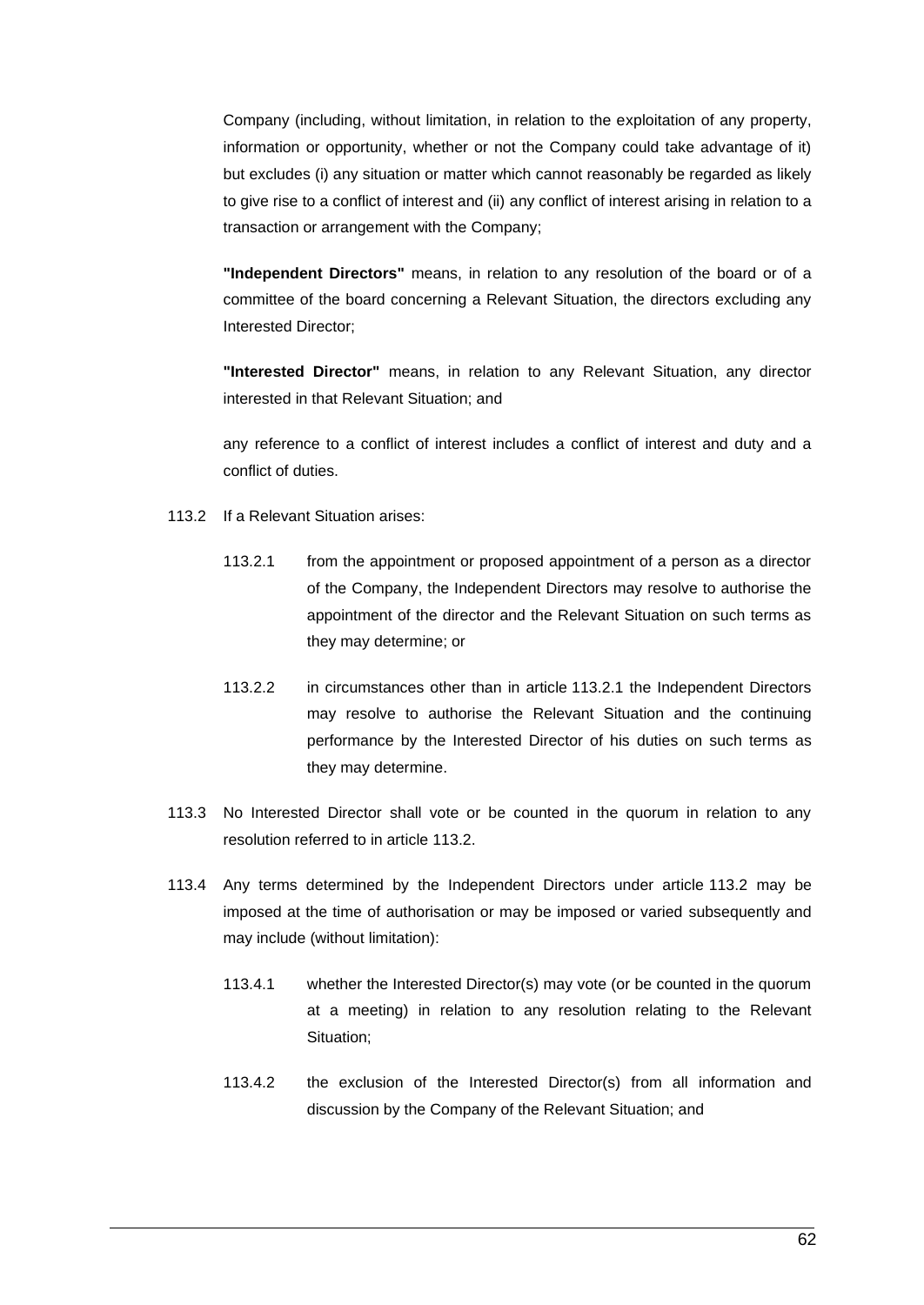Company (including, without limitation, in relation to the exploitation of any property, information or opportunity, whether or not the Company could take advantage of it) but excludes (i) any situation or matter which cannot reasonably be regarded as likely to give rise to a conflict of interest and (ii) any conflict of interest arising in relation to a transaction or arrangement with the Company;

**"Independent Directors"** means, in relation to any resolution of the board or of a committee of the board concerning a Relevant Situation, the directors excluding any Interested Director;

**"Interested Director"** means, in relation to any Relevant Situation, any director interested in that Relevant Situation; and

any reference to a conflict of interest includes a conflict of interest and duty and a conflict of duties.

113.2 If a Relevant Situation arises:

113.2.1 from the appointment or proposed appointment of a person as a director of the Company, the Independent Directors may resolve to authorise the appointment of the director and the Relevant Situation on such terms as they may determine; or

113.2.2 in circumstances other than in article 113.2.1 the Independent Directors may resolve to authorise the Relevant Situation and the continuing performance by the Interested Director of his duties on such terms as they may determine.

113.3 No Interested Director shall vote or be counted in the quorum in relation to any resolution referred to in article 113.2.

113.4 Any terms determined by the Independent Directors under article 113.2 may be imposed at the time of authorisation or may be imposed or varied subsequently and may include (without limitation):

113.4.1 whether the Interested Director(s) may vote (or be counted in the quorum at a meeting) in relation to any resolution relating to the Relevant Situation;

113.4.2 the exclusion of the Interested Director(s) from all information and discussion by the Company of the Relevant Situation; and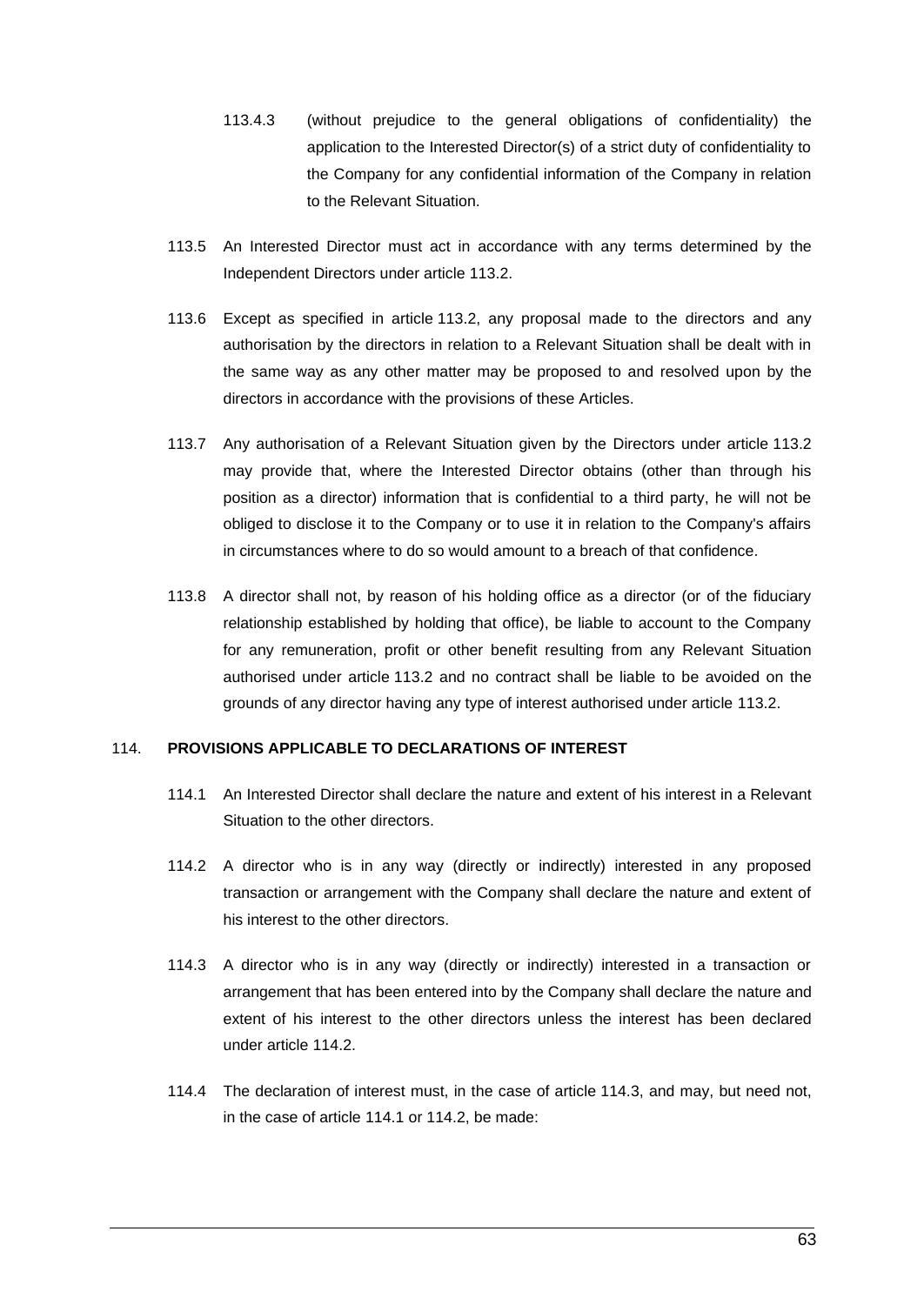113.4.3 (without prejudice to the general obligations of confidentiality) the application to the Interested Director(s) of a strict duty of confidentiality to the Company for any confidential information of the Company in relation to the Relevant Situation.

113.5 An Interested Director must act in accordance with any terms determined by the Independent Directors under article 113.2.

113.6 Except as specified in article 113.2, any proposal made to the directors and any authorisation by the directors in relation to a Relevant Situation shall be dealt with in the same way as any other matter may be proposed to and resolved upon by the directors in accordance with the provisions of these Articles.

113.7 Any authorisation of a Relevant Situation given by the Directors under article 113.2 may provide that, where the Interested Director obtains (other than through his position as a director) information that is confidential to a third party, he will not be obliged to disclose it to the Company or to use it in relation to the Company's affairs in circumstances where to do so would amount to a breach of that confidence.

113.8 A director shall not, by reason of his holding office as a director (or of the fiduciary relationship established by holding that office), be liable to account to the Company for any remuneration, profit or other benefit resulting from any Relevant Situation authorised under article 113.2 and no contract shall be liable to be avoided on the grounds of any director having any type of interest authorised under article 113.2.

## 114. PROVISIONS APPLICABLE TO DECLARATIONS OF INTEREST

114.1 An Interested Director shall declare the nature and extent of his interest in a Relevant Situation to the other directors.

114.2 A director who is in any way (directly or indirectly) interested in any proposed transaction or arrangement with the Company shall declare the nature and extent of his interest to the other directors.

114.3 A director who is in any way (directly or indirectly) interested in a transaction or arrangement that has been entered into by the Company shall declare the nature and extent of his interest to the other directors unless the interest has been declared under article 114.2.

114.4 The declaration of interest must, in the case of article 114.3, and may, but need not, in the case of article 114.1 or 114.2, be made: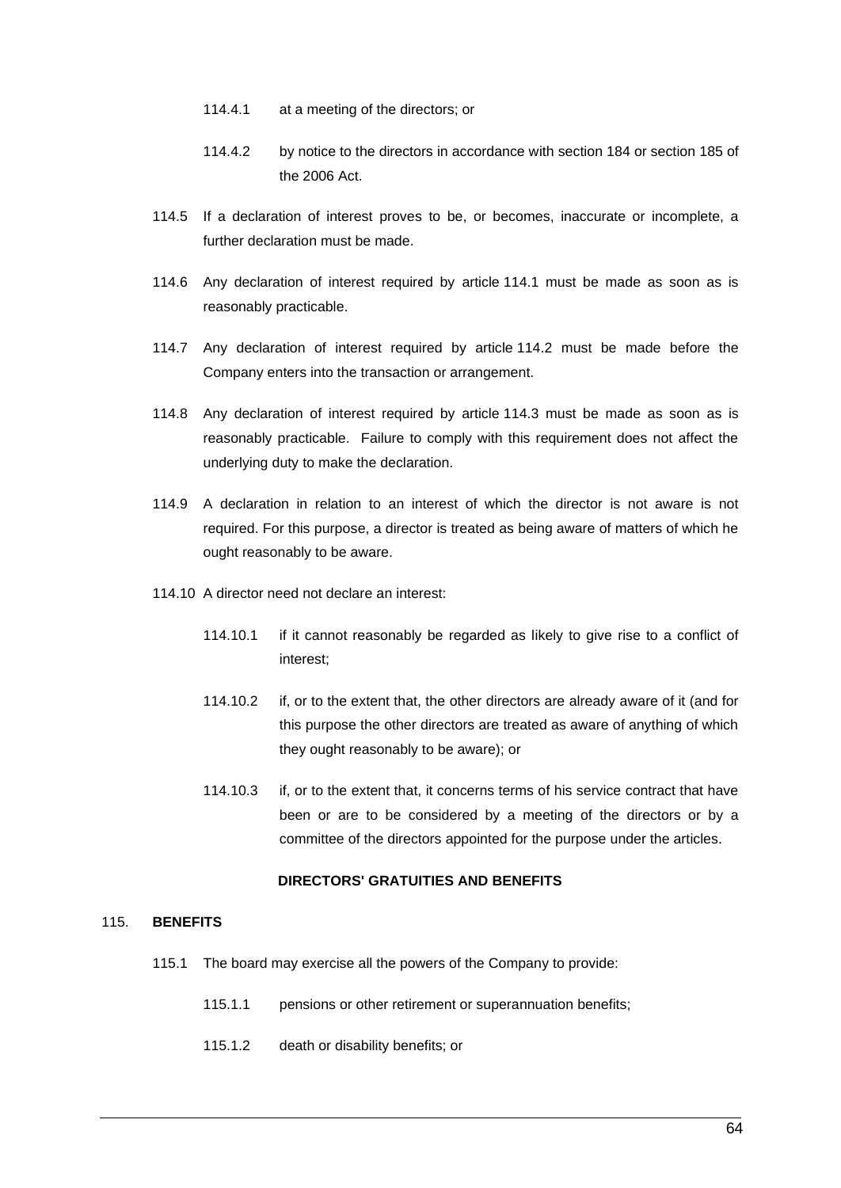114.4.1 at a meeting of the directors; or

114.4.2 by notice to the directors in accordance with section 184 or section 185 of the 2006 Act.

114.5 If a declaration of interest proves to be, or becomes, inaccurate or incomplete, a further declaration must be made.

114.6 Any declaration of interest required by article 114.1 must be made as soon as is reasonably practicable.

114.7 Any declaration of interest required by article 114.2 must be made before the Company enters into the transaction or arrangement.

114.8 Any declaration of interest required by article 114.3 must be made as soon as is reasonably practicable. Failure to comply with this requirement does not affect the underlying duty to make the declaration.

114.9 A declaration in relation to an interest of which the director is not aware is not required. For this purpose, a director is treated as being aware of matters of which he ought reasonably to be aware.

114.10 A director need not declare an interest:

114.10.1 if it cannot reasonably be regarded as likely to give rise to a conflict of interest;

114.10.2 if, or to the extent that, the other directors are already aware of it (and for this purpose the other directors are treated as aware of anything of which they ought reasonably to be aware); or

114.10.3 if, or to the extent that, it concerns terms of his service contract that have been or are to be considered by a meeting of the directors or by a committee of the directors appointed for the purpose under the articles.

## DIRECTORS' GRATUITIES AND BENEFITS

115. **BENEFITS**

115.1 The board may exercise all the powers of the Company to provide:

115.1.1 pensions or other retirement or superannuation benefits;

115.1.2 death or disability benefits; or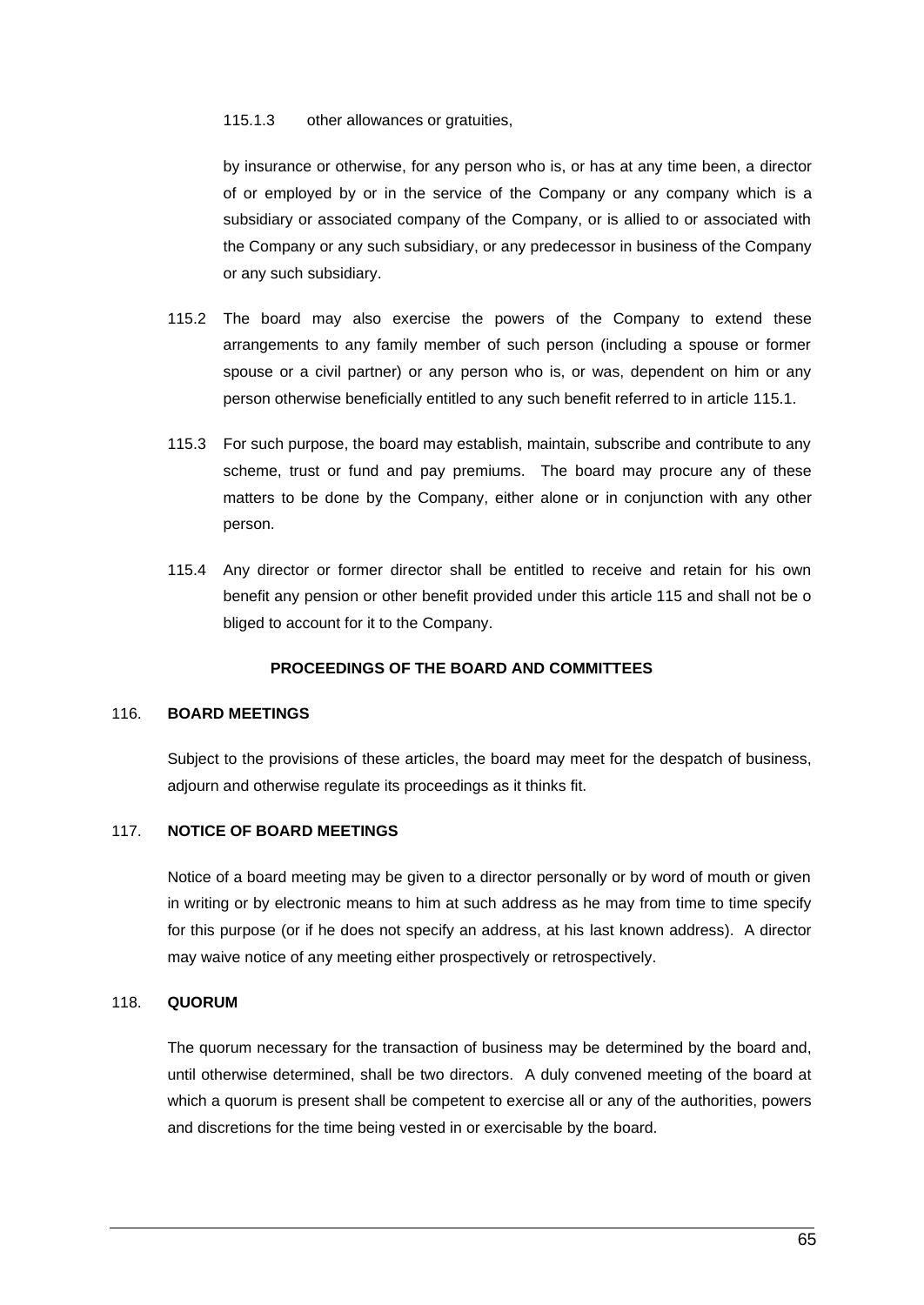115.1.3 other allowances or gratuities,

by insurance or otherwise, for any person who is, or has at any time been, a director of or employed by or in the service of the Company or any company which is a subsidiary or associated company of the Company, or is allied to or associated with the Company or any such subsidiary, or any predecessor in business of the Company or any such subsidiary.

115.2 The board may also exercise the powers of the Company to extend these arrangements to any family member of such person (including a spouse or former spouse or a civil partner) or any person who is, or was, dependent on him or any person otherwise beneficially entitled to any such benefit referred to in article 115.1.

115.3 For such purpose, the board may establish, maintain, subscribe and contribute to any scheme, trust or fund and pay premiums. The board may procure any of these matters to be done by the Company, either alone or in conjunction with any other person.

115.4 Any director or former director shall be entitled to receive and retain for his own benefit any pension or other benefit provided under this article 115 and shall not be o bliged to account for it to the Company.

## PROCEEDINGS OF THE BOARD AND COMMITTEES

### 116. BOARD MEETINGS

Subject to the provisions of these articles, the board may meet for the despatch of business, adjourn and otherwise regulate its proceedings as it thinks fit.

### 117. NOTICE OF BOARD MEETINGS

Notice of a board meeting may be given to a director personally or by word of mouth or given in writing or by electronic means to him at such address as he may from time to time specify for this purpose (or if he does not specify an address, at his last known address). A director may waive notice of any meeting either prospectively or retrospectively.

### 118. QUORUM

The quorum necessary for the transaction of business may be determined by the board and, until otherwise determined, shall be two directors. A duly convened meeting of the board at which a quorum is present shall be competent to exercise all or any of the authorities, powers and discretions for the time being vested in or exercisable by the board.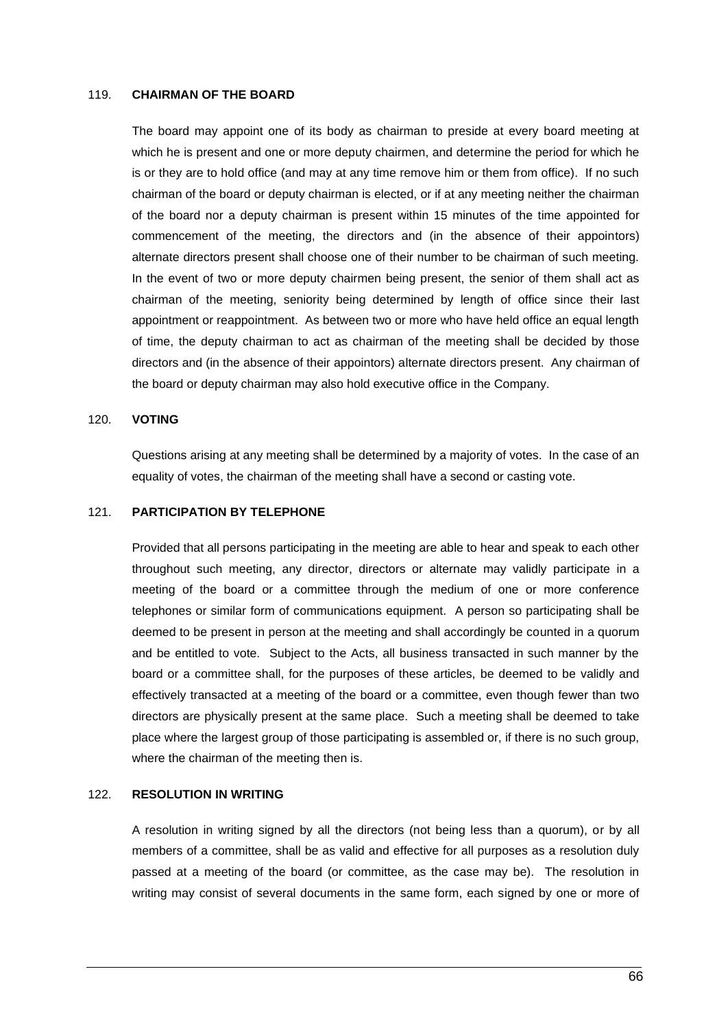## 119. CHAIRMAN OF THE BOARD

The board may appoint one of its body as chairman to preside at every board meeting at which he is present and one or more deputy chairmen, and determine the period for which he is or they are to hold office (and may at any time remove him or them from office). If no such chairman of the board or deputy chairman is elected, or if at any meeting neither the chairman of the board nor a deputy chairman is present within 15 minutes of the time appointed for commencement of the meeting, the directors and (in the absence of their appointors) alternate directors present shall choose one of their number to be chairman of such meeting. In the event of two or more deputy chairmen being present, the senior of them shall act as chairman of the meeting, seniority being determined by length of office since their last appointment or reappointment. As between two or more who have held office an equal length of time, the deputy chairman to act as chairman of the meeting shall be decided by those directors and (in the absence of their appointors) alternate directors present. Any chairman of the board or deputy chairman may also hold executive office in the Company.

## 120. VOTING

Questions arising at any meeting shall be determined by a majority of votes. In the case of an equality of votes, the chairman of the meeting shall have a second or casting vote.

## 121. PARTICIPATION BY TELEPHONE

Provided that all persons participating in the meeting are able to hear and speak to each other throughout such meeting, any director, directors or alternate may validly participate in a meeting of the board or a committee through the medium of one or more conference telephones or similar form of communications equipment. A person so participating shall be deemed to be present in person at the meeting and shall accordingly be counted in a quorum and be entitled to vote. Subject to the Acts, all business transacted in such manner by the board or a committee shall, for the purposes of these articles, be deemed to be validly and effectively transacted at a meeting of the board or a committee, even though fewer than two directors are physically present at the same place. Such a meeting shall be deemed to take place where the largest group of those participating is assembled or, if there is no such group, where the chairman of the meeting then is.

## 122. RESOLUTION IN WRITING

A resolution in writing signed by all the directors (not being less than a quorum), or by all members of a committee, shall be as valid and effective for all purposes as a resolution duly passed at a meeting of the board (or committee, as the case may be). The resolution in writing may consist of several documents in the same form, each signed by one or more of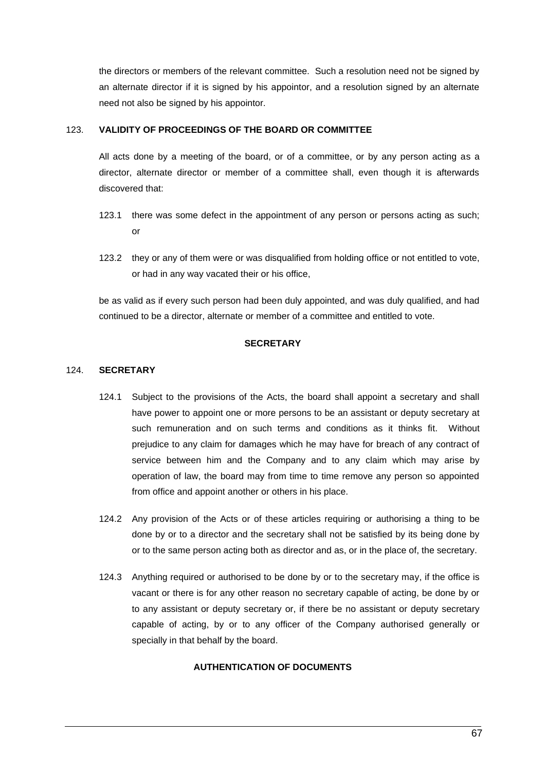the directors or members of the relevant committee. Such a resolution need not be signed by an alternate director if it is signed by his appointor, and a resolution signed by an alternate need not also be signed by his appointor.

### 123. VALIDITY OF PROCEEDINGS OF THE BOARD OR COMMITTEE

All acts done by a meeting of the board, or of a committee, or by any person acting as a director, alternate director or member of a committee shall, even though it is afterwards discovered that:

123.1 there was some defect in the appointment of any person or persons acting as such; or

123.2 they or any of them were or was disqualified from holding office or not entitled to vote, or had in any way vacated their or his office,

be as valid as if every such person had been duly appointed, and was duly qualified, and had continued to be a director, alternate or member of a committee and entitled to vote.

## SECRETARY

### 124. SECRETARY

124.1 Subject to the provisions of the Acts, the board shall appoint a secretary and shall have power to appoint one or more persons to be an assistant or deputy secretary at such remuneration and on such terms and conditions as it thinks fit. Without prejudice to any claim for damages which he may have for breach of any contract of service between him and the Company and to any claim which may arise by operation of law, the board may from time to time remove any person so appointed from office and appoint another or others in his place.

124.2 Any provision of the Acts or of these articles requiring or authorising a thing to be done by or to a director and the secretary shall not be satisfied by its being done by or to the same person acting both as director and as, or in the place of, the secretary.

124.3 Anything required or authorised to be done by or to the secretary may, if the office is vacant or there is for any other reason no secretary capable of acting, be done by or to any assistant or deputy secretary or, if there be no assistant or deputy secretary capable of acting, by or to any officer of the Company authorised generally or specially in that behalf by the board.

## AUTHENTICATION OF DOCUMENTS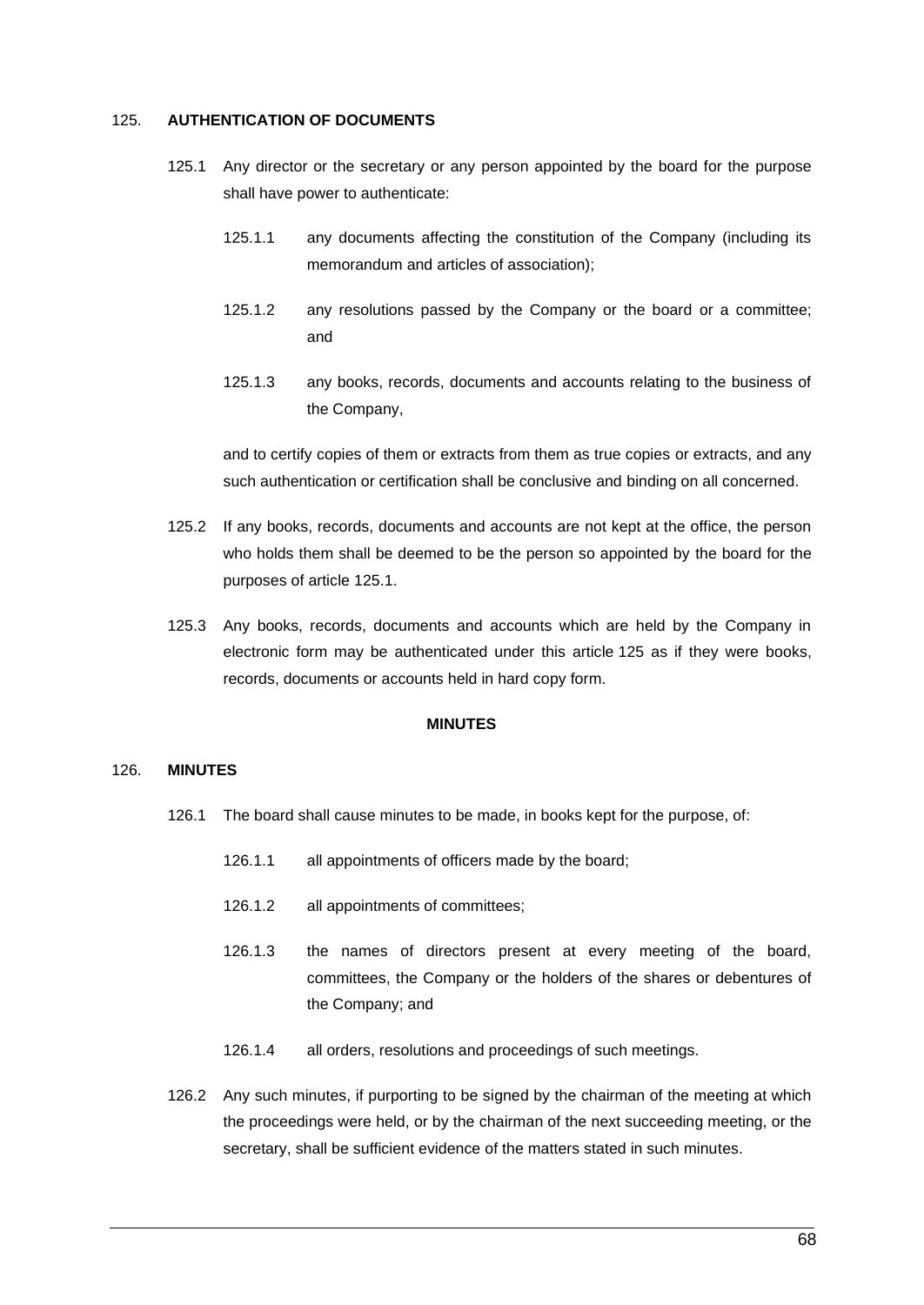125. **AUTHENTICATION OF DOCUMENTS**

125.1 Any director or the secretary or any person appointed by the board for the purpose shall have power to authenticate:

125.1.1 any documents affecting the constitution of the Company (including its memorandum and articles of association);

125.1.2 any resolutions passed by the Company or the board or a committee; and

125.1.3 any books, records, documents and accounts relating to the business of the Company,

and to certify copies of them or extracts from them as true copies or extracts, and any such authentication or certification shall be conclusive and binding on all concerned.

125.2 If any books, records, documents and accounts are not kept at the office, the person who holds them shall be deemed to be the person so appointed by the board for the purposes of article 125.1.

125.3 Any books, records, documents and accounts which are held by the Company in electronic form may be authenticated under this article 125 as if they were books, records, documents or accounts held in hard copy form.

**MINUTES**

126. **MINUTES**

126.1 The board shall cause minutes to be made, in books kept for the purpose, of:

126.1.1 all appointments of officers made by the board;

126.1.2 all appointments of committees;

126.1.3 the names of directors present at every meeting of the board, committees, the Company or the holders of the shares or debentures of the Company; and

126.1.4 all orders, resolutions and proceedings of such meetings.

126.2 Any such minutes, if purporting to be signed by the chairman of the meeting at which the proceedings were held, or by the chairman of the next succeeding meeting, or the secretary, shall be sufficient evidence of the matters stated in such minutes.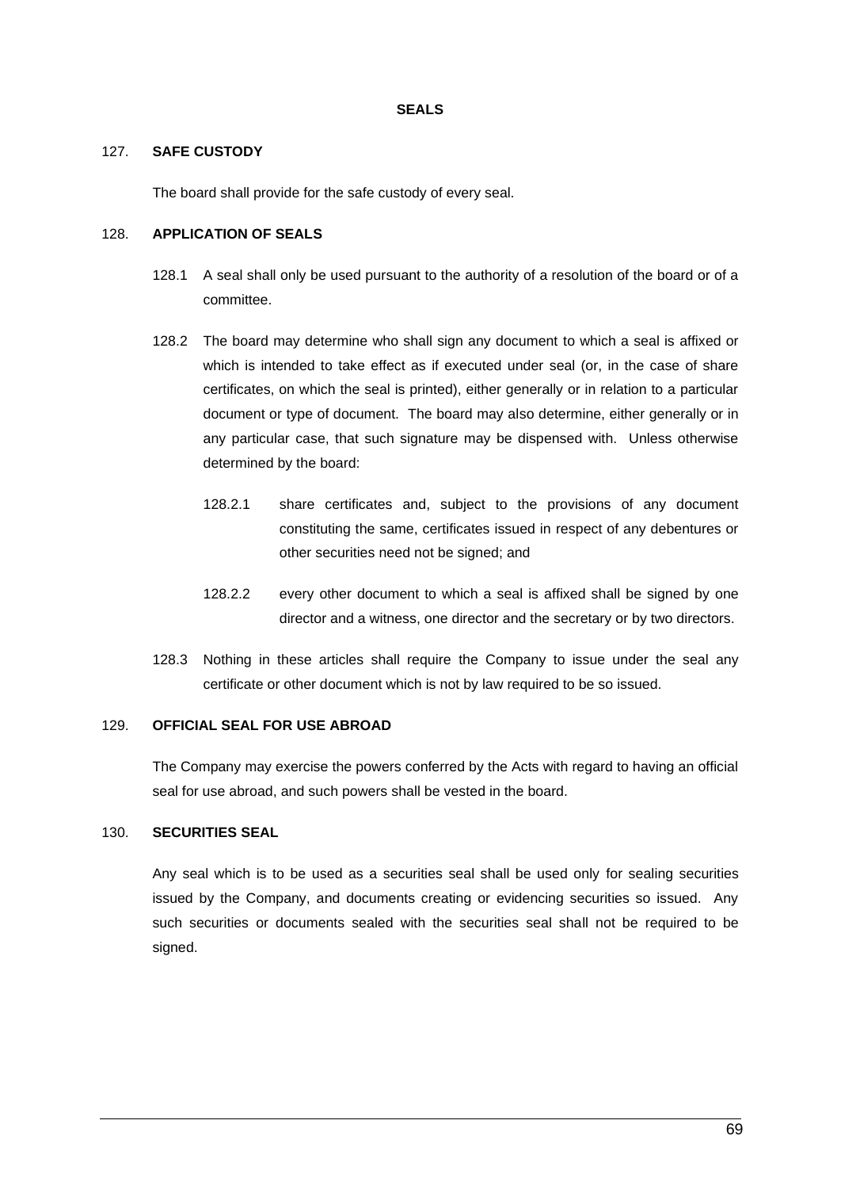## SEALS

### 127. SAFE CUSTODY

The board shall provide for the safe custody of every seal.

### 128. APPLICATION OF SEALS

128.1 A seal shall only be used pursuant to the authority of a resolution of the board or of a committee.

128.2 The board may determine who shall sign any document to which a seal is affixed or which is intended to take effect as if executed under seal (or, in the case of share certificates, on which the seal is printed), either generally or in relation to a particular document or type of document. The board may also determine, either generally or in any particular case, that such signature may be dispensed with. Unless otherwise determined by the board:

128.2.1 share certificates and, subject to the provisions of any document constituting the same, certificates issued in respect of any debentures or other securities need not be signed; and

128.2.2 every other document to which a seal is affixed shall be signed by one director and a witness, one director and the secretary or by two directors.

128.3 Nothing in these articles shall require the Company to issue under the seal any certificate or other document which is not by law required to be so issued.

### 129. OFFICIAL SEAL FOR USE ABROAD

The Company may exercise the powers conferred by the Acts with regard to having an official seal for use abroad, and such powers shall be vested in the board.

### 130. SECURITIES SEAL

Any seal which is to be used as a securities seal shall be used only for sealing securities issued by the Company, and documents creating or evidencing securities so issued. Any such securities or documents sealed with the securities seal shall not be required to be signed.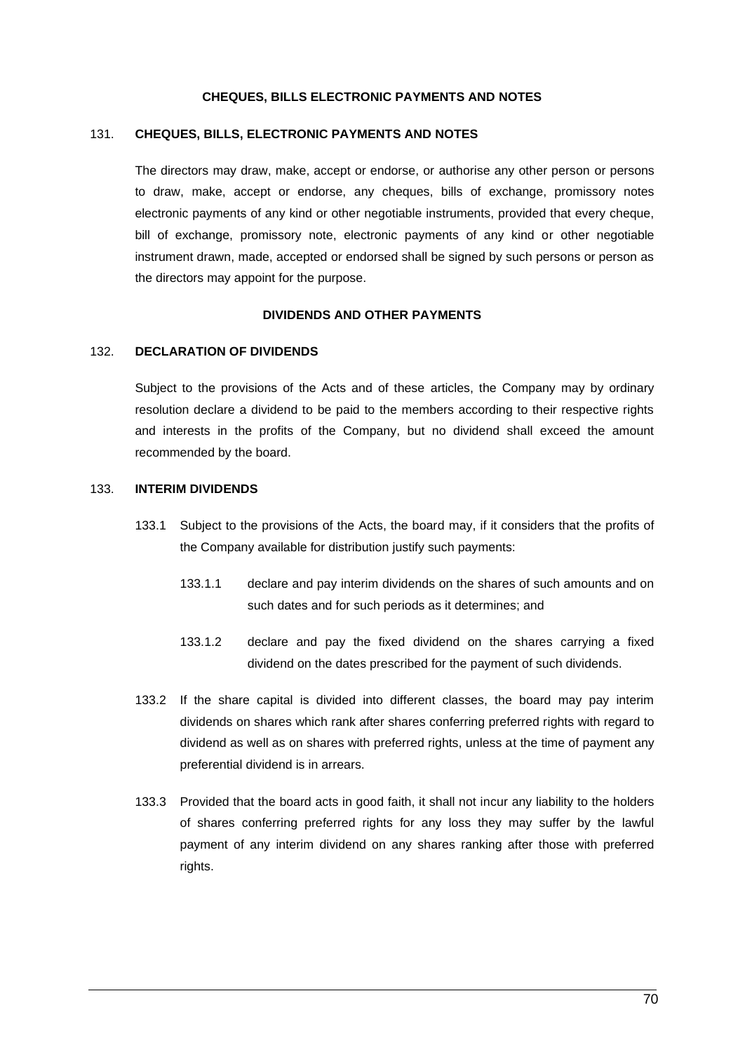## CHEQUES, BILLS ELECTRONIC PAYMENTS AND NOTES

### 131. CHEQUES, BILLS, ELECTRONIC PAYMENTS AND NOTES

The directors may draw, make, accept or endorse, or authorise any other person or persons to draw, make, accept or endorse, any cheques, bills of exchange, promissory notes electronic payments of any kind or other negotiable instruments, provided that every cheque, bill of exchange, promissory note, electronic payments of any kind or other negotiable instrument drawn, made, accepted or endorsed shall be signed by such persons or person as the directors may appoint for the purpose.

## DIVIDENDS AND OTHER PAYMENTS

### 132. DECLARATION OF DIVIDENDS

Subject to the provisions of the Acts and of these articles, the Company may by ordinary resolution declare a dividend to be paid to the members according to their respective rights and interests in the profits of the Company, but no dividend shall exceed the amount recommended by the board.

### 133. INTERIM DIVIDENDS

133.1 Subject to the provisions of the Acts, the board may, if it considers that the profits of the Company available for distribution justify such payments:

133.1.1 declare and pay interim dividends on the shares of such amounts and on such dates and for such periods as it determines; and

133.1.2 declare and pay the fixed dividend on the shares carrying a fixed dividend on the dates prescribed for the payment of such dividends.

133.2 If the share capital is divided into different classes, the board may pay interim dividends on shares which rank after shares conferring preferred rights with regard to dividend as well as on shares with preferred rights, unless at the time of payment any preferential dividend is in arrears.

133.3 Provided that the board acts in good faith, it shall not incur any liability to the holders of shares conferring preferred rights for any loss they may suffer by the lawful payment of any interim dividend on any shares ranking after those with preferred rights.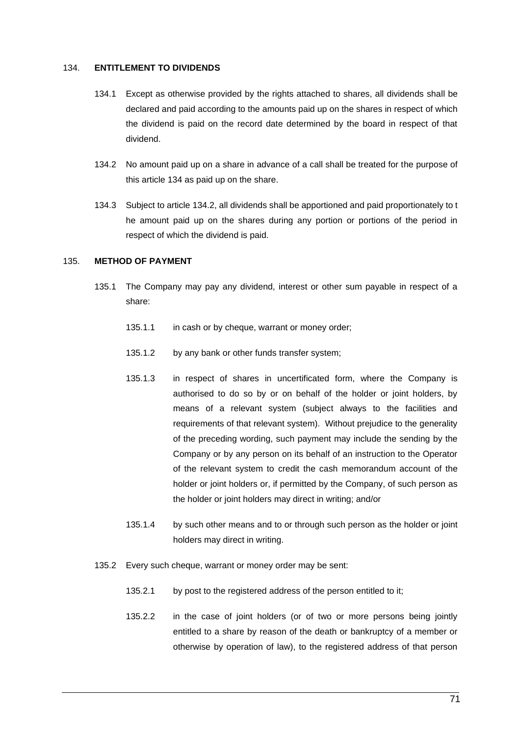## 134. ENTITLEMENT TO DIVIDENDS

134.1 Except as otherwise provided by the rights attached to shares, all dividends shall be declared and paid according to the amounts paid up on the shares in respect of which the dividend is paid on the record date determined by the board in respect of that dividend.

134.2 No amount paid up on a share in advance of a call shall be treated for the purpose of this article 134 as paid up on the share.

134.3 Subject to article 134.2, all dividends shall be apportioned and paid proportionately to t he amount paid up on the shares during any portion or portions of the period in respect of which the dividend is paid.

## 135. METHOD OF PAYMENT

135.1 The Company may pay any dividend, interest or other sum payable in respect of a share:

135.1.1 in cash or by cheque, warrant or money order;

135.1.2 by any bank or other funds transfer system;

135.1.3 in respect of shares in uncertificated form, where the Company is authorised to do so by or on behalf of the holder or joint holders, by means of a relevant system (subject always to the facilities and requirements of that relevant system). Without prejudice to the generality of the preceding wording, such payment may include the sending by the Company or by any person on its behalf of an instruction to the Operator of the relevant system to credit the cash memorandum account of the holder or joint holders or, if permitted by the Company, of such person as the holder or joint holders may direct in writing; and/or

135.1.4 by such other means and to or through such person as the holder or joint holders may direct in writing.

135.2 Every such cheque, warrant or money order may be sent:

135.2.1 by post to the registered address of the person entitled to it;

135.2.2 in the case of joint holders (or of two or more persons being jointly entitled to a share by reason of the death or bankruptcy of a member or otherwise by operation of law), to the registered address of that person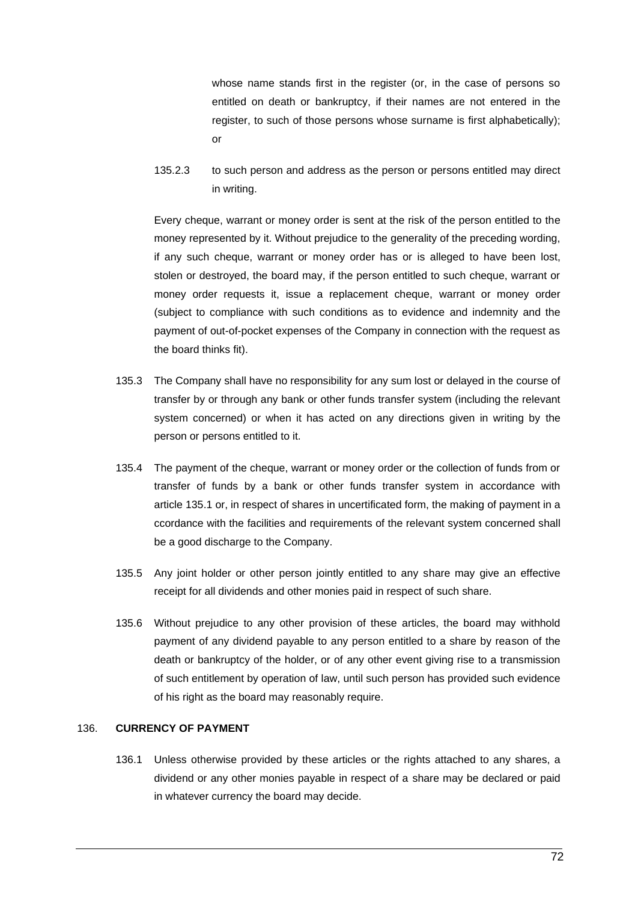whose name stands first in the register (or, in the case of persons so entitled on death or bankruptcy, if their names are not entered in the register, to such of those persons whose surname is first alphabetically); or

135.2.3 to such person and address as the person or persons entitled may direct in writing.

Every cheque, warrant or money order is sent at the risk of the person entitled to the money represented by it. Without prejudice to the generality of the preceding wording, if any such cheque, warrant or money order has or is alleged to have been lost, stolen or destroyed, the board may, if the person entitled to such cheque, warrant or money order requests it, issue a replacement cheque, warrant or money order (subject to compliance with such conditions as to evidence and indemnity and the payment of out-of-pocket expenses of the Company in connection with the request as the board thinks fit).

135.3 The Company shall have no responsibility for any sum lost or delayed in the course of transfer by or through any bank or other funds transfer system (including the relevant system concerned) or when it has acted on any directions given in writing by the person or persons entitled to it.

135.4 The payment of the cheque, warrant or money order or the collection of funds from or transfer of funds by a bank or other funds transfer system in accordance with article 135.1 or, in respect of shares in uncertificated form, the making of payment in a ccordance with the facilities and requirements of the relevant system concerned shall be a good discharge to the Company.

135.5 Any joint holder or other person jointly entitled to any share may give an effective receipt for all dividends and other monies paid in respect of such share.

135.6 Without prejudice to any other provision of these articles, the board may withhold payment of any dividend payable to any person entitled to a share by reason of the death or bankruptcy of the holder, or of any other event giving rise to a transmission of such entitlement by operation of law, until such person has provided such evidence of his right as the board may reasonably require.

## 136. CURRENCY OF PAYMENT

136.1 Unless otherwise provided by these articles or the rights attached to any shares, a dividend or any other monies payable in respect of a share may be declared or paid in whatever currency the board may decide.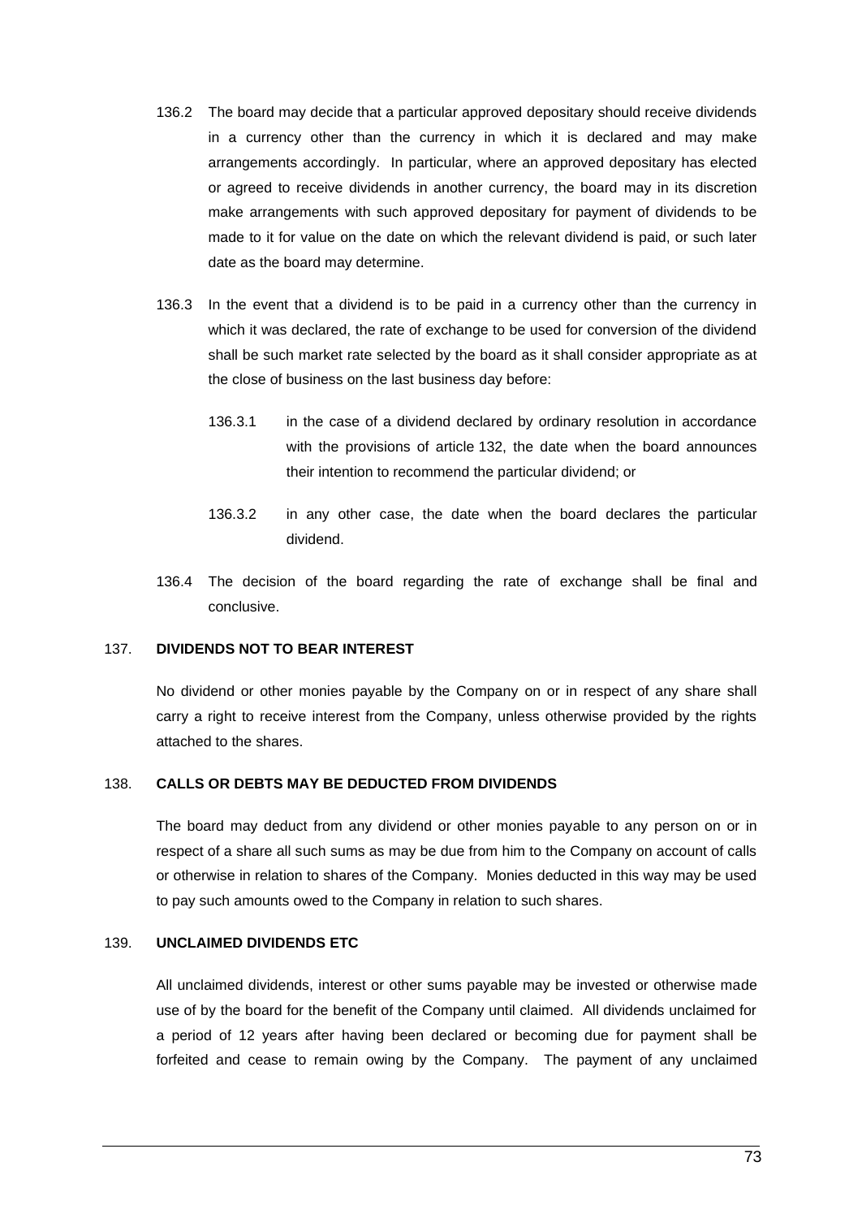136.2 The board may decide that a particular approved depositary should receive dividends in a currency other than the currency in which it is declared and may make arrangements accordingly. In particular, where an approved depositary has elected or agreed to receive dividends in another currency, the board may in its discretion make arrangements with such approved depositary for payment of dividends to be made to it for value on the date on which the relevant dividend is paid, or such later date as the board may determine.

136.3 In the event that a dividend is to be paid in a currency other than the currency in which it was declared, the rate of exchange to be used for conversion of the dividend shall be such market rate selected by the board as it shall consider appropriate as at the close of business on the last business day before:

136.3.1 in the case of a dividend declared by ordinary resolution in accordance with the provisions of article 132, the date when the board announces their intention to recommend the particular dividend; or

136.3.2 in any other case, the date when the board declares the particular dividend.

136.4 The decision of the board regarding the rate of exchange shall be final and conclusive.

## 137. DIVIDENDS NOT TO BEAR INTEREST

No dividend or other monies payable by the Company on or in respect of any share shall carry a right to receive interest from the Company, unless otherwise provided by the rights attached to the shares.

## 138. CALLS OR DEBTS MAY BE DEDUCTED FROM DIVIDENDS

The board may deduct from any dividend or other monies payable to any person on or in respect of a share all such sums as may be due from him to the Company on account of calls or otherwise in relation to shares of the Company. Monies deducted in this way may be used to pay such amounts owed to the Company in relation to such shares.

## 139. UNCLAIMED DIVIDENDS ETC

All unclaimed dividends, interest or other sums payable may be invested or otherwise made use of by the board for the benefit of the Company until claimed. All dividends unclaimed for a period of 12 years after having been declared or becoming due for payment shall be forfeited and cease to remain owing by the Company. The payment of any unclaimed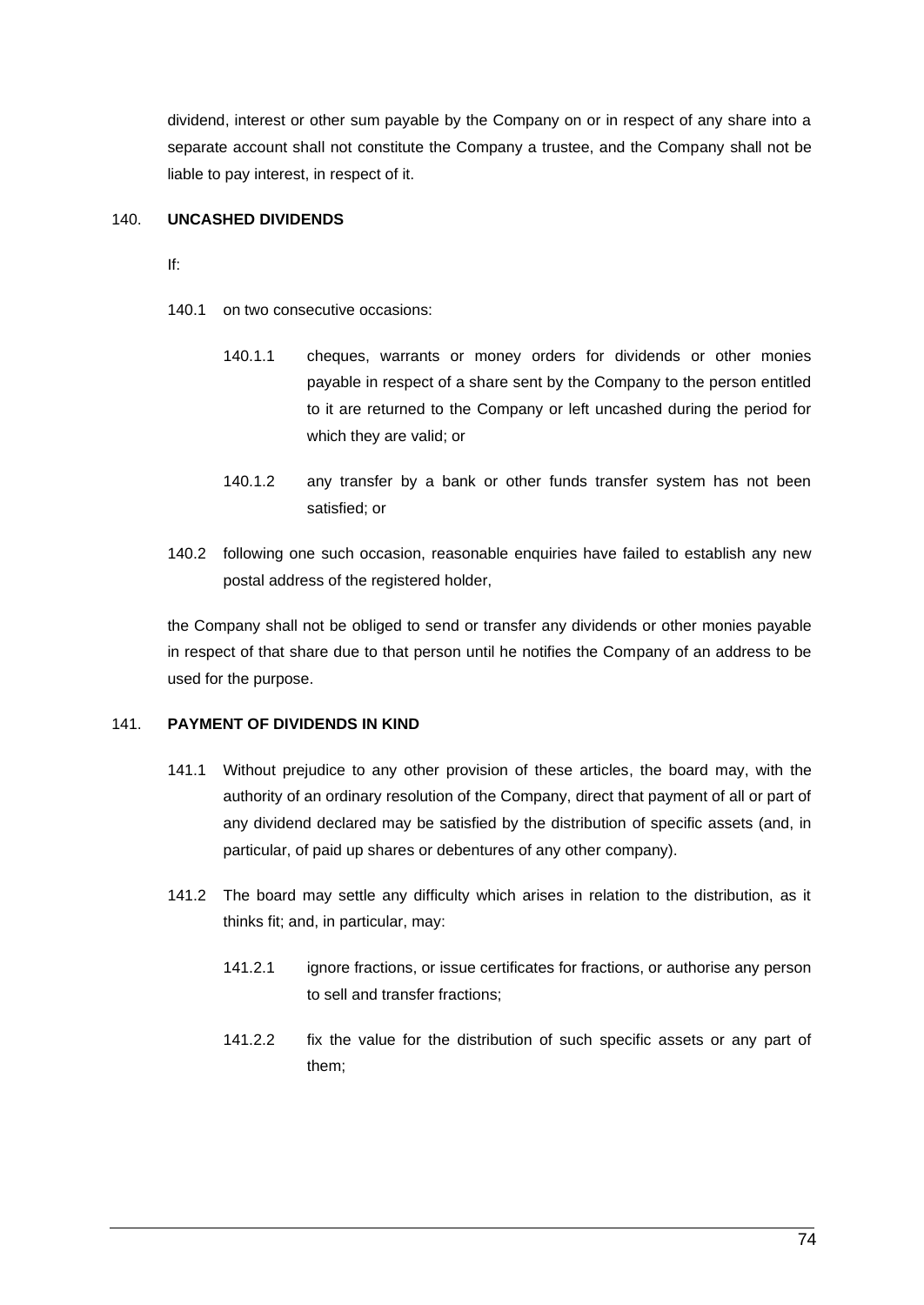dividend, interest or other sum payable by the Company on or in respect of any share into a separate account shall not constitute the Company a trustee, and the Company shall not be liable to pay interest, in respect of it.

140. **UNCASHED DIVIDENDS**

If:

140.1 on two consecutive occasions:

140.1.1 cheques, warrants or money orders for dividends or other monies payable in respect of a share sent by the Company to the person entitled to it are returned to the Company or left uncashed during the period for which they are valid; or

140.1.2 any transfer by a bank or other funds transfer system has not been satisfied; or

140.2 following one such occasion, reasonable enquiries have failed to establish any new postal address of the registered holder,

the Company shall not be obliged to send or transfer any dividends or other monies payable in respect of that share due to that person until he notifies the Company of an address to be used for the purpose.

141. **PAYMENT OF DIVIDENDS IN KIND**

141.1 Without prejudice to any other provision of these articles, the board may, with the authority of an ordinary resolution of the Company, direct that payment of all or part of any dividend declared may be satisfied by the distribution of specific assets (and, in particular, of paid up shares or debentures of any other company).

141.2 The board may settle any difficulty which arises in relation to the distribution, as it thinks fit; and, in particular, may:

141.2.1 ignore fractions, or issue certificates for fractions, or authorise any person to sell and transfer fractions;

141.2.2 fix the value for the distribution of such specific assets or any part of them;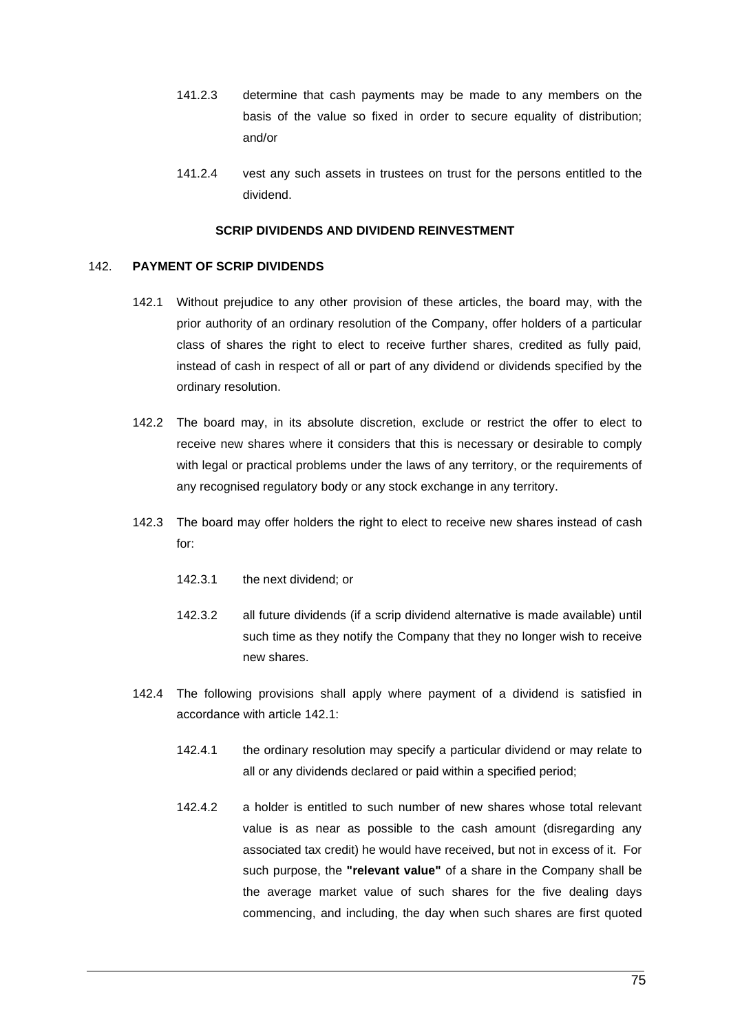141.2.3 determine that cash payments may be made to any members on the basis of the value so fixed in order to secure equality of distribution; and/or

141.2.4 vest any such assets in trustees on trust for the persons entitled to the dividend.

**SCRIP DIVIDENDS AND DIVIDEND REINVESTMENT**

142. **PAYMENT OF SCRIP DIVIDENDS**

142.1 Without prejudice to any other provision of these articles, the board may, with the prior authority of an ordinary resolution of the Company, offer holders of a particular class of shares the right to elect to receive further shares, credited as fully paid, instead of cash in respect of all or part of any dividend or dividends specified by the ordinary resolution.

142.2 The board may, in its absolute discretion, exclude or restrict the offer to elect to receive new shares where it considers that this is necessary or desirable to comply with legal or practical problems under the laws of any territory, or the requirements of any recognised regulatory body or any stock exchange in any territory.

142.3 The board may offer holders the right to elect to receive new shares instead of cash for:

142.3.1 the next dividend; or

142.3.2 all future dividends (if a scrip dividend alternative is made available) until such time as they notify the Company that they no longer wish to receive new shares.

142.4 The following provisions shall apply where payment of a dividend is satisfied in accordance with article 142.1:

142.4.1 the ordinary resolution may specify a particular dividend or may relate to all or any dividends declared or paid within a specified period;

142.4.2 a holder is entitled to such number of new shares whose total relevant value is as near as possible to the cash amount (disregarding any associated tax credit) he would have received, but not in excess of it. For such purpose, the **"relevant value"** of a share in the Company shall be the average market value of such shares for the five dealing days commencing, and including, the day when such shares are first quoted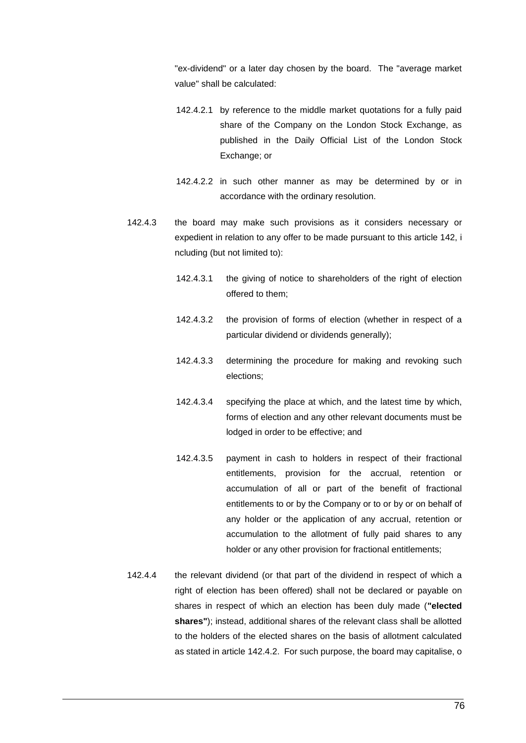"ex-dividend" or a later day chosen by the board. The "average market value" shall be calculated:

142.4.2.1 by reference to the middle market quotations for a fully paid share of the Company on the London Stock Exchange, as published in the Daily Official List of the London Stock Exchange; or

142.4.2.2 in such other manner as may be determined by or in accordance with the ordinary resolution.

142.4.3 the board may make such provisions as it considers necessary or expedient in relation to any offer to be made pursuant to this article 142, i ncluding (but not limited to):

142.4.3.1 the giving of notice to shareholders of the right of election offered to them;

142.4.3.2 the provision of forms of election (whether in respect of a particular dividend or dividends generally);

142.4.3.3 determining the procedure for making and revoking such elections;

142.4.3.4 specifying the place at which, and the latest time by which, forms of election and any other relevant documents must be lodged in order to be effective; and

142.4.3.5 payment in cash to holders in respect of their fractional entitlements, provision for the accrual, retention or accumulation of all or part of the benefit of fractional entitlements to or by the Company or to or by or on behalf of any holder or the application of any accrual, retention or accumulation to the allotment of fully paid shares to any holder or any other provision for fractional entitlements;

142.4.4 the relevant dividend (or that part of the dividend in respect of which a right of election has been offered) shall not be declared or payable on shares in respect of which an election has been duly made (**"elected shares"**); instead, additional shares of the relevant class shall be allotted to the holders of the elected shares on the basis of allotment calculated as stated in article 142.4.2. For such purpose, the board may capitalise, o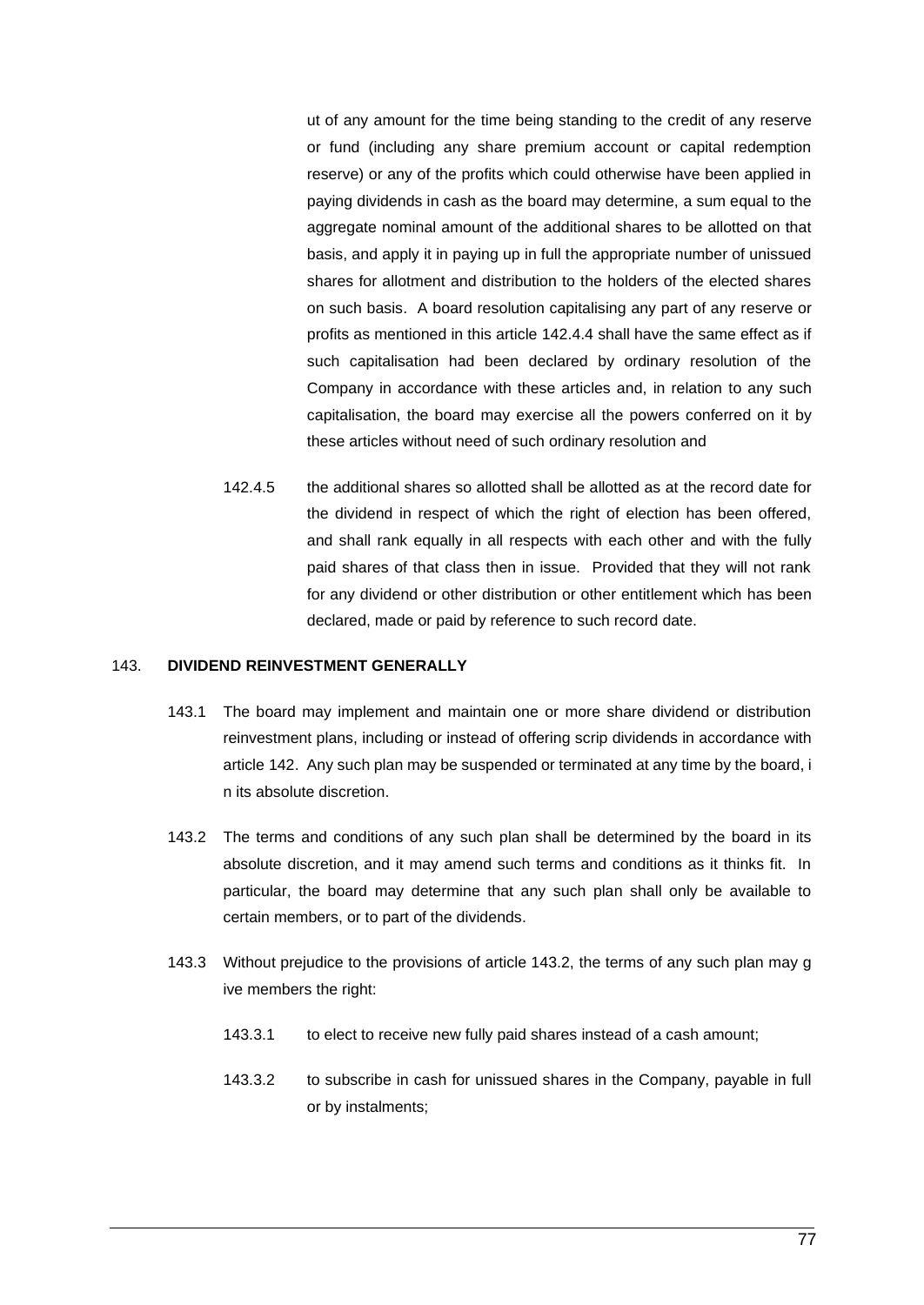ut of any amount for the time being standing to the credit of any reserve or fund (including any share premium account or capital redemption reserve) or any of the profits which could otherwise have been applied in paying dividends in cash as the board may determine, a sum equal to the aggregate nominal amount of the additional shares to be allotted on that basis, and apply it in paying up in full the appropriate number of unissued shares for allotment and distribution to the holders of the elected shares on such basis. A board resolution capitalising any part of any reserve or profits as mentioned in this article 142.4.4 shall have the same effect as if such capitalisation had been declared by ordinary resolution of the Company in accordance with these articles and, in relation to any such capitalisation, the board may exercise all the powers conferred on it by these articles without need of such ordinary resolution and

142.4.5 the additional shares so allotted shall be allotted as at the record date for the dividend in respect of which the right of election has been offered, and shall rank equally in all respects with each other and with the fully paid shares of that class then in issue. Provided that they will not rank for any dividend or other distribution or other entitlement which has been declared, made or paid by reference to such record date.

143. **DIVIDEND REINVESTMENT GENERALLY**

143.1 The board may implement and maintain one or more share dividend or distribution reinvestment plans, including or instead of offering scrip dividends in accordance with article 142. Any such plan may be suspended or terminated at any time by the board, in its absolute discretion.

143.2 The terms and conditions of any such plan shall be determined by the board in its absolute discretion, and it may amend such terms and conditions as it thinks fit. In particular, the board may determine that any such plan shall only be available to certain members, or to part of the dividends.

143.3 Without prejudice to the provisions of article 143.2, the terms of any such plan may give members the right:

143.3.1 to elect to receive new fully paid shares instead of a cash amount;

143.3.2 to subscribe in cash for unissued shares in the Company, payable in full or by instalments;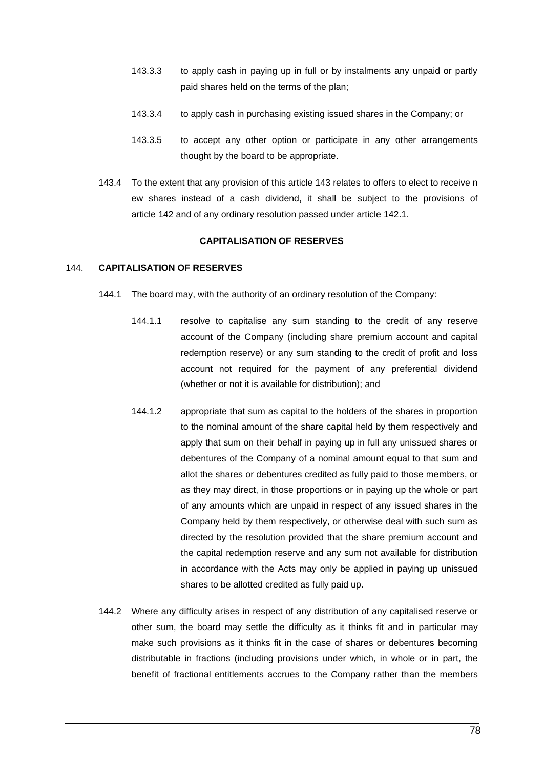143.3.3 to apply cash in paying up in full or by instalments any unpaid or partly paid shares held on the terms of the plan;

143.3.4 to apply cash in purchasing existing issued shares in the Company; or

143.3.5 to accept any other option or participate in any other arrangements thought by the board to be appropriate.

143.4 To the extent that any provision of this article 143 relates to offers to elect to receive n ew shares instead of a cash dividend, it shall be subject to the provisions of article 142 and of any ordinary resolution passed under article 142.1.

**CAPITALISATION OF RESERVES**

144. **CAPITALISATION OF RESERVES**

144.1 The board may, with the authority of an ordinary resolution of the Company:

144.1.1 resolve to capitalise any sum standing to the credit of any reserve account of the Company (including share premium account and capital redemption reserve) or any sum standing to the credit of profit and loss account not required for the payment of any preferential dividend (whether or not it is available for distribution); and

144.1.2 appropriate that sum as capital to the holders of the shares in proportion to the nominal amount of the share capital held by them respectively and apply that sum on their behalf in paying up in full any unissued shares or debentures of the Company of a nominal amount equal to that sum and allot the shares or debentures credited as fully paid to those members, or as they may direct, in those proportions or in paying up the whole or part of any amounts which are unpaid in respect of any issued shares in the Company held by them respectively, or otherwise deal with such sum as directed by the resolution provided that the share premium account and the capital redemption reserve and any sum not available for distribution in accordance with the Acts may only be applied in paying up unissued shares to be allotted credited as fully paid up.

144.2 Where any difficulty arises in respect of any distribution of any capitalised reserve or other sum, the board may settle the difficulty as it thinks fit and in particular may make such provisions as it thinks fit in the case of shares or debentures becoming distributable in fractions (including provisions under which, in whole or in part, the benefit of fractional entitlements accrues to the Company rather than the members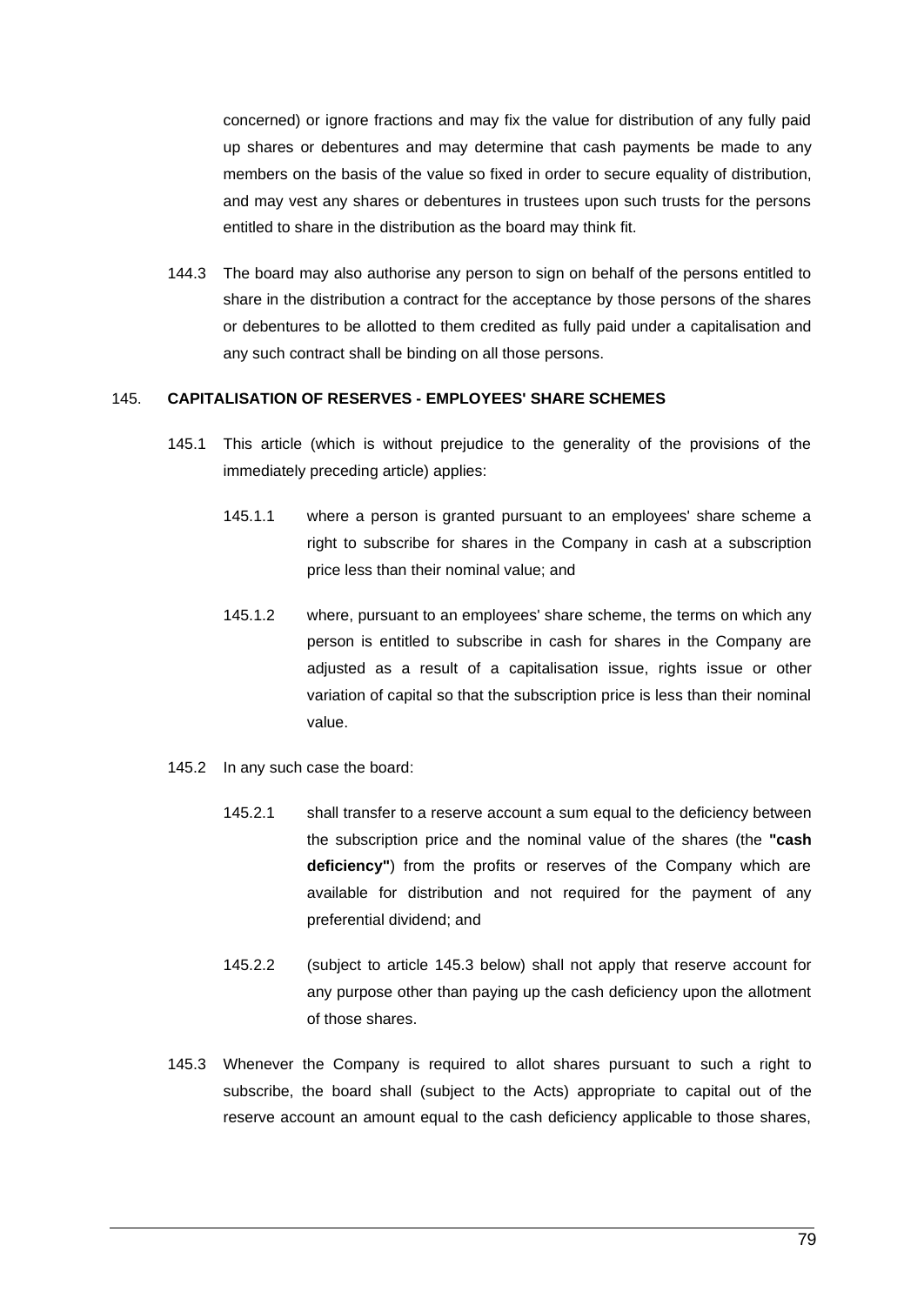concerned) or ignore fractions and may fix the value for distribution of any fully paid up shares or debentures and may determine that cash payments be made to any members on the basis of the value so fixed in order to secure equality of distribution, and may vest any shares or debentures in trustees upon such trusts for the persons entitled to share in the distribution as the board may think fit.

144.3 The board may also authorise any person to sign on behalf of the persons entitled to share in the distribution a contract for the acceptance by those persons of the shares or debentures to be allotted to them credited as fully paid under a capitalisation and any such contract shall be binding on all those persons.

145. **CAPITALISATION OF RESERVES - EMPLOYEES' SHARE SCHEMES**

145.1 This article (which is without prejudice to the generality of the provisions of the immediately preceding article) applies:

145.1.1 where a person is granted pursuant to an employees' share scheme a right to subscribe for shares in the Company in cash at a subscription price less than their nominal value; and

145.1.2 where, pursuant to an employees' share scheme, the terms on which any person is entitled to subscribe in cash for shares in the Company are adjusted as a result of a capitalisation issue, rights issue or other variation of capital so that the subscription price is less than their nominal value.

145.2 In any such case the board:

145.2.1 shall transfer to a reserve account a sum equal to the deficiency between the subscription price and the nominal value of the shares (the **"cash deficiency"**) from the profits or reserves of the Company which are available for distribution and not required for the payment of any preferential dividend; and

145.2.2 (subject to article 145.3 below) shall not apply that reserve account for any purpose other than paying up the cash deficiency upon the allotment of those shares.

145.3 Whenever the Company is required to allot shares pursuant to such a right to subscribe, the board shall (subject to the Acts) appropriate to capital out of the reserve account an amount equal to the cash deficiency applicable to those shares,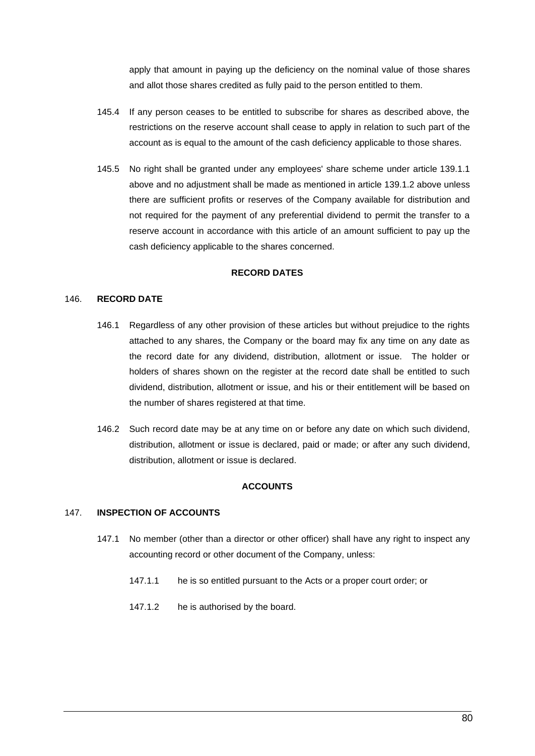apply that amount in paying up the deficiency on the nominal value of those shares and allot those shares credited as fully paid to the person entitled to them.

145.4 If any person ceases to be entitled to subscribe for shares as described above, the restrictions on the reserve account shall cease to apply in relation to such part of the account as is equal to the amount of the cash deficiency applicable to those shares.

145.5 No right shall be granted under any employees' share scheme under article 139.1.1 above and no adjustment shall be made as mentioned in article 139.1.2 above unless there are sufficient profits or reserves of the Company available for distribution and not required for the payment of any preferential dividend to permit the transfer to a reserve account in accordance with this article of an amount sufficient to pay up the cash deficiency applicable to the shares concerned.

## RECORD DATES

### 146. RECORD DATE

146.1 Regardless of any other provision of these articles but without prejudice to the rights attached to any shares, the Company or the board may fix any time on any date as the record date for any dividend, distribution, allotment or issue. The holder or holders of shares shown on the register at the record date shall be entitled to such dividend, distribution, allotment or issue, and his or their entitlement will be based on the number of shares registered at that time.

146.2 Such record date may be at any time on or before any date on which such dividend, distribution, allotment or issue is declared, paid or made; or after any such dividend, distribution, allotment or issue is declared.

## ACCOUNTS

### 147. INSPECTION OF ACCOUNTS

147.1 No member (other than a director or other officer) shall have any right to inspect any accounting record or other document of the Company, unless:

147.1.1 he is so entitled pursuant to the Acts or a proper court order; or

147.1.2 he is authorised by the board.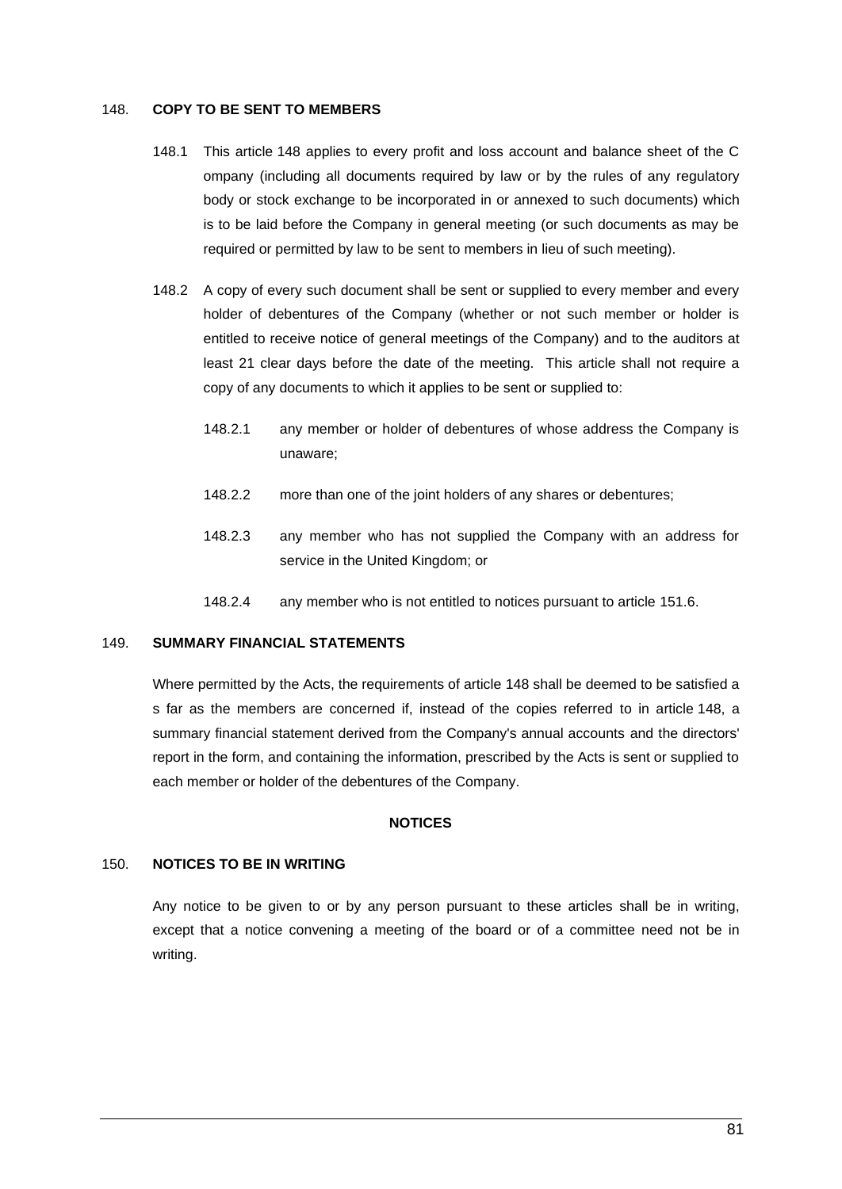### 148. COPY TO BE SENT TO MEMBERS

148.1 This article 148 applies to every profit and loss account and balance sheet of the C ompany (including all documents required by law or by the rules of any regulatory body or stock exchange to be incorporated in or annexed to such documents) which is to be laid before the Company in general meeting (or such documents as may be required or permitted by law to be sent to members in lieu of such meeting).

148.2 A copy of every such document shall be sent or supplied to every member and every holder of debentures of the Company (whether or not such member or holder is entitled to receive notice of general meetings of the Company) and to the auditors at least 21 clear days before the date of the meeting. This article shall not require a copy of any documents to which it applies to be sent or supplied to:

148.2.1 any member or holder of debentures of whose address the Company is unaware;

148.2.2 more than one of the joint holders of any shares or debentures;

148.2.3 any member who has not supplied the Company with an address for service in the United Kingdom; or

148.2.4 any member who is not entitled to notices pursuant to article 151.6.

### 149. SUMMARY FINANCIAL STATEMENTS

Where permitted by the Acts, the requirements of article 148 shall be deemed to be satisfied a s far as the members are concerned if, instead of the copies referred to in article 148, a summary financial statement derived from the Company's annual accounts and the directors' report in the form, and containing the information, prescribed by the Acts is sent or supplied to each member or holder of the debentures of the Company.

## NOTICES

### 150. NOTICES TO BE IN WRITING

Any notice to be given to or by any person pursuant to these articles shall be in writing, except that a notice convening a meeting of the board or of a committee need not be in writing.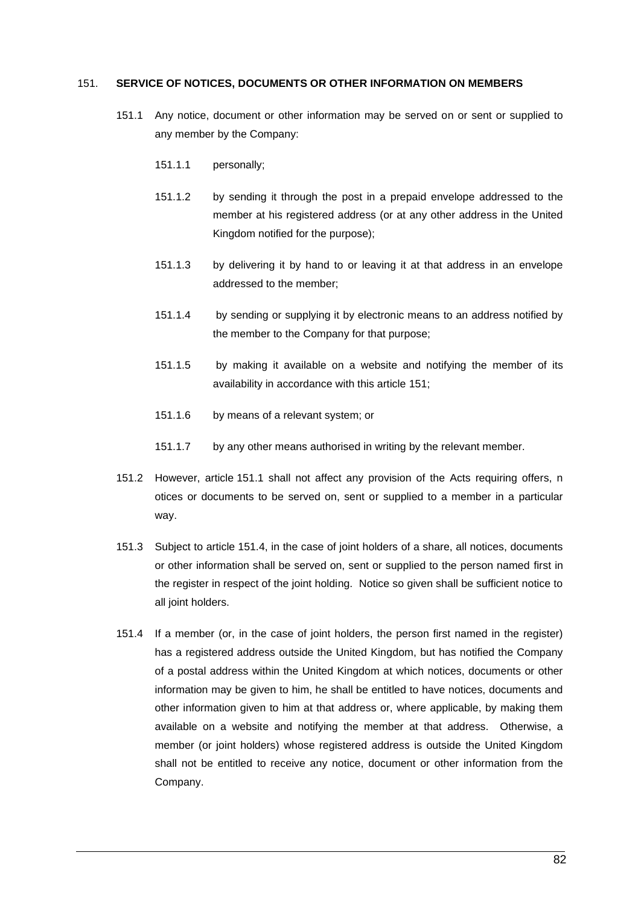## 151. SERVICE OF NOTICES, DOCUMENTS OR OTHER INFORMATION ON MEMBERS

151.1 Any notice, document or other information may be served on or sent or supplied to any member by the Company:

151.1.1 personally;

151.1.2 by sending it through the post in a prepaid envelope addressed to the member at his registered address (or at any other address in the United Kingdom notified for the purpose);

151.1.3 by delivering it by hand to or leaving it at that address in an envelope addressed to the member;

151.1.4 by sending or supplying it by electronic means to an address notified by the member to the Company for that purpose;

151.1.5 by making it available on a website and notifying the member of its availability in accordance with this article 151;

151.1.6 by means of a relevant system; or

151.1.7 by any other means authorised in writing by the relevant member.

151.2 However, article 151.1 shall not affect any provision of the Acts requiring offers, n otices or documents to be served on, sent or supplied to a member in a particular way.

151.3 Subject to article 151.4, in the case of joint holders of a share, all notices, documents or other information shall be served on, sent or supplied to the person named first in the register in respect of the joint holding. Notice so given shall be sufficient notice to all joint holders.

151.4 If a member (or, in the case of joint holders, the person first named in the register) has a registered address outside the United Kingdom, but has notified the Company of a postal address within the United Kingdom at which notices, documents or other information may be given to him, he shall be entitled to have notices, documents and other information given to him at that address or, where applicable, by making them available on a website and notifying the member at that address. Otherwise, a member (or joint holders) whose registered address is outside the United Kingdom shall not be entitled to receive any notice, document or other information from the Company.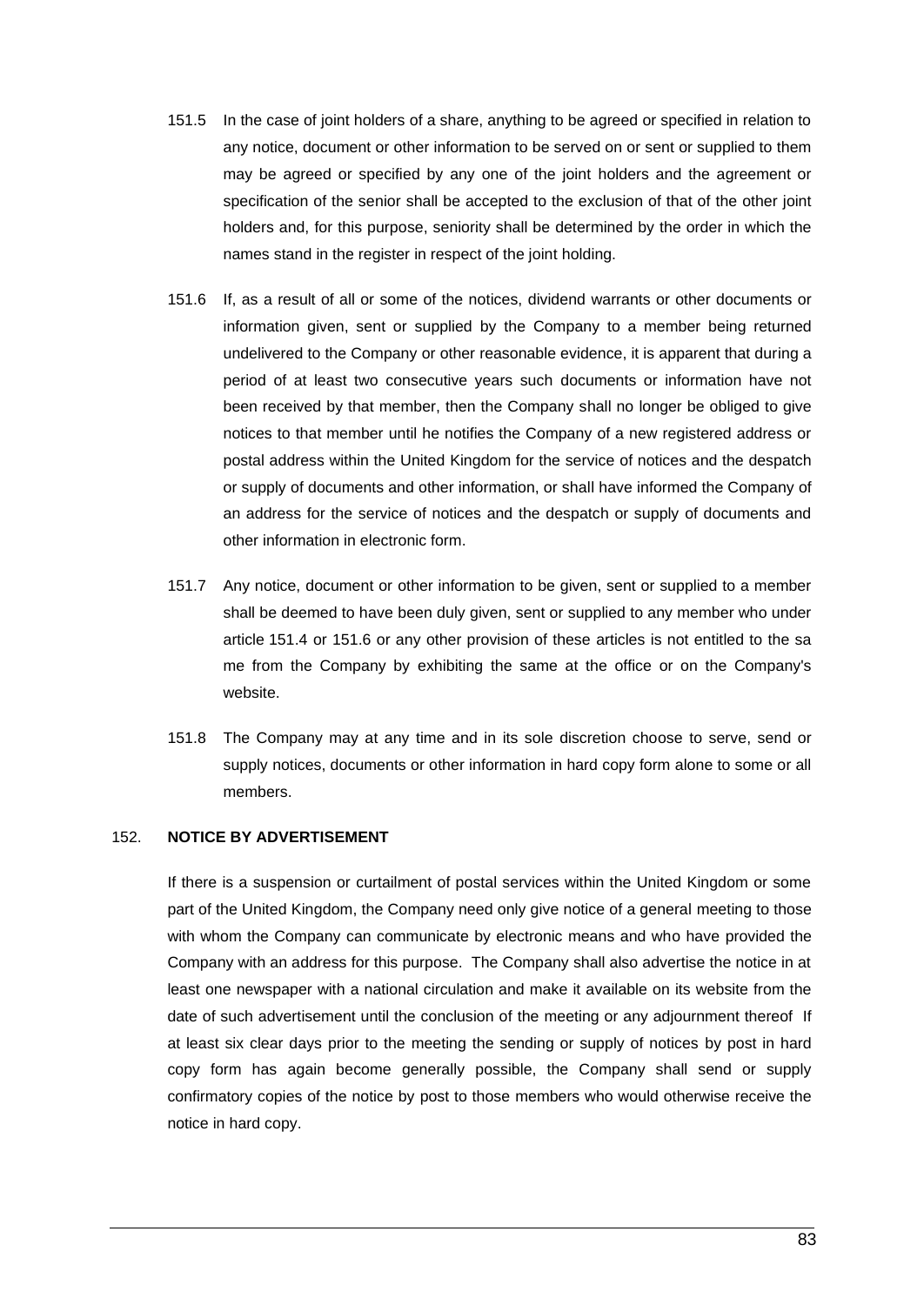151.5 In the case of joint holders of a share, anything to be agreed or specified in relation to any notice, document or other information to be served on or sent or supplied to them may be agreed or specified by any one of the joint holders and the agreement or specification of the senior shall be accepted to the exclusion of that of the other joint holders and, for this purpose, seniority shall be determined by the order in which the names stand in the register in respect of the joint holding.

151.6 If, as a result of all or some of the notices, dividend warrants or other documents or information given, sent or supplied by the Company to a member being returned undelivered to the Company or other reasonable evidence, it is apparent that during a period of at least two consecutive years such documents or information have not been received by that member, then the Company shall no longer be obliged to give notices to that member until he notifies the Company of a new registered address or postal address within the United Kingdom for the service of notices and the despatch or supply of documents and other information, or shall have informed the Company of an address for the service of notices and the despatch or supply of documents and other information in electronic form.

151.7 Any notice, document or other information to be given, sent or supplied to a member shall be deemed to have been duly given, sent or supplied to any member who under article 151.4 or 151.6 or any other provision of these articles is not entitled to the sa me from the Company by exhibiting the same at the office or on the Company's website.

151.8 The Company may at any time and in its sole discretion choose to serve, send or supply notices, documents or other information in hard copy form alone to some or all members.

## 152. NOTICE BY ADVERTISEMENT

If there is a suspension or curtailment of postal services within the United Kingdom or some part of the United Kingdom, the Company need only give notice of a general meeting to those with whom the Company can communicate by electronic means and who have provided the Company with an address for this purpose. The Company shall also advertise the notice in at least one newspaper with a national circulation and make it available on its website from the date of such advertisement until the conclusion of the meeting or any adjournment thereof If at least six clear days prior to the meeting the sending or supply of notices by post in hard copy form has again become generally possible, the Company shall send or supply confirmatory copies of the notice by post to those members who would otherwise receive the notice in hard copy.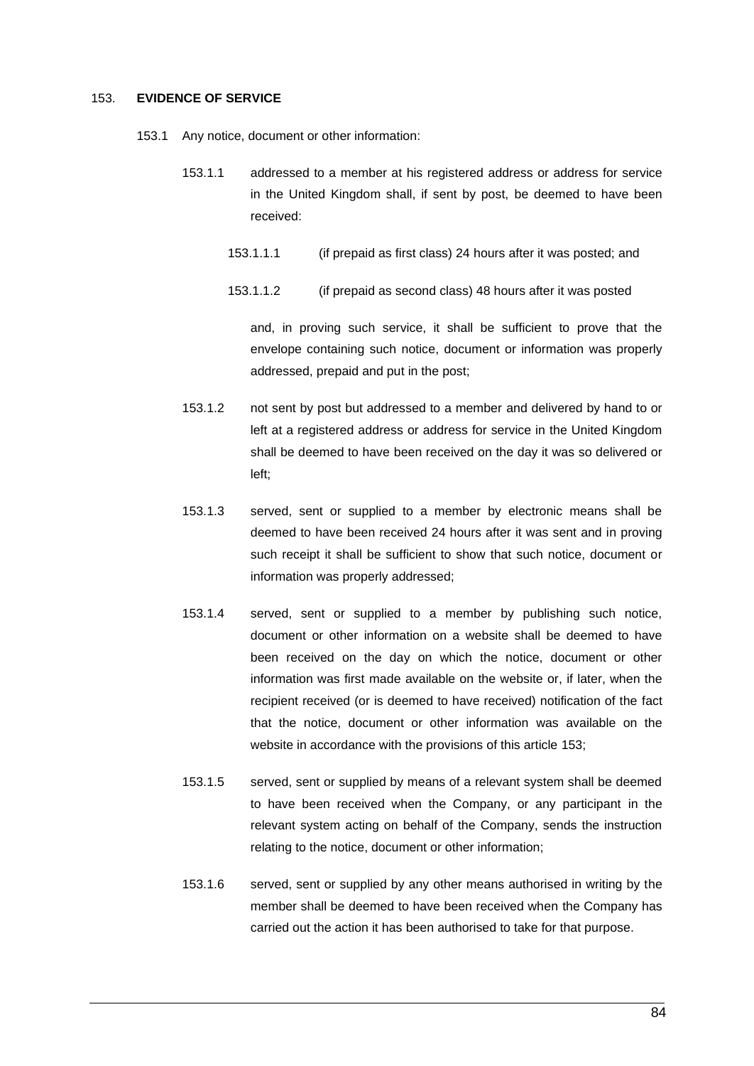## 153. EVIDENCE OF SERVICE

153.1 Any notice, document or other information:

153.1.1 addressed to a member at his registered address or address for service in the United Kingdom shall, if sent by post, be deemed to have been received:

153.1.1.1 (if prepaid as first class) 24 hours after it was posted; and

153.1.1.2 (if prepaid as second class) 48 hours after it was posted

and, in proving such service, it shall be sufficient to prove that the envelope containing such notice, document or information was properly addressed, prepaid and put in the post;

153.1.2 not sent by post but addressed to a member and delivered by hand to or left at a registered address or address for service in the United Kingdom shall be deemed to have been received on the day it was so delivered or left;

153.1.3 served, sent or supplied to a member by electronic means shall be deemed to have been received 24 hours after it was sent and in proving such receipt it shall be sufficient to show that such notice, document or information was properly addressed;

153.1.4 served, sent or supplied to a member by publishing such notice, document or other information on a website shall be deemed to have been received on the day on which the notice, document or other information was first made available on the website or, if later, when the recipient received (or is deemed to have received) notification of the fact that the notice, document or other information was available on the website in accordance with the provisions of this article 153;

153.1.5 served, sent or supplied by means of a relevant system shall be deemed to have been received when the Company, or any participant in the relevant system acting on behalf of the Company, sends the instruction relating to the notice, document or other information;

153.1.6 served, sent or supplied by any other means authorised in writing by the member shall be deemed to have been received when the Company has carried out the action it has been authorised to take for that purpose.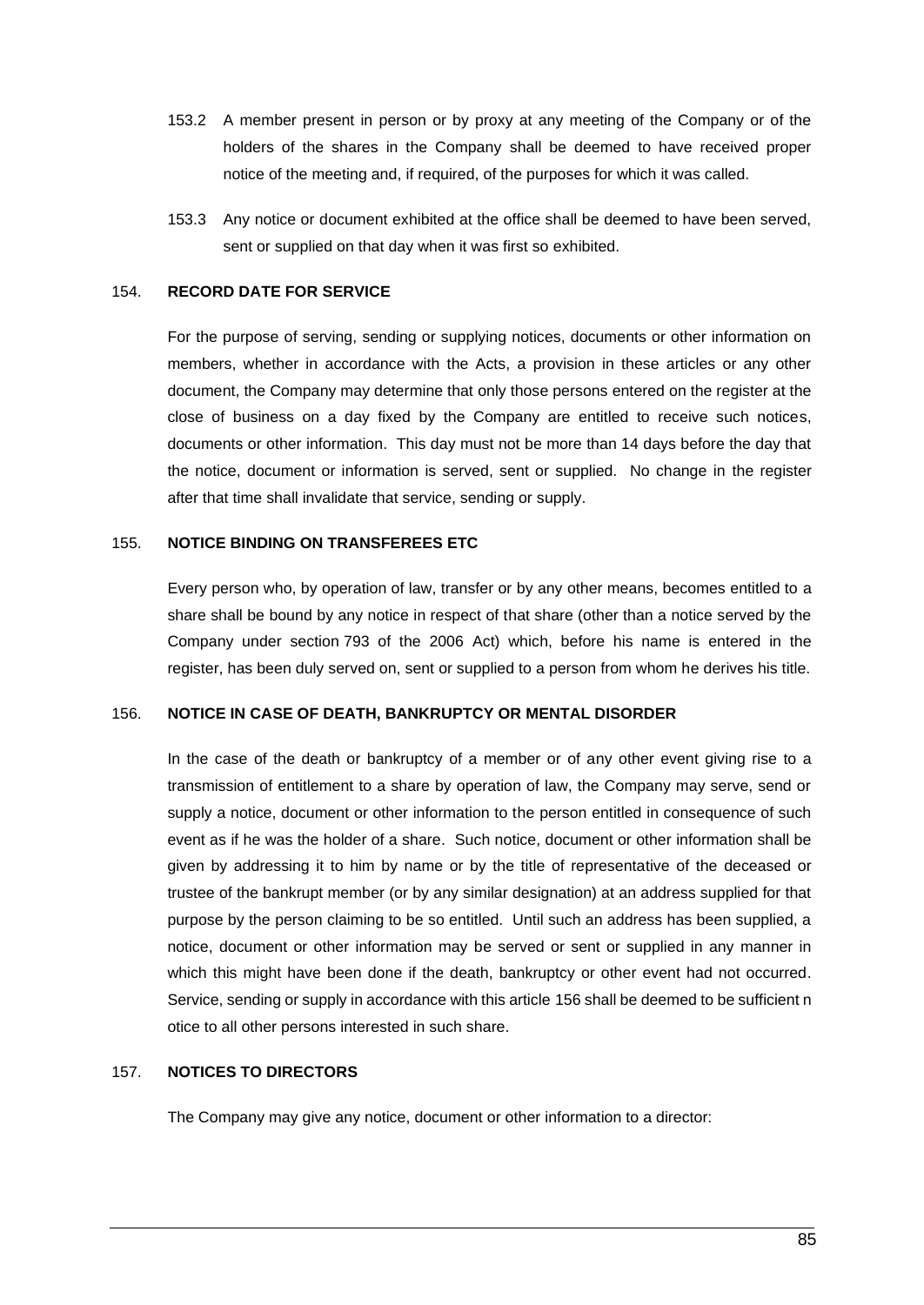153.2 A member present in person or by proxy at any meeting of the Company or of the holders of the shares in the Company shall be deemed to have received proper notice of the meeting and, if required, of the purposes for which it was called.

153.3 Any notice or document exhibited at the office shall be deemed to have been served, sent or supplied on that day when it was first so exhibited.

## 154. RECORD DATE FOR SERVICE

For the purpose of serving, sending or supplying notices, documents or other information on members, whether in accordance with the Acts, a provision in these articles or any other document, the Company may determine that only those persons entered on the register at the close of business on a day fixed by the Company are entitled to receive such notices, documents or other information. This day must not be more than 14 days before the day that the notice, document or information is served, sent or supplied. No change in the register after that time shall invalidate that service, sending or supply.

## 155. NOTICE BINDING ON TRANSFEREES ETC

Every person who, by operation of law, transfer or by any other means, becomes entitled to a share shall be bound by any notice in respect of that share (other than a notice served by the Company under section 793 of the 2006 Act) which, before his name is entered in the register, has been duly served on, sent or supplied to a person from whom he derives his title.

## 156. NOTICE IN CASE OF DEATH, BANKRUPTCY OR MENTAL DISORDER

In the case of the death or bankruptcy of a member or of any other event giving rise to a transmission of entitlement to a share by operation of law, the Company may serve, send or supply a notice, document or other information to the person entitled in consequence of such event as if he was the holder of a share. Such notice, document or other information shall be given by addressing it to him by name or by the title of representative of the deceased or trustee of the bankrupt member (or by any similar designation) at an address supplied for that purpose by the person claiming to be so entitled. Until such an address has been supplied, a notice, document or other information may be served or sent or supplied in any manner in which this might have been done if the death, bankruptcy or other event had not occurred. Service, sending or supply in accordance with this article 156 shall be deemed to be sufficient notice to all other persons interested in such share.

## 157. NOTICES TO DIRECTORS

The Company may give any notice, document or other information to a director: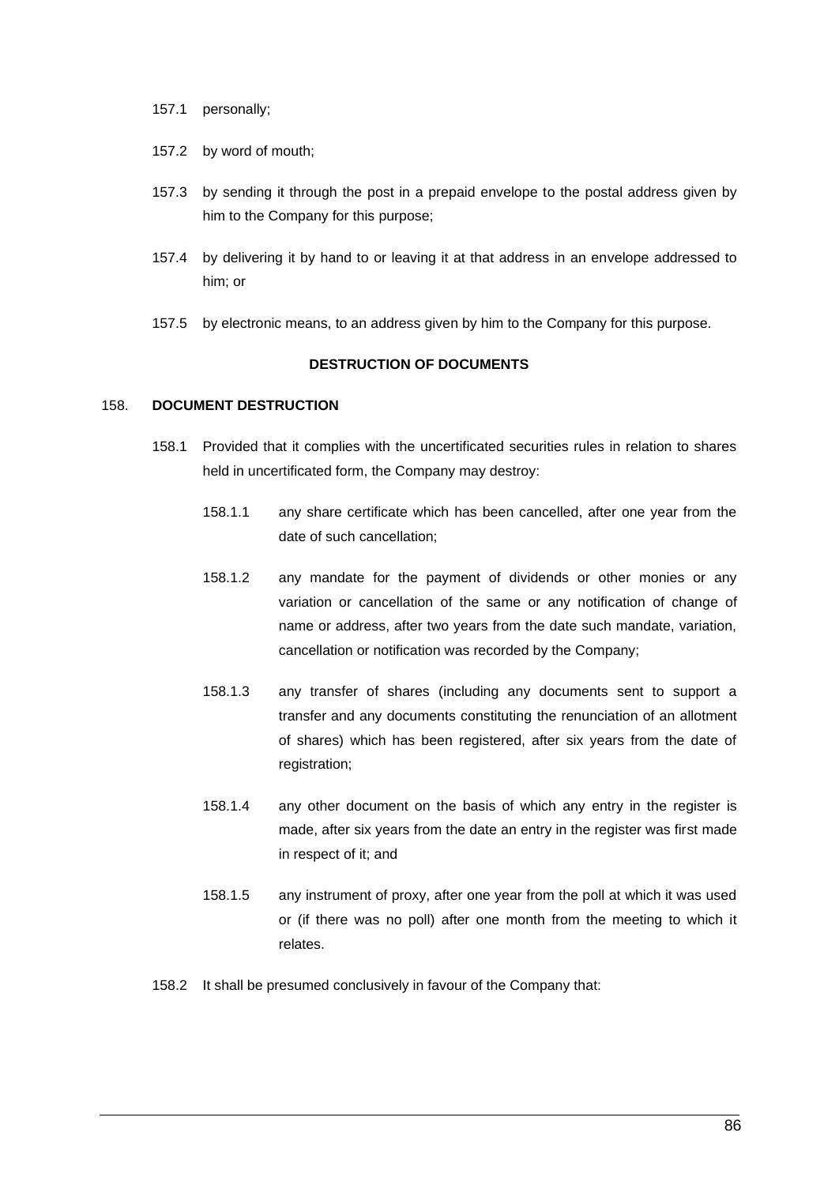157.1 personally;

157.2 by word of mouth;

157.3 by sending it through the post in a prepaid envelope to the postal address given by him to the Company for this purpose;

157.4 by delivering it by hand to or leaving it at that address in an envelope addressed to him; or

157.5 by electronic means, to an address given by him to the Company for this purpose.

**DESTRUCTION OF DOCUMENTS**

158. **DOCUMENT DESTRUCTION**

158.1 Provided that it complies with the uncertificated securities rules in relation to shares held in uncertificated form, the Company may destroy:

158.1.1 any share certificate which has been cancelled, after one year from the date of such cancellation;

158.1.2 any mandate for the payment of dividends or other monies or any variation or cancellation of the same or any notification of change of name or address, after two years from the date such mandate, variation, cancellation or notification was recorded by the Company;

158.1.3 any transfer of shares (including any documents sent to support a transfer and any documents constituting the renunciation of an allotment of shares) which has been registered, after six years from the date of registration;

158.1.4 any other document on the basis of which any entry in the register is made, after six years from the date an entry in the register was first made in respect of it; and

158.1.5 any instrument of proxy, after one year from the poll at which it was used or (if there was no poll) after one month from the meeting to which it relates.

158.2 It shall be presumed conclusively in favour of the Company that: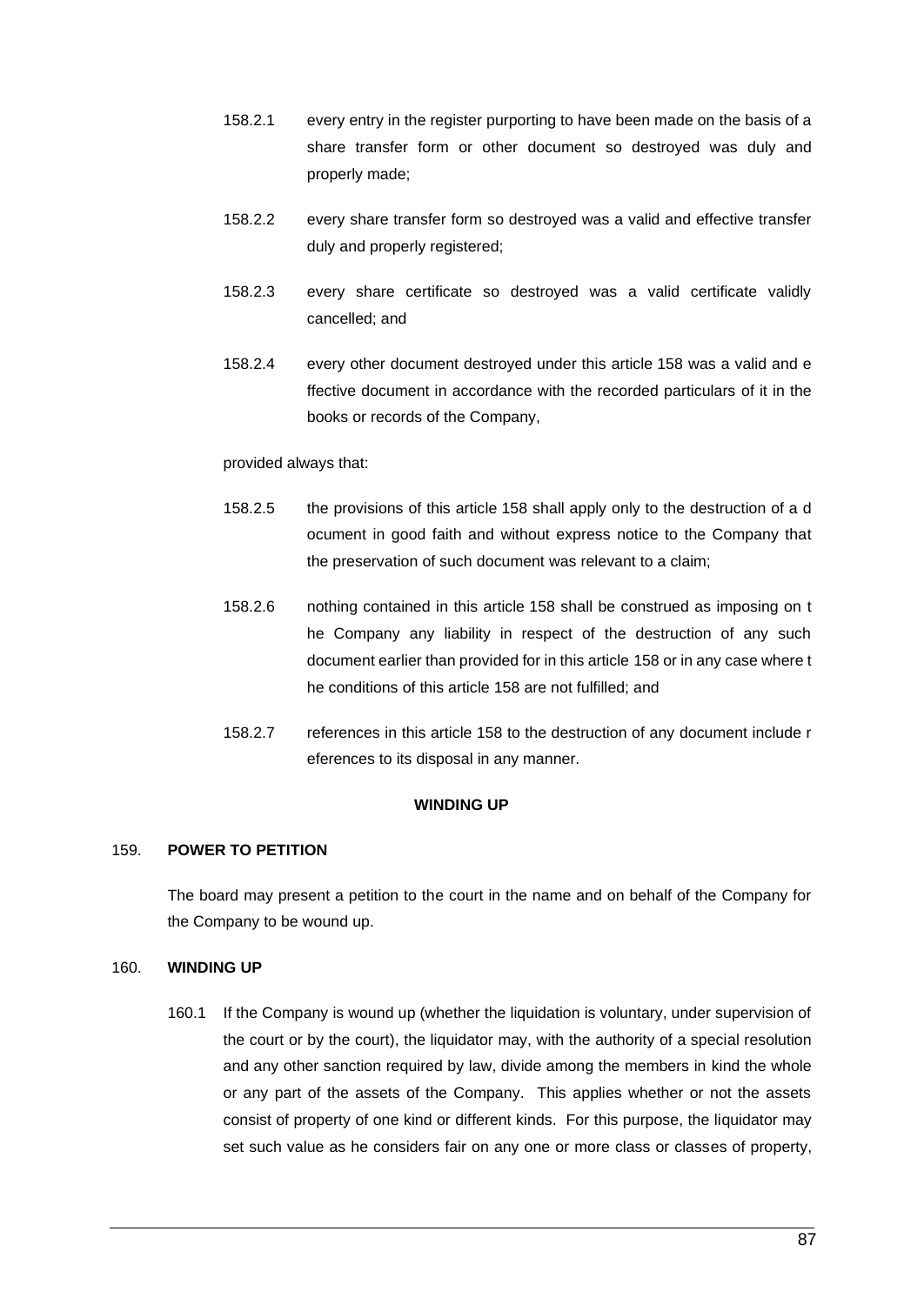158.2.1 every entry in the register purporting to have been made on the basis of a share transfer form or other document so destroyed was duly and properly made;

158.2.2 every share transfer form so destroyed was a valid and effective transfer duly and properly registered;

158.2.3 every share certificate so destroyed was a valid certificate validly cancelled; and

158.2.4 every other document destroyed under this article 158 was a valid and effective document in accordance with the recorded particulars of it in the books or records of the Company,

provided always that:

158.2.5 the provisions of this article 158 shall apply only to the destruction of a document in good faith and without express notice to the Company that the preservation of such document was relevant to a claim;

158.2.6 nothing contained in this article 158 shall be construed as imposing on the Company any liability in respect of the destruction of any such document earlier than provided for in this article 158 or in any case where the conditions of this article 158 are not fulfilled; and

158.2.7 references in this article 158 to the destruction of any document include references to its disposal in any manner.

## WINDING UP

### 159. POWER TO PETITION

The board may present a petition to the court in the name and on behalf of the Company for the Company to be wound up.

### 160. WINDING UP

160.1 If the Company is wound up (whether the liquidation is voluntary, under supervision of the court or by the court), the liquidator may, with the authority of a special resolution and any other sanction required by law, divide among the members in kind the whole or any part of the assets of the Company. This applies whether or not the assets consist of property of one kind or different kinds. For this purpose, the liquidator may set such value as he considers fair on any one or more class or classes of property,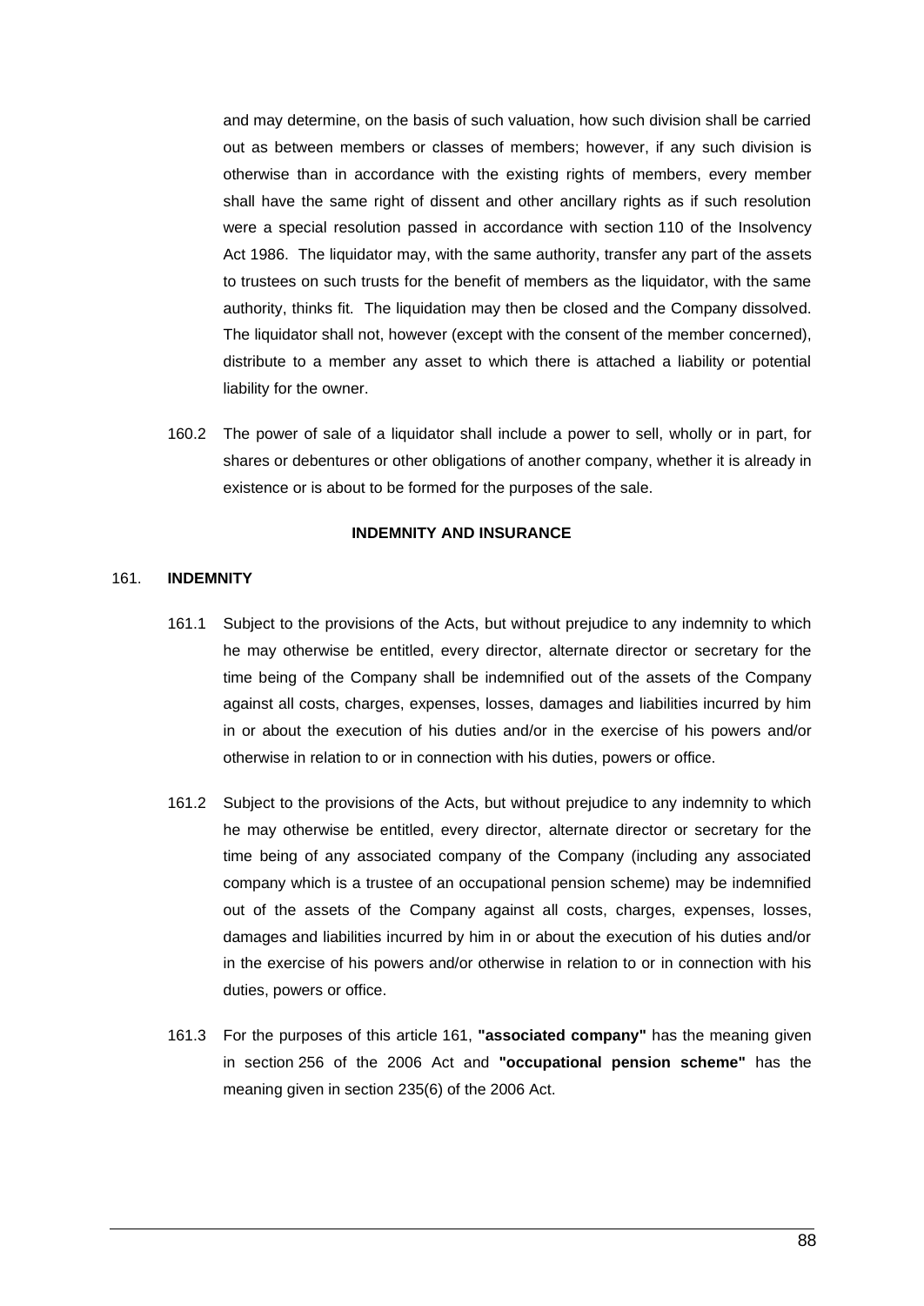and may determine, on the basis of such valuation, how such division shall be carried out as between members or classes of members; however, if any such division is otherwise than in accordance with the existing rights of members, every member shall have the same right of dissent and other ancillary rights as if such resolution were a special resolution passed in accordance with section 110 of the Insolvency Act 1986. The liquidator may, with the same authority, transfer any part of the assets to trustees on such trusts for the benefit of members as the liquidator, with the same authority, thinks fit. The liquidation may then be closed and the Company dissolved. The liquidator shall not, however (except with the consent of the member concerned), distribute to a member any asset to which there is attached a liability or potential liability for the owner.

160.2 The power of sale of a liquidator shall include a power to sell, wholly or in part, for shares or debentures or other obligations of another company, whether it is already in existence or is about to be formed for the purposes of the sale.

**INDEMNITY AND INSURANCE**

161. **INDEMNITY**

161.1 Subject to the provisions of the Acts, but without prejudice to any indemnity to which he may otherwise be entitled, every director, alternate director or secretary for the time being of the Company shall be indemnified out of the assets of the Company against all costs, charges, expenses, losses, damages and liabilities incurred by him in or about the execution of his duties and/or in the exercise of his powers and/or otherwise in relation to or in connection with his duties, powers or office.

161.2 Subject to the provisions of the Acts, but without prejudice to any indemnity to which he may otherwise be entitled, every director, alternate director or secretary for the time being of any associated company of the Company (including any associated company which is a trustee of an occupational pension scheme) may be indemnified out of the assets of the Company against all costs, charges, expenses, losses, damages and liabilities incurred by him in or about the execution of his duties and/or in the exercise of his powers and/or otherwise in relation to or in connection with his duties, powers or office.

161.3 For the purposes of this article 161, **"associated company"** has the meaning given in section 256 of the 2006 Act and **"occupational pension scheme"** has the meaning given in section 235(6) of the 2006 Act.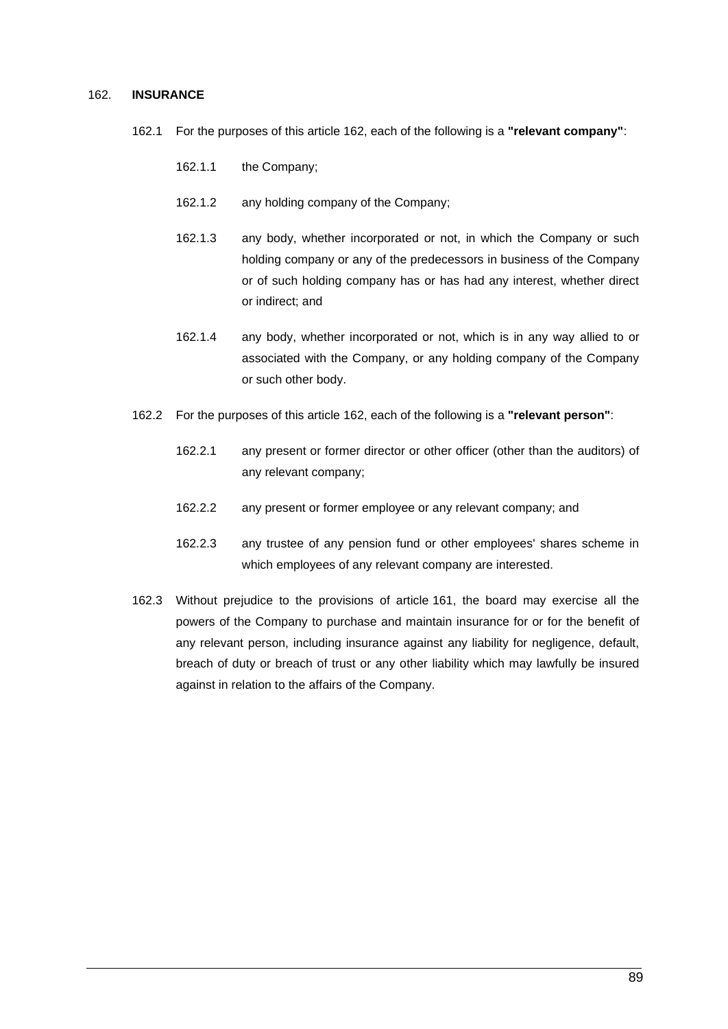## 162. INSURANCE

162.1 For the purposes of this article 162, each of the following is a **"relevant company"**:

162.1.1 the Company;

162.1.2 any holding company of the Company;

162.1.3 any body, whether incorporated or not, in which the Company or such holding company or any of the predecessors in business of the Company or of such holding company has or has had any interest, whether direct or indirect; and

162.1.4 any body, whether incorporated or not, which is in any way allied to or associated with the Company, or any holding company of the Company or such other body.

162.2 For the purposes of this article 162, each of the following is a **"relevant person"**:

162.2.1 any present or former director or other officer (other than the auditors) of any relevant company;

162.2.2 any present or former employee or any relevant company; and

162.2.3 any trustee of any pension fund or other employees' shares scheme in which employees of any relevant company are interested.

162.3 Without prejudice to the provisions of article 161, the board may exercise all the powers of the Company to purchase and maintain insurance for or for the benefit of any relevant person, including insurance against any liability for negligence, default, breach of duty or breach of trust or any other liability which may lawfully be insured against in relation to the affairs of the Company.